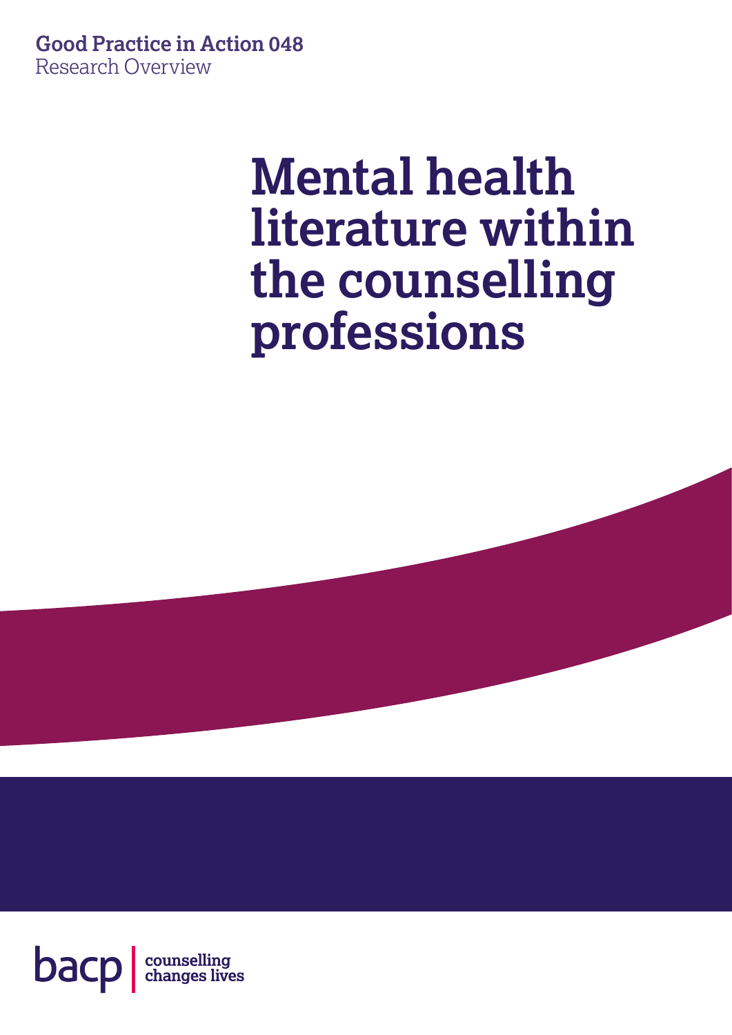**Good Practice in Action 048**
Research Overview

# Mental health literature within the counselling professions

bacp | counselling changes lives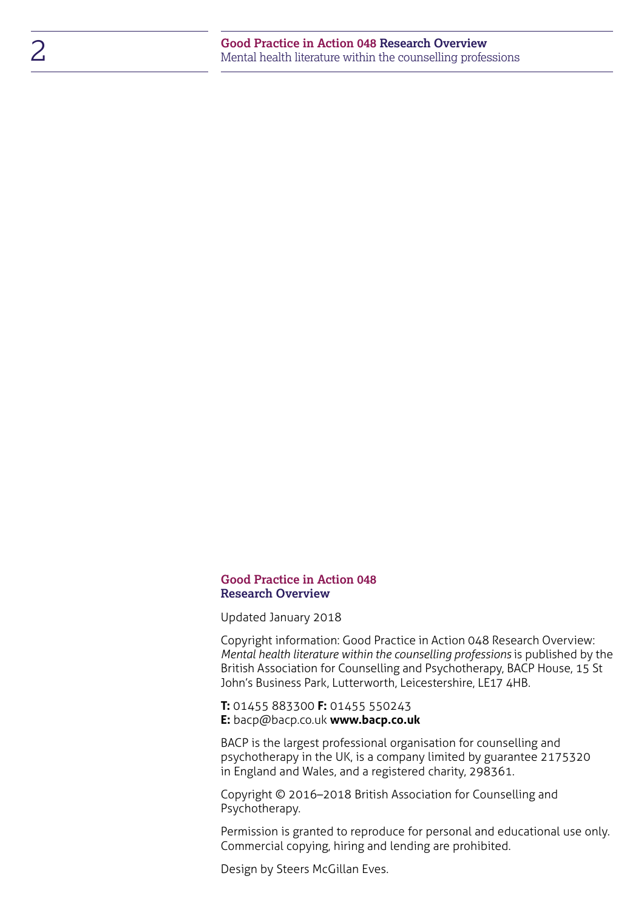**Good Practice in Action 048**
**Research Overview**

Updated January 2018

Copyright information: Good Practice in Action 048 Research Overview: *Mental health literature within the counselling professions* is published by the British Association for Counselling and Psychotherapy, BACP House, 15 St John's Business Park, Lutterworth, Leicestershire, LE17 4HB.

**T:** 01455 883300 **F:** 01455 550243
**E:** bacp@bacp.co.uk **www.bacp.co.uk**

BACP is the largest professional organisation for counselling and psychotherapy in the UK, is a company limited by guarantee 2175320 in England and Wales, and a registered charity, 298361.

Copyright © 2016–2018 British Association for Counselling and Psychotherapy.

Permission is granted to reproduce for personal and educational use only. Commercial copying, hiring and lending are prohibited.

Design by Steers McGillan Eves.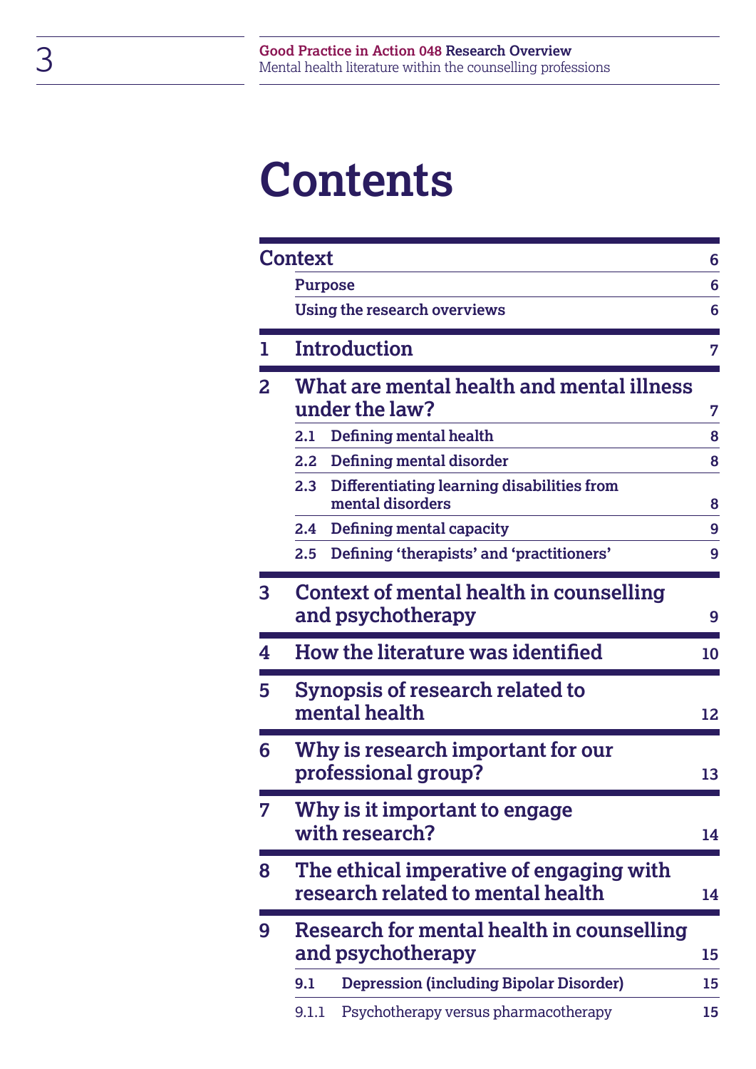# Contents

| | | |
|---|---|---|
| **Context** | | **6** |
| | **Purpose** | **6** |
| | **Using the research overviews** | **6** |
| **1** | **Introduction** | **7** |
| **2** | **What are mental health and mental illness under the law?** | **7** |
| | **2.1 Defining mental health** | **8** |
| | **2.2 Defining mental disorder** | **8** |
| | **2.3 Differentiating learning disabilities from mental disorders** | **8** |
| | **2.4 Defining mental capacity** | **9** |
| | **2.5 Defining 'therapists' and 'practitioners'** | **9** |
| **3** | **Context of mental health in counselling and psychotherapy** | **9** |
| **4** | **How the literature was identified** | **10** |
| **5** | **Synopsis of research related to mental health** | **12** |
| **6** | **Why is research important for our professional group?** | **13** |
| **7** | **Why is it important to engage with research?** | **14** |
| **8** | **The ethical imperative of engaging with research related to mental health** | **14** |
| **9** | **Research for mental health in counselling and psychotherapy** | **15** |
| | **9.1 Depression (including Bipolar Disorder)** | **15** |
| | 9.1.1 Psychotherapy versus pharmacotherapy | **15** |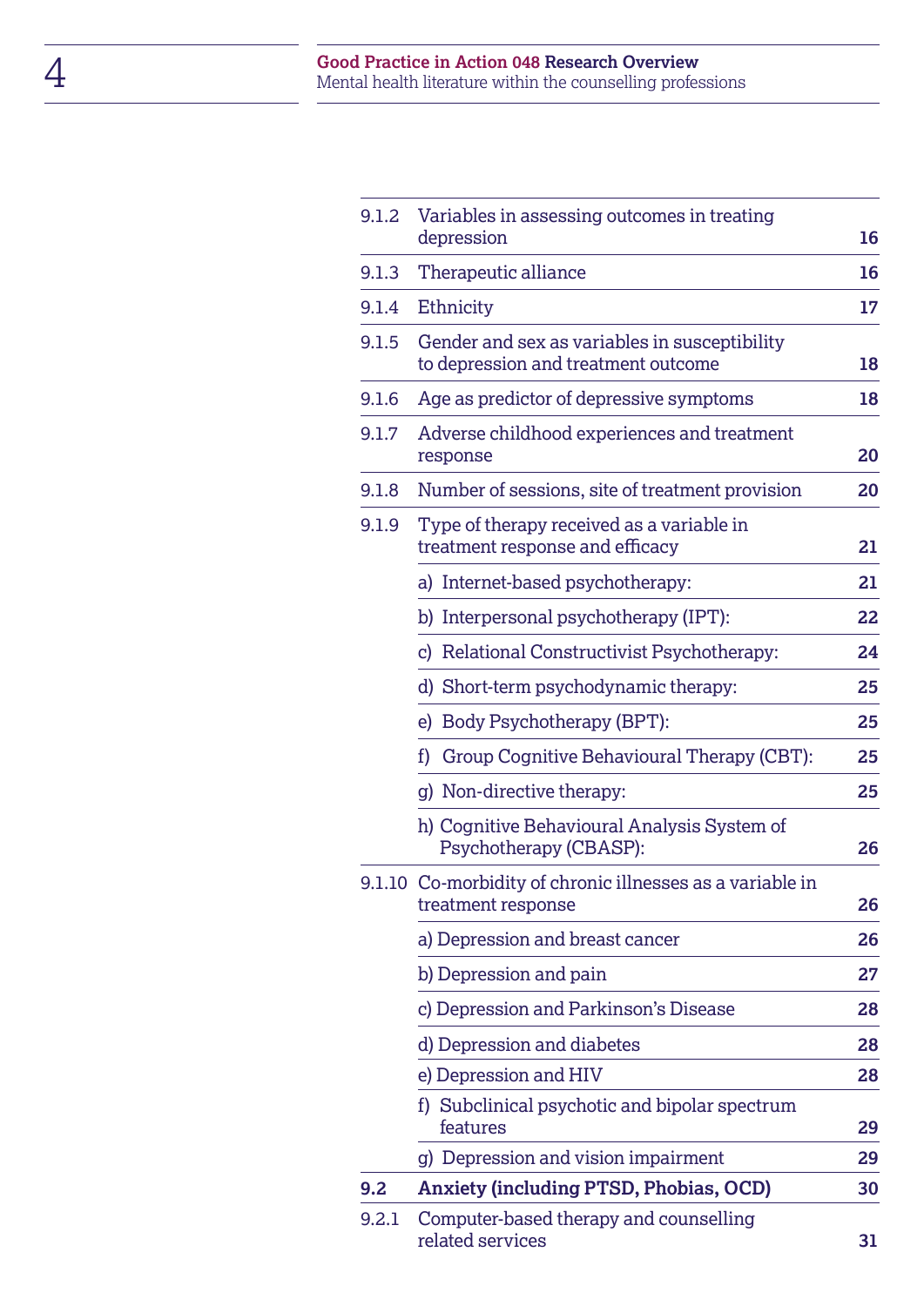| | | |
|---|---|---|
| 9.1.2 | Variables in assessing outcomes in treating depression | 16 |
| 9.1.3 | Therapeutic alliance | 16 |
| 9.1.4 | Ethnicity | 17 |
| 9.1.5 | Gender and sex as variables in susceptibility to depression and treatment outcome | 18 |
| 9.1.6 | Age as predictor of depressive symptoms | 18 |
| 9.1.7 | Adverse childhood experiences and treatment response | 20 |
| 9.1.8 | Number of sessions, site of treatment provision | 20 |
| 9.1.9 | Type of therapy received as a variable in treatment response and efficacy | 21 |
| | a) Internet-based psychotherapy: | 21 |
| | b) Interpersonal psychotherapy (IPT): | 22 |
| | c) Relational Constructivist Psychotherapy: | 24 |
| | d) Short-term psychodynamic therapy: | 25 |
| | e) Body Psychotherapy (BPT): | 25 |
| | f) Group Cognitive Behavioural Therapy (CBT): | 25 |
| | g) Non-directive therapy: | 25 |
| | h) Cognitive Behavioural Analysis System of Psychotherapy (CBASP): | 26 |
| 9.1.10 | Co-morbidity of chronic illnesses as a variable in treatment response | 26 |
| | a) Depression and breast cancer | 26 |
| | b) Depression and pain | 27 |
| | c) Depression and Parkinson's Disease | 28 |
| | d) Depression and diabetes | 28 |
| | e) Depression and HIV | 28 |
| | f) Subclinical psychotic and bipolar spectrum features | 29 |
| | g) Depression and vision impairment | 29 |
| **9.2** | **Anxiety (including PTSD, Phobias, OCD)** | **30** |
| 9.2.1 | Computer-based therapy and counselling related services | 31 |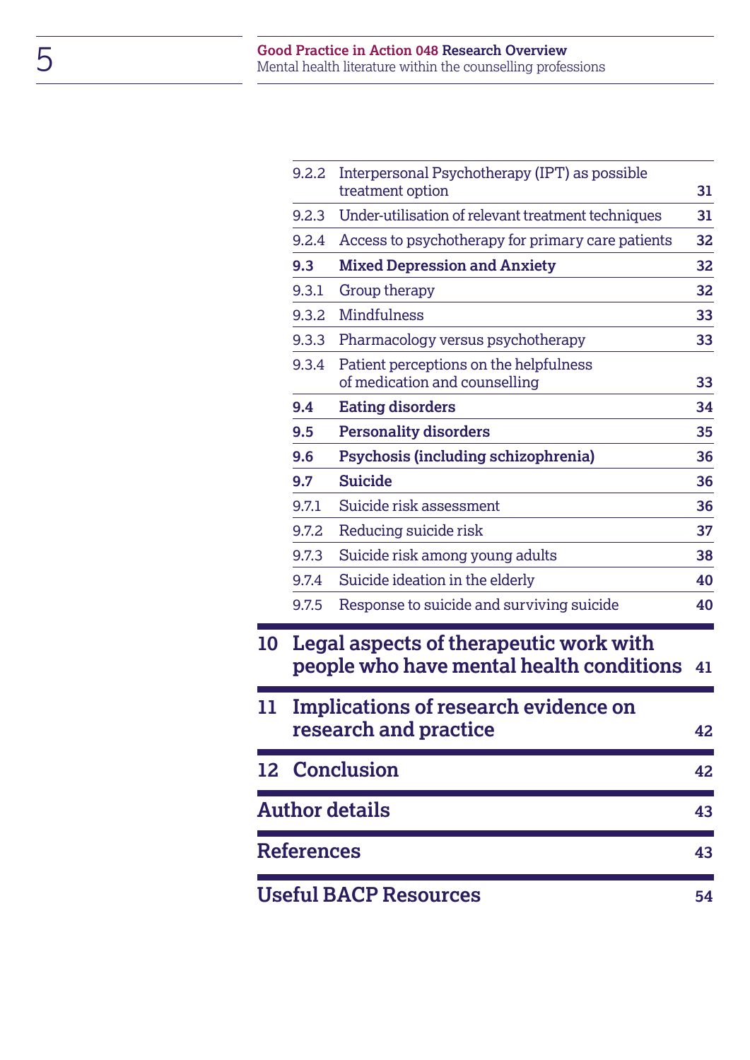| | | |
|---|---|---|
| 9.2.2 | Interpersonal Psychotherapy (IPT) as possible treatment option | 31 |
| 9.2.3 | Under-utilisation of relevant treatment techniques | 31 |
| 9.2.4 | Access to psychotherapy for primary care patients | 32 |
| **9.3** | **Mixed Depression and Anxiety** | **32** |
| 9.3.1 | Group therapy | 32 |
| 9.3.2 | Mindfulness | 33 |
| 9.3.3 | Pharmacology versus psychotherapy | 33 |
| 9.3.4 | Patient perceptions on the helpfulness of medication and counselling | 33 |
| **9.4** | **Eating disorders** | **34** |
| **9.5** | **Personality disorders** | **35** |
| **9.6** | **Psychosis (including schizophrenia)** | **36** |
| **9.7** | **Suicide** | **36** |
| 9.7.1 | Suicide risk assessment | 36 |
| 9.7.2 | Reducing suicide risk | 37 |
| 9.7.3 | Suicide risk among young adults | 38 |
| 9.7.4 | Suicide ideation in the elderly | 40 |
| 9.7.5 | Response to suicide and surviving suicide | 40 |

**10 Legal aspects of therapeutic work with people who have mental health conditions** 41

**11 Implications of research evidence on research and practice** 42

**12 Conclusion** 42

**Author details** 43

**References** 43

**Useful BACP Resources** 54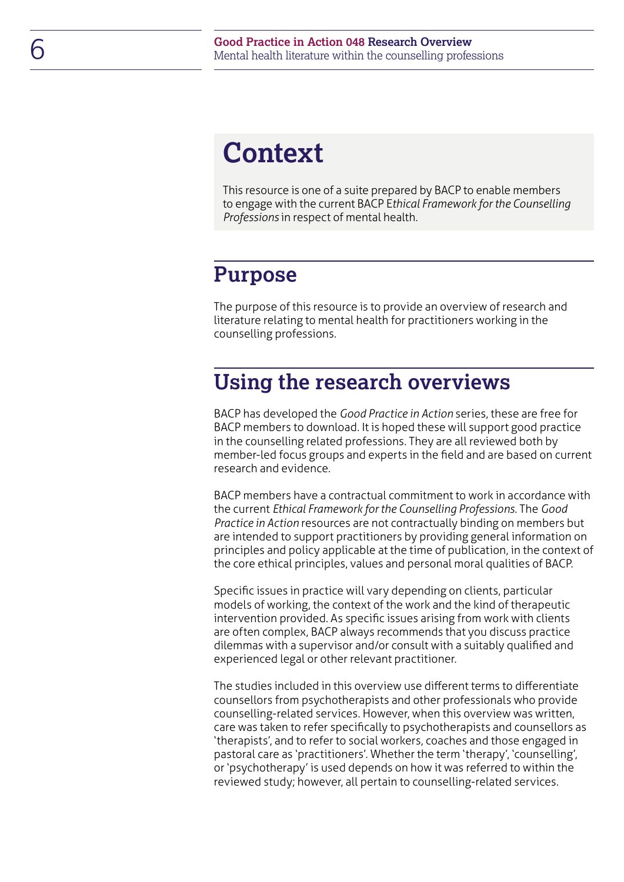# Context

This resource is one of a suite prepared by BACP to enable members to engage with the current BACP E*thical Framework for the Counselling Professions* in respect of mental health.

## Purpose

The purpose of this resource is to provide an overview of research and literature relating to mental health for practitioners working in the counselling professions.

## Using the research overviews

BACP has developed the *Good Practice in Action* series, these are free for BACP members to download. It is hoped these will support good practice in the counselling related professions. They are all reviewed both by member-led focus groups and experts in the field and are based on current research and evidence.

BACP members have a contractual commitment to work in accordance with the current *Ethical Framework for the Counselling Professions*. The *Good Practice in Action* resources are not contractually binding on members but are intended to support practitioners by providing general information on principles and policy applicable at the time of publication, in the context of the core ethical principles, values and personal moral qualities of BACP.

Specific issues in practice will vary depending on clients, particular models of working, the context of the work and the kind of therapeutic intervention provided. As specific issues arising from work with clients are often complex, BACP always recommends that you discuss practice dilemmas with a supervisor and/or consult with a suitably qualified and experienced legal or other relevant practitioner.

The studies included in this overview use different terms to differentiate counsellors from psychotherapists and other professionals who provide counselling-related services. However, when this overview was written, care was taken to refer specifically to psychotherapists and counsellors as 'therapists', and to refer to social workers, coaches and those engaged in pastoral care as 'practitioners'. Whether the term 'therapy', 'counselling', or 'psychotherapy' is used depends on how it was referred to within the reviewed study; however, all pertain to counselling-related services.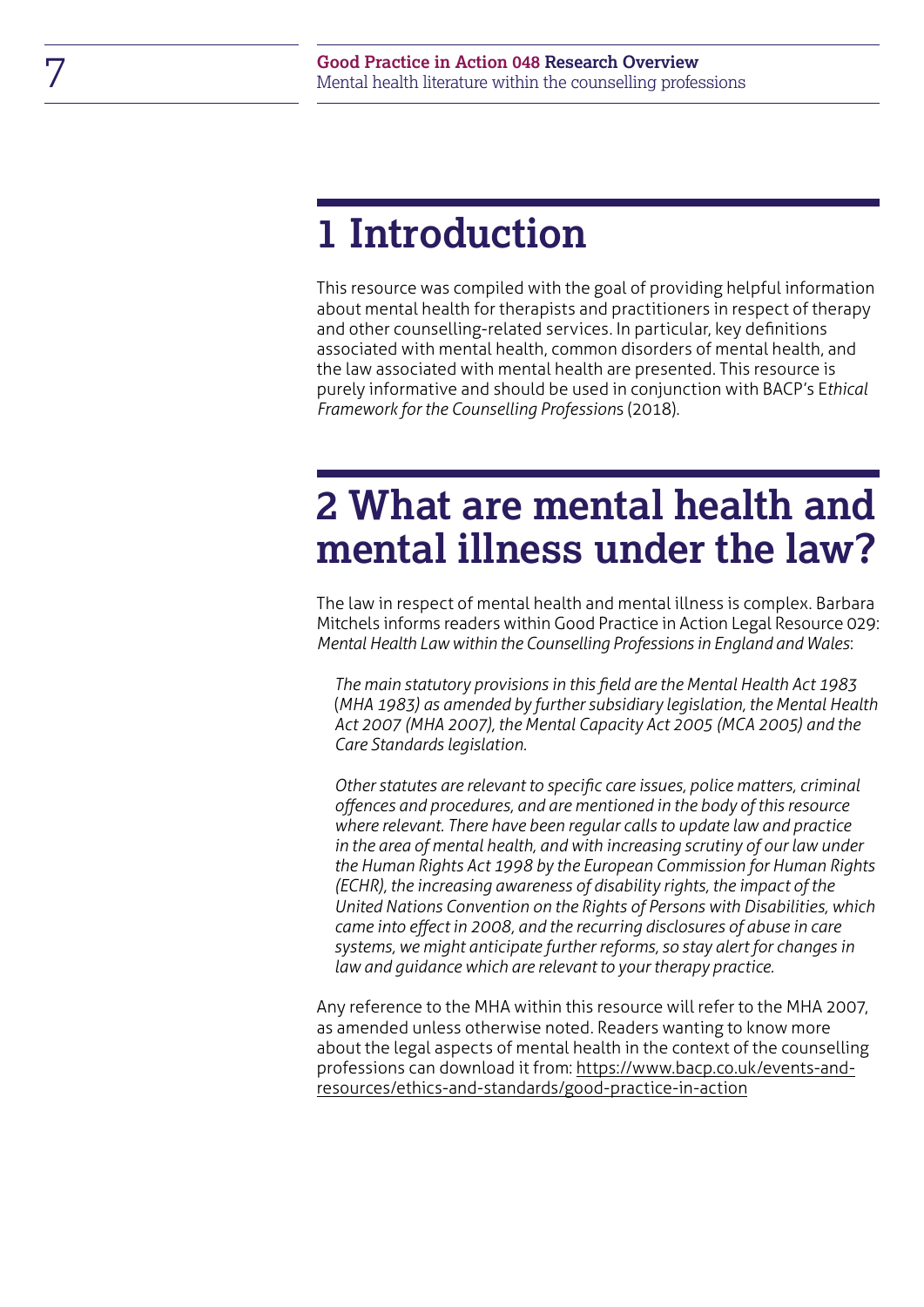# 1 Introduction

This resource was compiled with the goal of providing helpful information about mental health for therapists and practitioners in respect of therapy and other counselling-related services. In particular, key definitions associated with mental health, common disorders of mental health, and the law associated with mental health are presented. This resource is purely informative and should be used in conjunction with BACP's E*thical Framework for the Counselling Profession*s (2018).

# 2 What are mental health and mental illness under the law?

The law in respect of mental health and mental illness is complex. Barbara Mitchels informs readers within Good Practice in Action Legal Resource 029: *Mental Health Law within the Counselling Professions in England and Wales*:

> *The main statutory provisions in this field are the Mental Health Act 1983 (MHA 1983) as amended by further subsidiary legislation, the Mental Health Act 2007 (MHA 2007), the Mental Capacity Act 2005 (MCA 2005) and the Care Standards legislation.*
>
> *Other statutes are relevant to specific care issues, police matters, criminal offences and procedures, and are mentioned in the body of this resource where relevant. There have been regular calls to update law and practice in the area of mental health, and with increasing scrutiny of our law under the Human Rights Act 1998 by the European Commission for Human Rights (ECHR), the increasing awareness of disability rights, the impact of the United Nations Convention on the Rights of Persons with Disabilities, which came into effect in 2008, and the recurring disclosures of abuse in care systems, we might anticipate further reforms, so stay alert for changes in law and guidance which are relevant to your therapy practice.*

Any reference to the MHA within this resource will refer to the MHA 2007, as amended unless otherwise noted. Readers wanting to know more about the legal aspects of mental health in the context of the counselling professions can download it from: https://www.bacp.co.uk/events-and-resources/ethics-and-standards/good-practice-in-action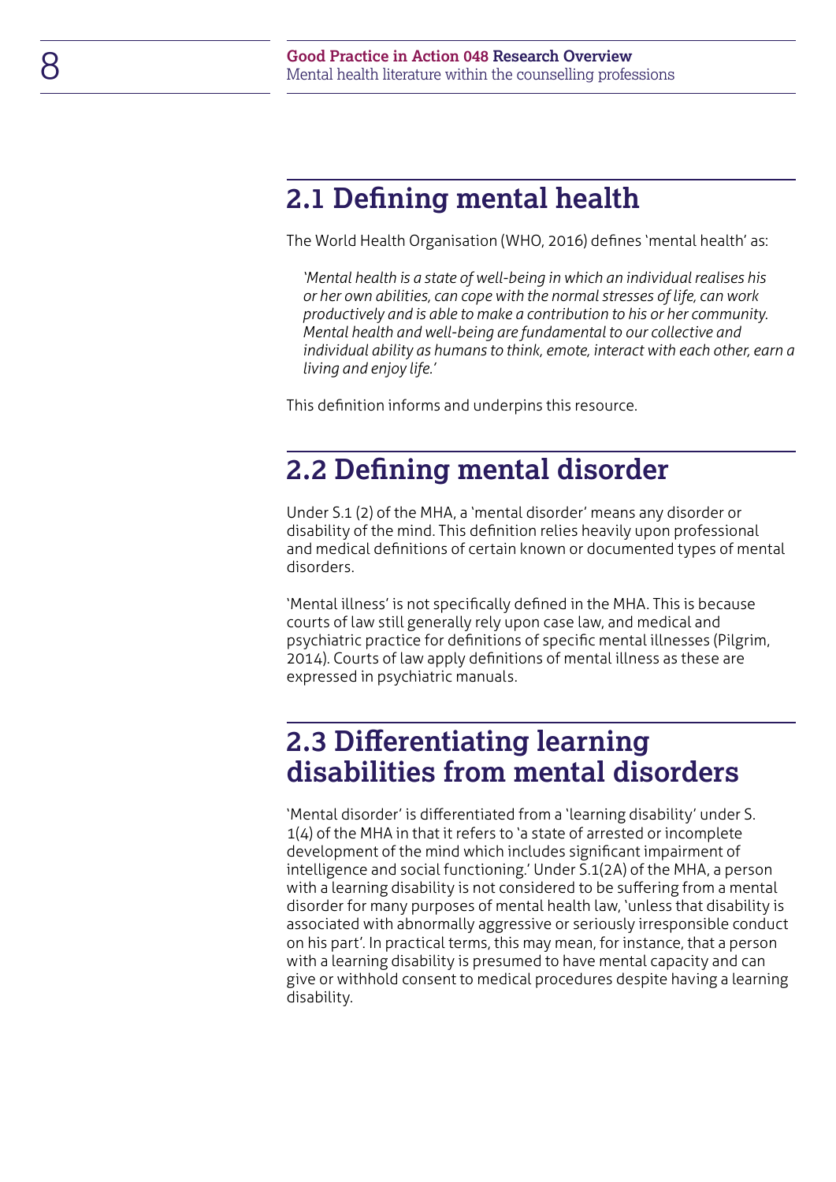## 2.1 Defining mental health

The World Health Organisation (WHO, 2016) defines 'mental health' as:

> *'Mental health is a state of well-being in which an individual realises his or her own abilities, can cope with the normal stresses of life, can work productively and is able to make a contribution to his or her community. Mental health and well-being are fundamental to our collective and individual ability as humans to think, emote, interact with each other, earn a living and enjoy life.'*

This definition informs and underpins this resource.

## 2.2 Defining mental disorder

Under S.1 (2) of the MHA, a 'mental disorder' means any disorder or disability of the mind. This definition relies heavily upon professional and medical definitions of certain known or documented types of mental disorders.

'Mental illness' is not specifically defined in the MHA. This is because courts of law still generally rely upon case law, and medical and psychiatric practice for definitions of specific mental illnesses (Pilgrim, 2014). Courts of law apply definitions of mental illness as these are expressed in psychiatric manuals.

## 2.3 Differentiating learning disabilities from mental disorders

'Mental disorder' is differentiated from a 'learning disability' under S. 1(4) of the MHA in that it refers to 'a state of arrested or incomplete development of the mind which includes significant impairment of intelligence and social functioning.' Under S.1(2A) of the MHA, a person with a learning disability is not considered to be suffering from a mental disorder for many purposes of mental health law, 'unless that disability is associated with abnormally aggressive or seriously irresponsible conduct on his part'. In practical terms, this may mean, for instance, that a person with a learning disability is presumed to have mental capacity and can give or withhold consent to medical procedures despite having a learning disability.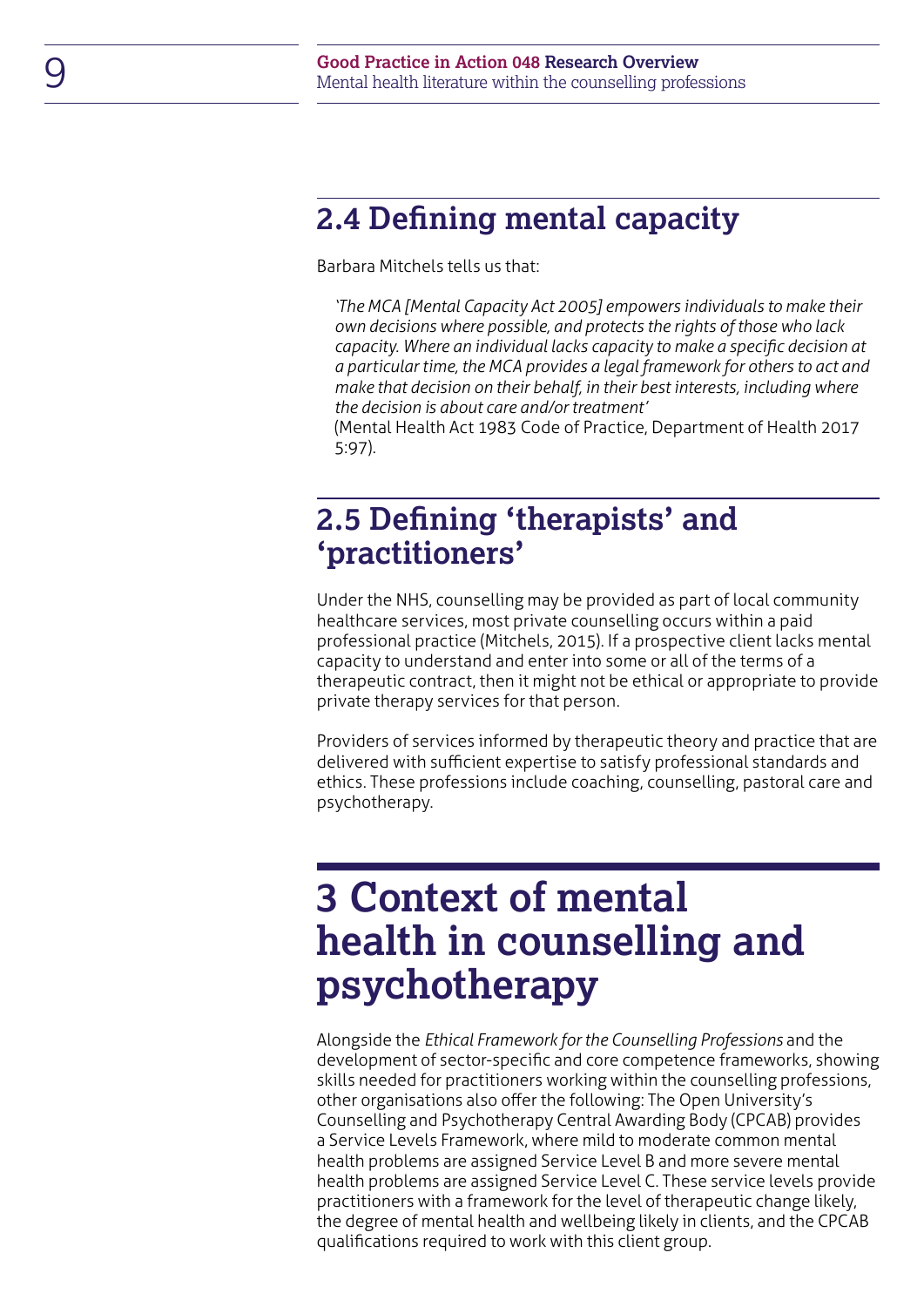## 2.4 Defining mental capacity

Barbara Mitchels tells us that:

> *'The MCA [Mental Capacity Act 2005] empowers individuals to make their own decisions where possible, and protects the rights of those who lack capacity. Where an individual lacks capacity to make a specific decision at a particular time, the MCA provides a legal framework for others to act and make that decision on their behalf, in their best interests, including where the decision is about care and/or treatment'*
> (Mental Health Act 1983 Code of Practice, Department of Health 2017 5:97).

## 2.5 Defining 'therapists' and 'practitioners'

Under the NHS, counselling may be provided as part of local community healthcare services, most private counselling occurs within a paid professional practice (Mitchels, 2015). If a prospective client lacks mental capacity to understand and enter into some or all of the terms of a therapeutic contract, then it might not be ethical or appropriate to provide private therapy services for that person.

Providers of services informed by therapeutic theory and practice that are delivered with sufficient expertise to satisfy professional standards and ethics. These professions include coaching, counselling, pastoral care and psychotherapy.

# 3 Context of mental health in counselling and psychotherapy

Alongside the *Ethical Framework for the Counselling Professions* and the development of sector-specific and core competence frameworks, showing skills needed for practitioners working within the counselling professions, other organisations also offer the following: The Open University's Counselling and Psychotherapy Central Awarding Body (CPCAB) provides a Service Levels Framework, where mild to moderate common mental health problems are assigned Service Level B and more severe mental health problems are assigned Service Level C. These service levels provide practitioners with a framework for the level of therapeutic change likely, the degree of mental health and wellbeing likely in clients, and the CPCAB qualifications required to work with this client group.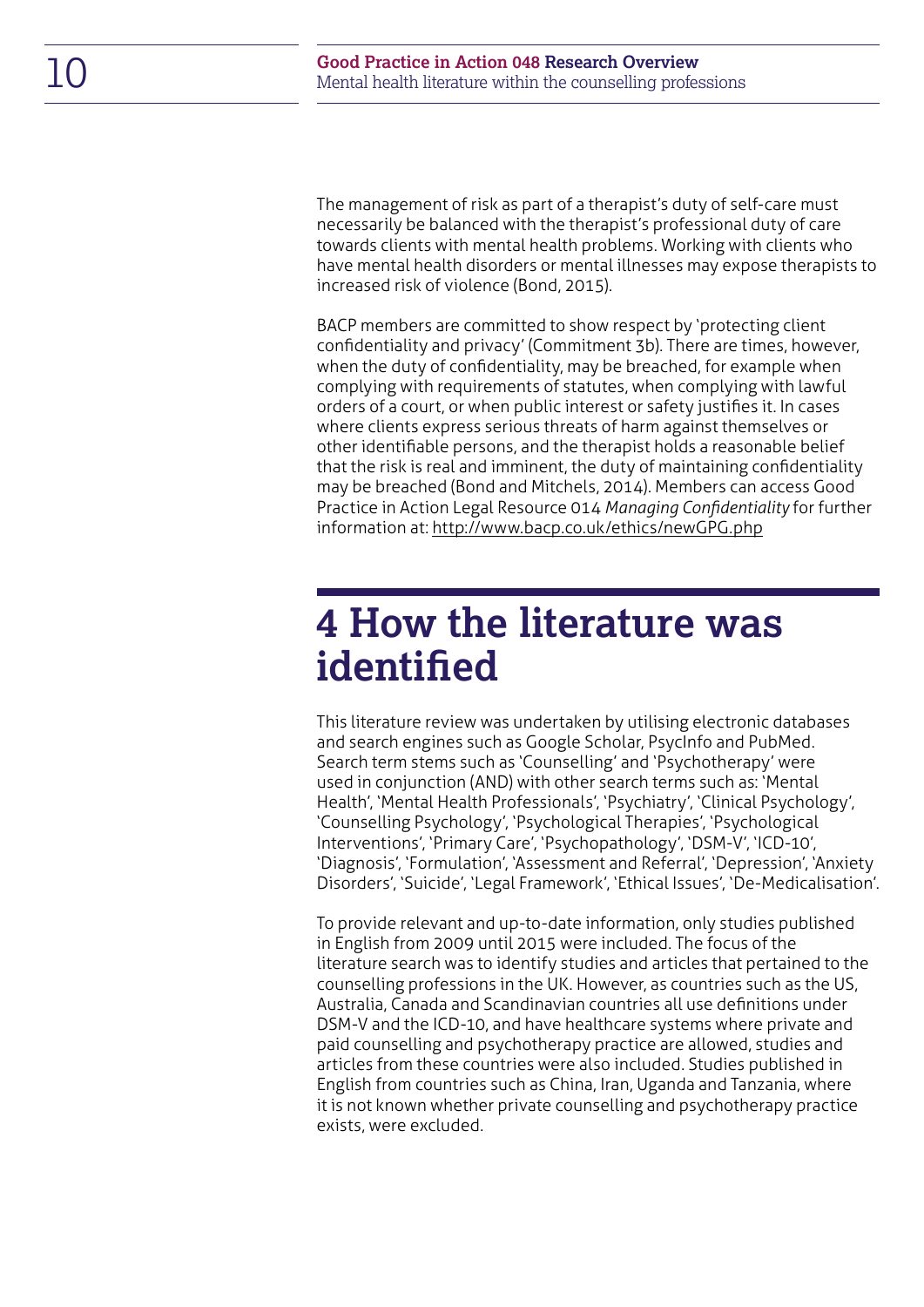The management of risk as part of a therapist's duty of self-care must necessarily be balanced with the therapist's professional duty of care towards clients with mental health problems. Working with clients who have mental health disorders or mental illnesses may expose therapists to increased risk of violence (Bond, 2015).

BACP members are committed to show respect by 'protecting client confidentiality and privacy' (Commitment 3b). There are times, however, when the duty of confidentiality, may be breached, for example when complying with requirements of statutes, when complying with lawful orders of a court, or when public interest or safety justifies it. In cases where clients express serious threats of harm against themselves or other identifiable persons, and the therapist holds a reasonable belief that the risk is real and imminent, the duty of maintaining confidentiality may be breached (Bond and Mitchels, 2014). Members can access Good Practice in Action Legal Resource 014 *Managing Confidentiality* for further information at: http://www.bacp.co.uk/ethics/newGPG.php

# 4 How the literature was identified

This literature review was undertaken by utilising electronic databases and search engines such as Google Scholar, PsycInfo and PubMed. Search term stems such as 'Counselling' and 'Psychotherapy' were used in conjunction (AND) with other search terms such as: 'Mental Health', 'Mental Health Professionals', 'Psychiatry', 'Clinical Psychology', 'Counselling Psychology', 'Psychological Therapies', 'Psychological Interventions', 'Primary Care', 'Psychopathology', 'DSM-V', 'ICD-10', 'Diagnosis', 'Formulation', 'Assessment and Referral', 'Depression', 'Anxiety Disorders', 'Suicide', 'Legal Framework', 'Ethical Issues', 'De-Medicalisation'.

To provide relevant and up-to-date information, only studies published in English from 2009 until 2015 were included. The focus of the literature search was to identify studies and articles that pertained to the counselling professions in the UK. However, as countries such as the US, Australia, Canada and Scandinavian countries all use definitions under DSM-V and the ICD-10, and have healthcare systems where private and paid counselling and psychotherapy practice are allowed, studies and articles from these countries were also included. Studies published in English from countries such as China, Iran, Uganda and Tanzania, where it is not known whether private counselling and psychotherapy practice exists, were excluded.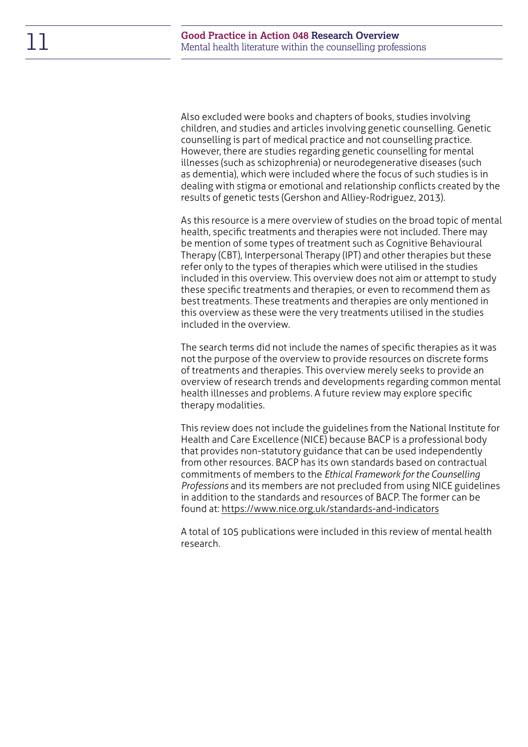Also excluded were books and chapters of books, studies involving children, and studies and articles involving genetic counselling. Genetic counselling is part of medical practice and not counselling practice. However, there are studies regarding genetic counselling for mental illnesses (such as schizophrenia) or neurodegenerative diseases (such as dementia), which were included where the focus of such studies is in dealing with stigma or emotional and relationship conflicts created by the results of genetic tests (Gershon and Alliey-Rodriguez, 2013).

As this resource is a mere overview of studies on the broad topic of mental health, specific treatments and therapies were not included. There may be mention of some types of treatment such as Cognitive Behavioural Therapy (CBT), Interpersonal Therapy (IPT) and other therapies but these refer only to the types of therapies which were utilised in the studies included in this overview. This overview does not aim or attempt to study these specific treatments and therapies, or even to recommend them as best treatments. These treatments and therapies are only mentioned in this overview as these were the very treatments utilised in the studies included in the overview.

The search terms did not include the names of specific therapies as it was not the purpose of the overview to provide resources on discrete forms of treatments and therapies. This overview merely seeks to provide an overview of research trends and developments regarding common mental health illnesses and problems. A future review may explore specific therapy modalities.

This review does not include the guidelines from the National Institute for Health and Care Excellence (NICE) because BACP is a professional body that provides non-statutory guidance that can be used independently from other resources. BACP has its own standards based on contractual commitments of members to the *Ethical Framework for the Counselling Professions* and its members are not precluded from using NICE guidelines in addition to the standards and resources of BACP. The former can be found at: https://www.nice.org.uk/standards-and-indicators

A total of 105 publications were included in this review of mental health research.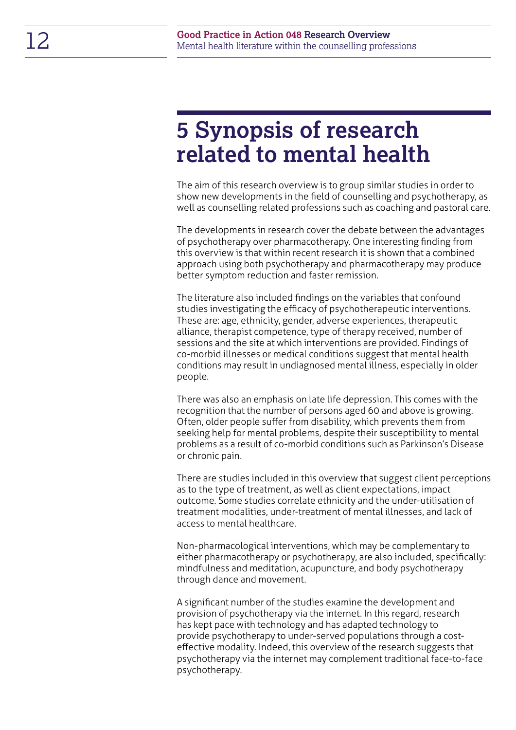# 5 Synopsis of research related to mental health

The aim of this research overview is to group similar studies in order to show new developments in the field of counselling and psychotherapy, as well as counselling related professions such as coaching and pastoral care.

The developments in research cover the debate between the advantages of psychotherapy over pharmacotherapy. One interesting finding from this overview is that within recent research it is shown that a combined approach using both psychotherapy and pharmacotherapy may produce better symptom reduction and faster remission.

The literature also included findings on the variables that confound studies investigating the efficacy of psychotherapeutic interventions. These are: age, ethnicity, gender, adverse experiences, therapeutic alliance, therapist competence, type of therapy received, number of sessions and the site at which interventions are provided. Findings of co-morbid illnesses or medical conditions suggest that mental health conditions may result in undiagnosed mental illness, especially in older people.

There was also an emphasis on late life depression. This comes with the recognition that the number of persons aged 60 and above is growing. Often, older people suffer from disability, which prevents them from seeking help for mental problems, despite their susceptibility to mental problems as a result of co-morbid conditions such as Parkinson's Disease or chronic pain.

There are studies included in this overview that suggest client perceptions as to the type of treatment, as well as client expectations, impact outcome. Some studies correlate ethnicity and the under-utilisation of treatment modalities, under-treatment of mental illnesses, and lack of access to mental healthcare.

Non-pharmacological interventions, which may be complementary to either pharmacotherapy or psychotherapy, are also included, specifically: mindfulness and meditation, acupuncture, and body psychotherapy through dance and movement.

A significant number of the studies examine the development and provision of psychotherapy via the internet. In this regard, research has kept pace with technology and has adapted technology to provide psychotherapy to under-served populations through a cost-effective modality. Indeed, this overview of the research suggests that psychotherapy via the internet may complement traditional face-to-face psychotherapy.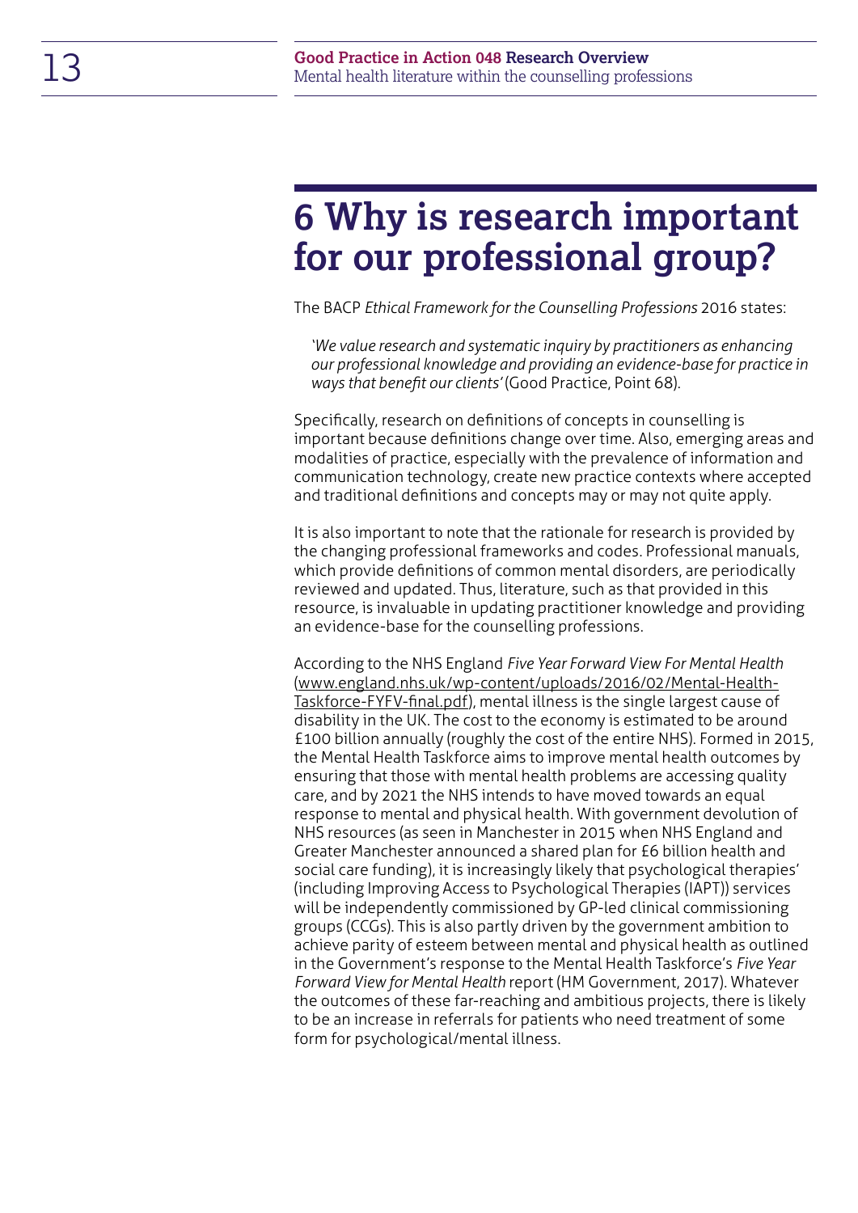# 6 Why is research important for our professional group?

The BACP *Ethical Framework for the Counselling Professions* 2016 states:

> *'We value research and systematic inquiry by practitioners as enhancing our professional knowledge and providing an evidence-base for practice in ways that benefit our clients'* (Good Practice, Point 68).

Specifically, research on definitions of concepts in counselling is important because definitions change over time. Also, emerging areas and modalities of practice, especially with the prevalence of information and communication technology, create new practice contexts where accepted and traditional definitions and concepts may or may not quite apply.

It is also important to note that the rationale for research is provided by the changing professional frameworks and codes. Professional manuals, which provide definitions of common mental disorders, are periodically reviewed and updated. Thus, literature, such as that provided in this resource, is invaluable in updating practitioner knowledge and providing an evidence-base for the counselling professions.

According to the NHS England *Five Year Forward View For Mental Health* (www.england.nhs.uk/wp-content/uploads/2016/02/Mental-Health-Taskforce-FYFV-final.pdf), mental illness is the single largest cause of disability in the UK. The cost to the economy is estimated to be around £100 billion annually (roughly the cost of the entire NHS). Formed in 2015, the Mental Health Taskforce aims to improve mental health outcomes by ensuring that those with mental health problems are accessing quality care, and by 2021 the NHS intends to have moved towards an equal response to mental and physical health. With government devolution of NHS resources (as seen in Manchester in 2015 when NHS England and Greater Manchester announced a shared plan for £6 billion health and social care funding), it is increasingly likely that psychological therapies' (including Improving Access to Psychological Therapies (IAPT)) services will be independently commissioned by GP-led clinical commissioning groups (CCGs). This is also partly driven by the government ambition to achieve parity of esteem between mental and physical health as outlined in the Government's response to the Mental Health Taskforce's *Five Year Forward View for Mental Health* report (HM Government, 2017). Whatever the outcomes of these far-reaching and ambitious projects, there is likely to be an increase in referrals for patients who need treatment of some form for psychological/mental illness.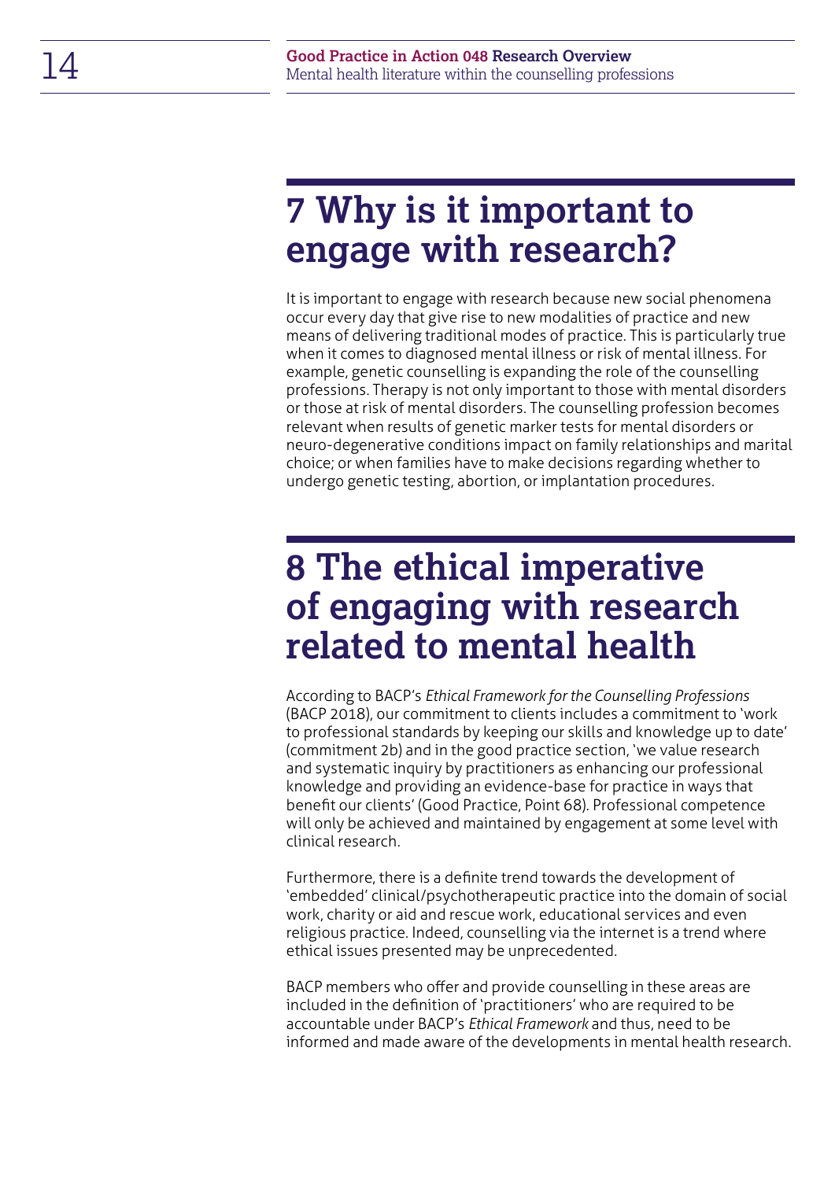## 7 Why is it important to engage with research?

It is important to engage with research because new social phenomena occur every day that give rise to new modalities of practice and new means of delivering traditional modes of practice. This is particularly true when it comes to diagnosed mental illness or risk of mental illness. For example, genetic counselling is expanding the role of the counselling professions. Therapy is not only important to those with mental disorders or those at risk of mental disorders. The counselling profession becomes relevant when results of genetic marker tests for mental disorders or neuro-degenerative conditions impact on family relationships and marital choice; or when families have to make decisions regarding whether to undergo genetic testing, abortion, or implantation procedures.

## 8 The ethical imperative of engaging with research related to mental health

According to BACP's *Ethical Framework for the Counselling Professions* (BACP 2018), our commitment to clients includes a commitment to 'work to professional standards by keeping our skills and knowledge up to date' (commitment 2b) and in the good practice section, 'we value research and systematic inquiry by practitioners as enhancing our professional knowledge and providing an evidence-base for practice in ways that benefit our clients' (Good Practice, Point 68). Professional competence will only be achieved and maintained by engagement at some level with clinical research.

Furthermore, there is a definite trend towards the development of 'embedded' clinical/psychotherapeutic practice into the domain of social work, charity or aid and rescue work, educational services and even religious practice. Indeed, counselling via the internet is a trend where ethical issues presented may be unprecedented.

BACP members who offer and provide counselling in these areas are included in the definition of 'practitioners' who are required to be accountable under BACP's *Ethical Framework* and thus, need to be informed and made aware of the developments in mental health research.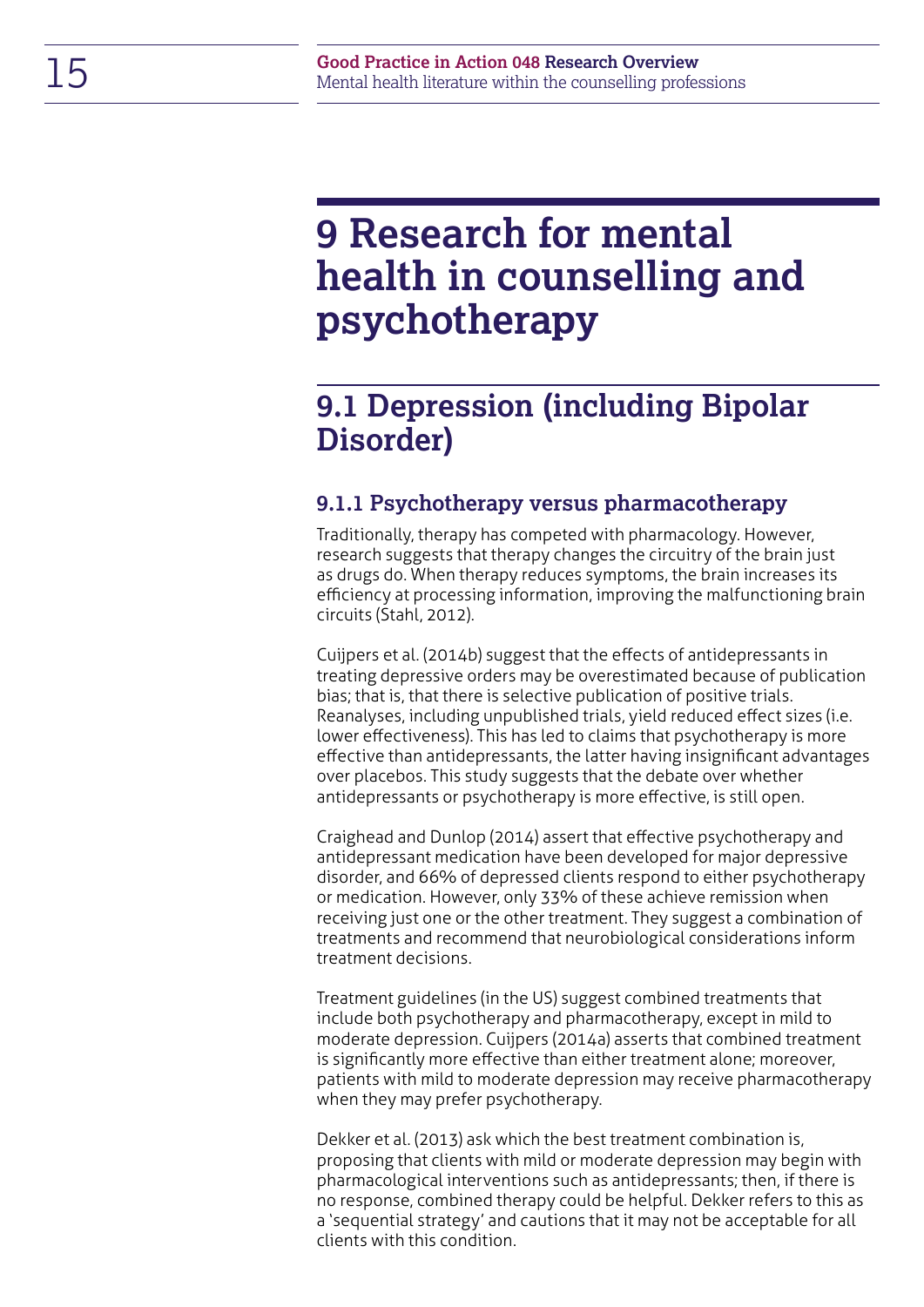# 9 Research for mental health in counselling and psychotherapy

## 9.1 Depression (including Bipolar Disorder)

### 9.1.1 Psychotherapy versus pharmacotherapy

Traditionally, therapy has competed with pharmacology. However, research suggests that therapy changes the circuitry of the brain just as drugs do. When therapy reduces symptoms, the brain increases its efficiency at processing information, improving the malfunctioning brain circuits (Stahl, 2012).

Cuijpers et al. (2014b) suggest that the effects of antidepressants in treating depressive orders may be overestimated because of publication bias; that is, that there is selective publication of positive trials. Reanalyses, including unpublished trials, yield reduced effect sizes (i.e. lower effectiveness). This has led to claims that psychotherapy is more effective than antidepressants, the latter having insignificant advantages over placebos. This study suggests that the debate over whether antidepressants or psychotherapy is more effective, is still open.

Craighead and Dunlop (2014) assert that effective psychotherapy and antidepressant medication have been developed for major depressive disorder, and 66% of depressed clients respond to either psychotherapy or medication. However, only 33% of these achieve remission when receiving just one or the other treatment. They suggest a combination of treatments and recommend that neurobiological considerations inform treatment decisions.

Treatment guidelines (in the US) suggest combined treatments that include both psychotherapy and pharmacotherapy, except in mild to moderate depression. Cuijpers (2014a) asserts that combined treatment is significantly more effective than either treatment alone; moreover, patients with mild to moderate depression may receive pharmacotherapy when they may prefer psychotherapy.

Dekker et al. (2013) ask which the best treatment combination is, proposing that clients with mild or moderate depression may begin with pharmacological interventions such as antidepressants; then, if there is no response, combined therapy could be helpful. Dekker refers to this as a 'sequential strategy' and cautions that it may not be acceptable for all clients with this condition.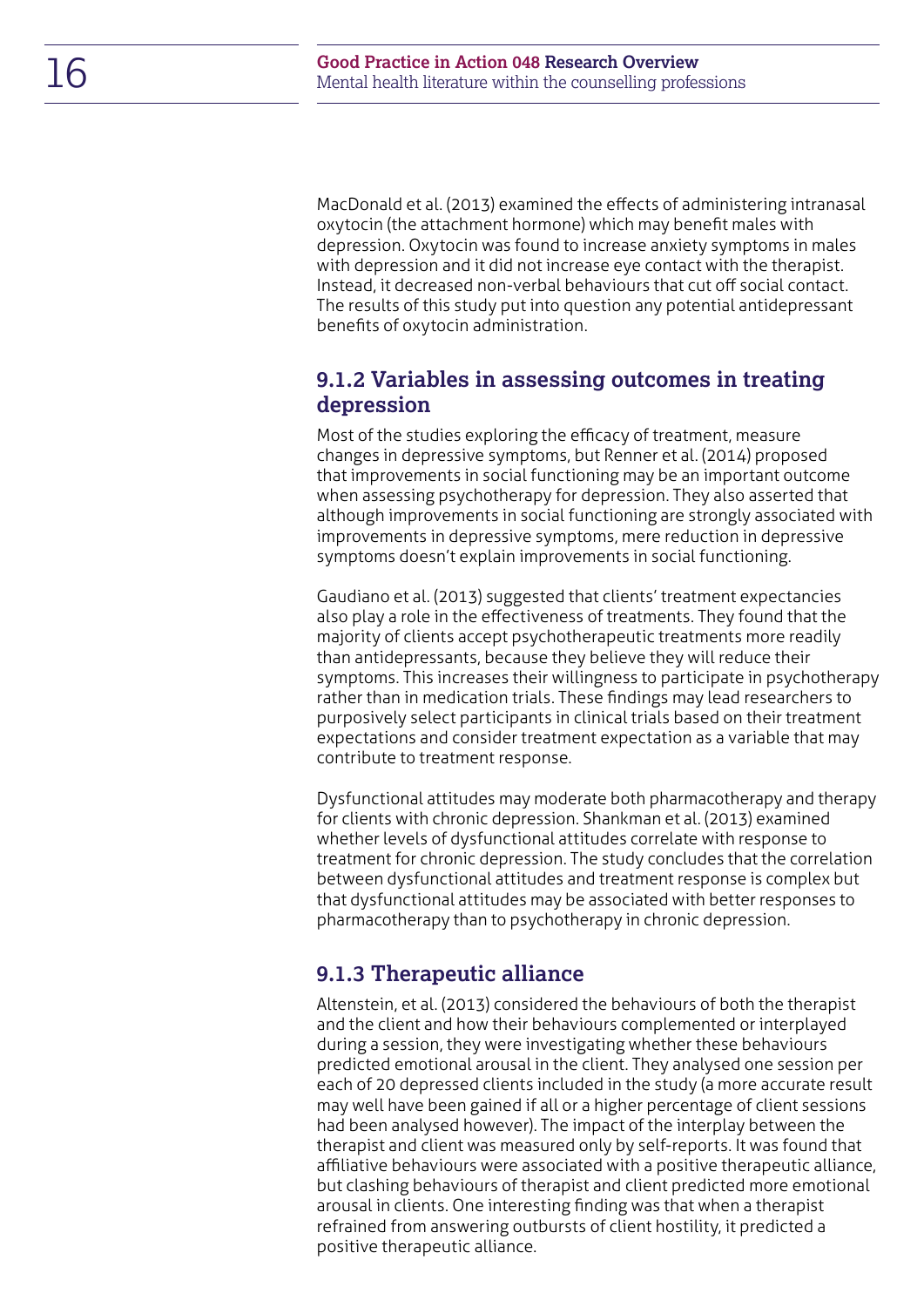MacDonald et al. (2013) examined the effects of administering intranasal oxytocin (the attachment hormone) which may benefit males with depression. Oxytocin was found to increase anxiety symptoms in males with depression and it did not increase eye contact with the therapist. Instead, it decreased non-verbal behaviours that cut off social contact. The results of this study put into question any potential antidepressant benefits of oxytocin administration.

### 9.1.2 Variables in assessing outcomes in treating depression

Most of the studies exploring the efficacy of treatment, measure changes in depressive symptoms, but Renner et al. (2014) proposed that improvements in social functioning may be an important outcome when assessing psychotherapy for depression. They also asserted that although improvements in social functioning are strongly associated with improvements in depressive symptoms, mere reduction in depressive symptoms doesn't explain improvements in social functioning.

Gaudiano et al. (2013) suggested that clients' treatment expectancies also play a role in the effectiveness of treatments. They found that the majority of clients accept psychotherapeutic treatments more readily than antidepressants, because they believe they will reduce their symptoms. This increases their willingness to participate in psychotherapy rather than in medication trials. These findings may lead researchers to purposively select participants in clinical trials based on their treatment expectations and consider treatment expectation as a variable that may contribute to treatment response.

Dysfunctional attitudes may moderate both pharmacotherapy and therapy for clients with chronic depression. Shankman et al. (2013) examined whether levels of dysfunctional attitudes correlate with response to treatment for chronic depression. The study concludes that the correlation between dysfunctional attitudes and treatment response is complex but that dysfunctional attitudes may be associated with better responses to pharmacotherapy than to psychotherapy in chronic depression.

### 9.1.3 Therapeutic alliance

Altenstein, et al. (2013) considered the behaviours of both the therapist and the client and how their behaviours complemented or interplayed during a session, they were investigating whether these behaviours predicted emotional arousal in the client. They analysed one session per each of 20 depressed clients included in the study (a more accurate result may well have been gained if all or a higher percentage of client sessions had been analysed however). The impact of the interplay between the therapist and client was measured only by self-reports. It was found that affiliative behaviours were associated with a positive therapeutic alliance, but clashing behaviours of therapist and client predicted more emotional arousal in clients. One interesting finding was that when a therapist refrained from answering outbursts of client hostility, it predicted a positive therapeutic alliance.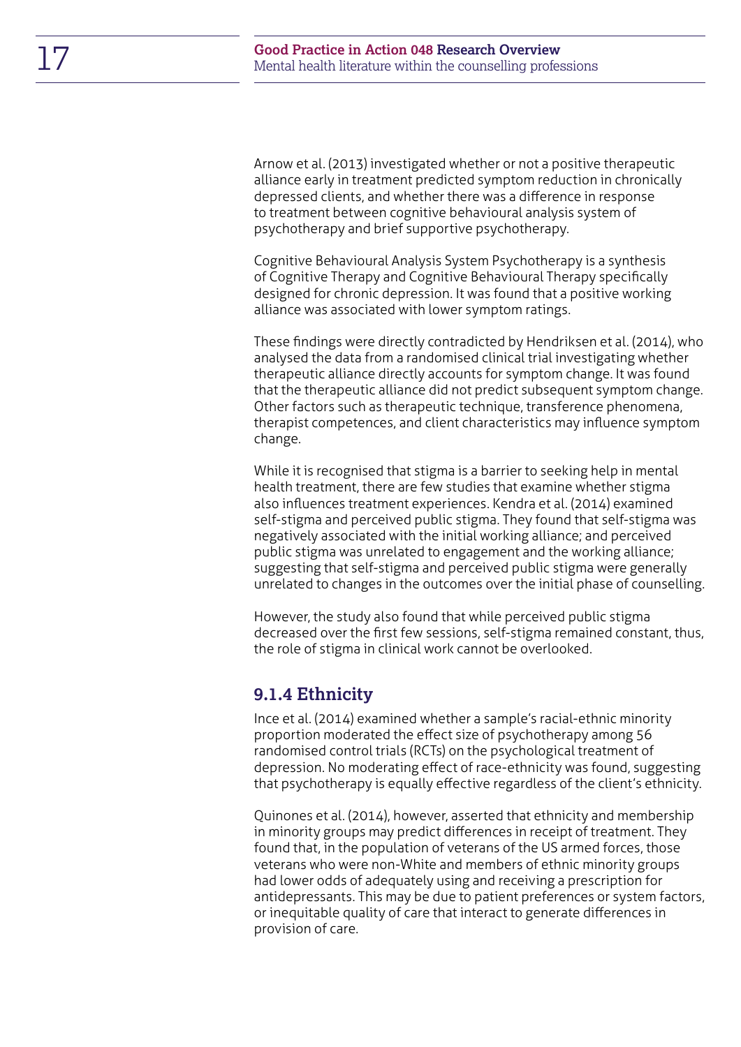Arnow et al. (2013) investigated whether or not a positive therapeutic alliance early in treatment predicted symptom reduction in chronically depressed clients, and whether there was a difference in response to treatment between cognitive behavioural analysis system of psychotherapy and brief supportive psychotherapy.

Cognitive Behavioural Analysis System Psychotherapy is a synthesis of Cognitive Therapy and Cognitive Behavioural Therapy specifically designed for chronic depression. It was found that a positive working alliance was associated with lower symptom ratings.

These findings were directly contradicted by Hendriksen et al. (2014), who analysed the data from a randomised clinical trial investigating whether therapeutic alliance directly accounts for symptom change. It was found that the therapeutic alliance did not predict subsequent symptom change. Other factors such as therapeutic technique, transference phenomena, therapist competences, and client characteristics may influence symptom change.

While it is recognised that stigma is a barrier to seeking help in mental health treatment, there are few studies that examine whether stigma also influences treatment experiences. Kendra et al. (2014) examined self-stigma and perceived public stigma. They found that self-stigma was negatively associated with the initial working alliance; and perceived public stigma was unrelated to engagement and the working alliance; suggesting that self-stigma and perceived public stigma were generally unrelated to changes in the outcomes over the initial phase of counselling.

However, the study also found that while perceived public stigma decreased over the first few sessions, self-stigma remained constant, thus, the role of stigma in clinical work cannot be overlooked.

### 9.1.4 Ethnicity

Ince et al. (2014) examined whether a sample's racial-ethnic minority proportion moderated the effect size of psychotherapy among 56 randomised control trials (RCTs) on the psychological treatment of depression. No moderating effect of race-ethnicity was found, suggesting that psychotherapy is equally effective regardless of the client's ethnicity.

Quinones et al. (2014), however, asserted that ethnicity and membership in minority groups may predict differences in receipt of treatment. They found that, in the population of veterans of the US armed forces, those veterans who were non-White and members of ethnic minority groups had lower odds of adequately using and receiving a prescription for antidepressants. This may be due to patient preferences or system factors, or inequitable quality of care that interact to generate differences in provision of care.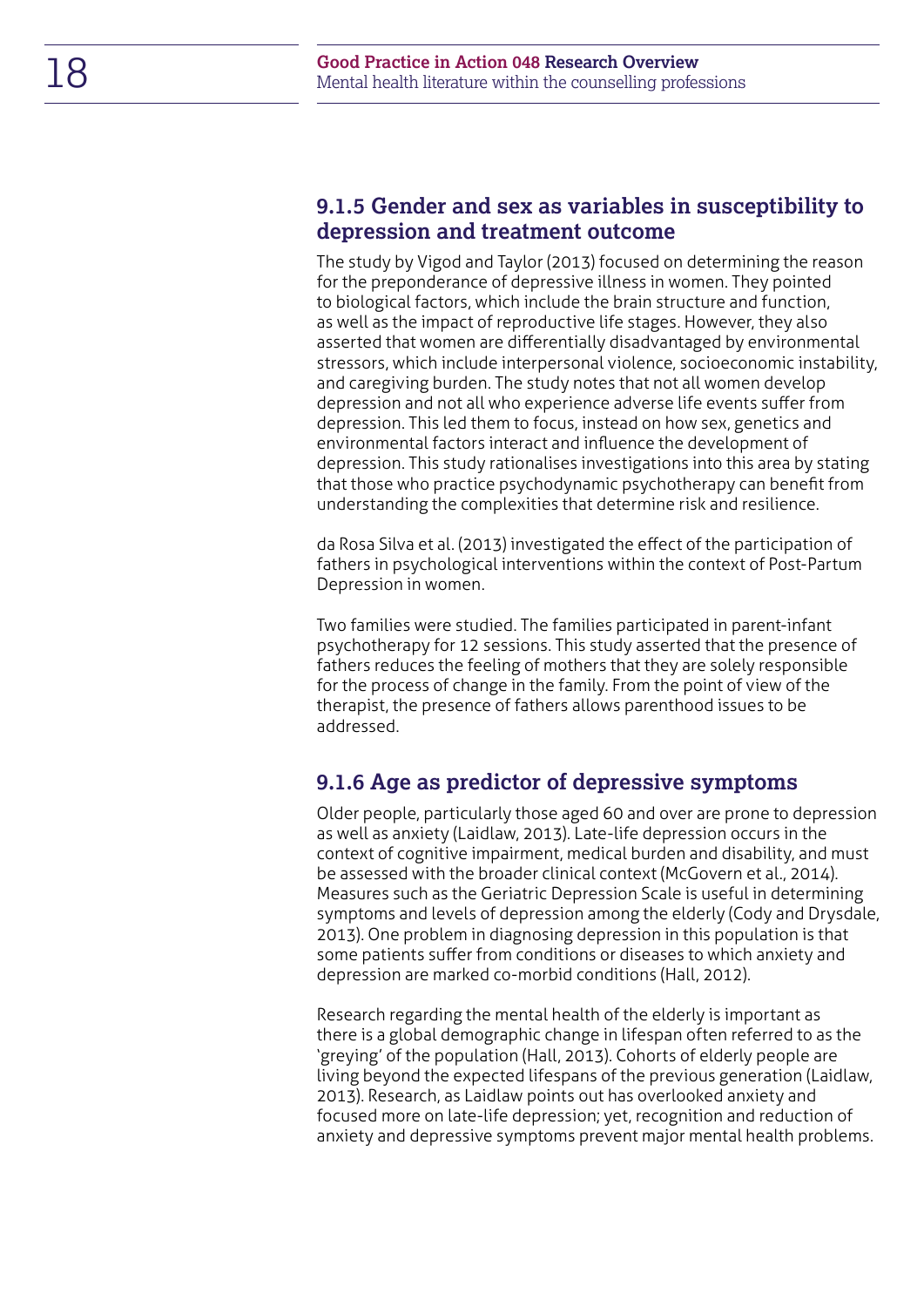### 9.1.5 Gender and sex as variables in susceptibility to depression and treatment outcome

The study by Vigod and Taylor (2013) focused on determining the reason for the preponderance of depressive illness in women. They pointed to biological factors, which include the brain structure and function, as well as the impact of reproductive life stages. However, they also asserted that women are differentially disadvantaged by environmental stressors, which include interpersonal violence, socioeconomic instability, and caregiving burden. The study notes that not all women develop depression and not all who experience adverse life events suffer from depression. This led them to focus, instead on how sex, genetics and environmental factors interact and influence the development of depression. This study rationalises investigations into this area by stating that those who practice psychodynamic psychotherapy can benefit from understanding the complexities that determine risk and resilience.

da Rosa Silva et al. (2013) investigated the effect of the participation of fathers in psychological interventions within the context of Post-Partum Depression in women.

Two families were studied. The families participated in parent-infant psychotherapy for 12 sessions. This study asserted that the presence of fathers reduces the feeling of mothers that they are solely responsible for the process of change in the family. From the point of view of the therapist, the presence of fathers allows parenthood issues to be addressed.

### 9.1.6 Age as predictor of depressive symptoms

Older people, particularly those aged 60 and over are prone to depression as well as anxiety (Laidlaw, 2013). Late-life depression occurs in the context of cognitive impairment, medical burden and disability, and must be assessed with the broader clinical context (McGovern et al., 2014). Measures such as the Geriatric Depression Scale is useful in determining symptoms and levels of depression among the elderly (Cody and Drysdale, 2013). One problem in diagnosing depression in this population is that some patients suffer from conditions or diseases to which anxiety and depression are marked co-morbid conditions (Hall, 2012).

Research regarding the mental health of the elderly is important as there is a global demographic change in lifespan often referred to as the 'greying' of the population (Hall, 2013). Cohorts of elderly people are living beyond the expected lifespans of the previous generation (Laidlaw, 2013). Research, as Laidlaw points out has overlooked anxiety and focused more on late-life depression; yet, recognition and reduction of anxiety and depressive symptoms prevent major mental health problems.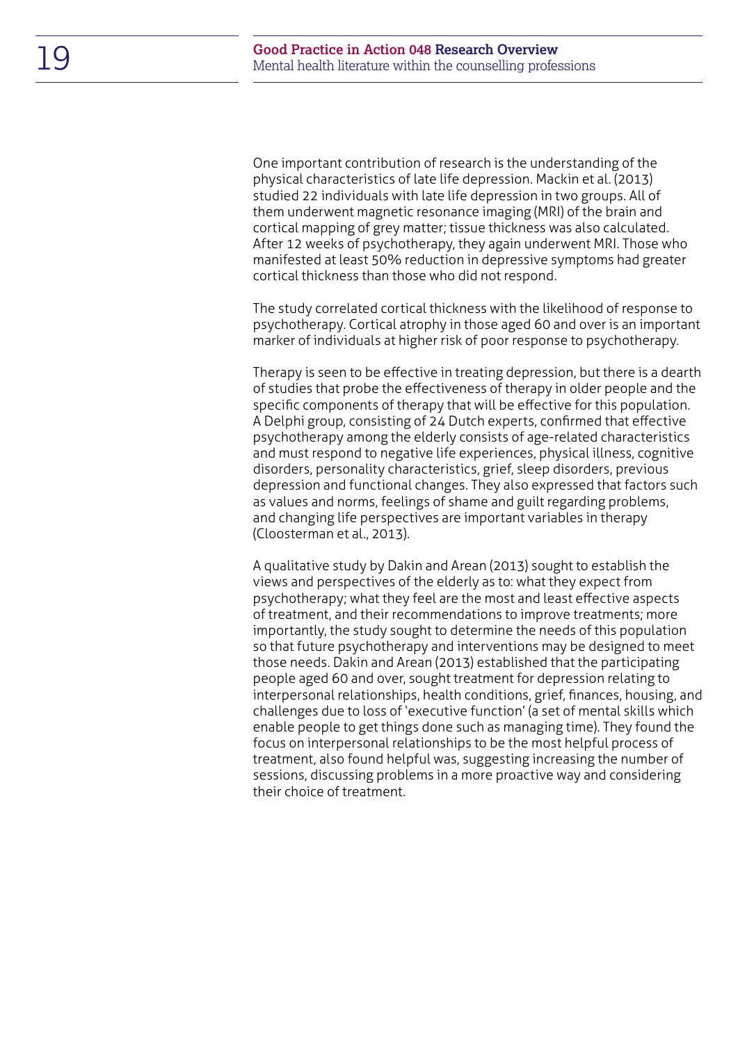One important contribution of research is the understanding of the physical characteristics of late life depression. Mackin et al. (2013) studied 22 individuals with late life depression in two groups. All of them underwent magnetic resonance imaging (MRI) of the brain and cortical mapping of grey matter; tissue thickness was also calculated. After 12 weeks of psychotherapy, they again underwent MRI. Those who manifested at least 50% reduction in depressive symptoms had greater cortical thickness than those who did not respond.

The study correlated cortical thickness with the likelihood of response to psychotherapy. Cortical atrophy in those aged 60 and over is an important marker of individuals at higher risk of poor response to psychotherapy.

Therapy is seen to be effective in treating depression, but there is a dearth of studies that probe the effectiveness of therapy in older people and the specific components of therapy that will be effective for this population. A Delphi group, consisting of 24 Dutch experts, confirmed that effective psychotherapy among the elderly consists of age-related characteristics and must respond to negative life experiences, physical illness, cognitive disorders, personality characteristics, grief, sleep disorders, previous depression and functional changes. They also expressed that factors such as values and norms, feelings of shame and guilt regarding problems, and changing life perspectives are important variables in therapy (Cloosterman et al., 2013).

A qualitative study by Dakin and Arean (2013) sought to establish the views and perspectives of the elderly as to: what they expect from psychotherapy; what they feel are the most and least effective aspects of treatment, and their recommendations to improve treatments; more importantly, the study sought to determine the needs of this population so that future psychotherapy and interventions may be designed to meet those needs. Dakin and Arean (2013) established that the participating people aged 60 and over, sought treatment for depression relating to interpersonal relationships, health conditions, grief, finances, housing, and challenges due to loss of 'executive function' (a set of mental skills which enable people to get things done such as managing time). They found the focus on interpersonal relationships to be the most helpful process of treatment, also found helpful was, suggesting increasing the number of sessions, discussing problems in a more proactive way and considering their choice of treatment.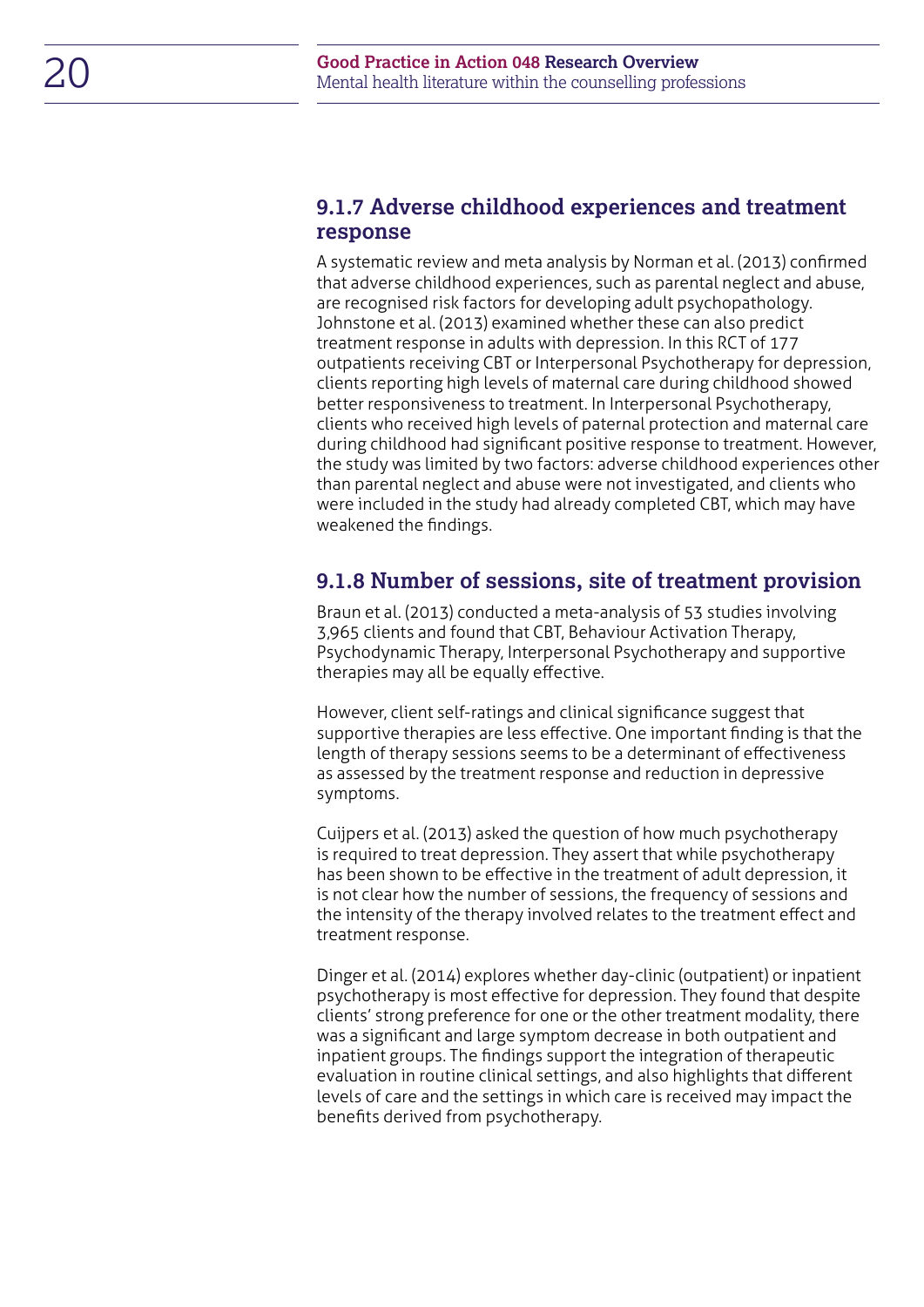### 9.1.7 Adverse childhood experiences and treatment response

A systematic review and meta analysis by Norman et al. (2013) confirmed that adverse childhood experiences, such as parental neglect and abuse, are recognised risk factors for developing adult psychopathology. Johnstone et al. (2013) examined whether these can also predict treatment response in adults with depression. In this RCT of 177 outpatients receiving CBT or Interpersonal Psychotherapy for depression, clients reporting high levels of maternal care during childhood showed better responsiveness to treatment. In Interpersonal Psychotherapy, clients who received high levels of paternal protection and maternal care during childhood had significant positive response to treatment. However, the study was limited by two factors: adverse childhood experiences other than parental neglect and abuse were not investigated, and clients who were included in the study had already completed CBT, which may have weakened the findings.

### 9.1.8 Number of sessions, site of treatment provision

Braun et al. (2013) conducted a meta-analysis of 53 studies involving 3,965 clients and found that CBT, Behaviour Activation Therapy, Psychodynamic Therapy, Interpersonal Psychotherapy and supportive therapies may all be equally effective.

However, client self-ratings and clinical significance suggest that supportive therapies are less effective. One important finding is that the length of therapy sessions seems to be a determinant of effectiveness as assessed by the treatment response and reduction in depressive symptoms.

Cuijpers et al. (2013) asked the question of how much psychotherapy is required to treat depression. They assert that while psychotherapy has been shown to be effective in the treatment of adult depression, it is not clear how the number of sessions, the frequency of sessions and the intensity of the therapy involved relates to the treatment effect and treatment response.

Dinger et al. (2014) explores whether day-clinic (outpatient) or inpatient psychotherapy is most effective for depression. They found that despite clients' strong preference for one or the other treatment modality, there was a significant and large symptom decrease in both outpatient and inpatient groups. The findings support the integration of therapeutic evaluation in routine clinical settings, and also highlights that different levels of care and the settings in which care is received may impact the benefits derived from psychotherapy.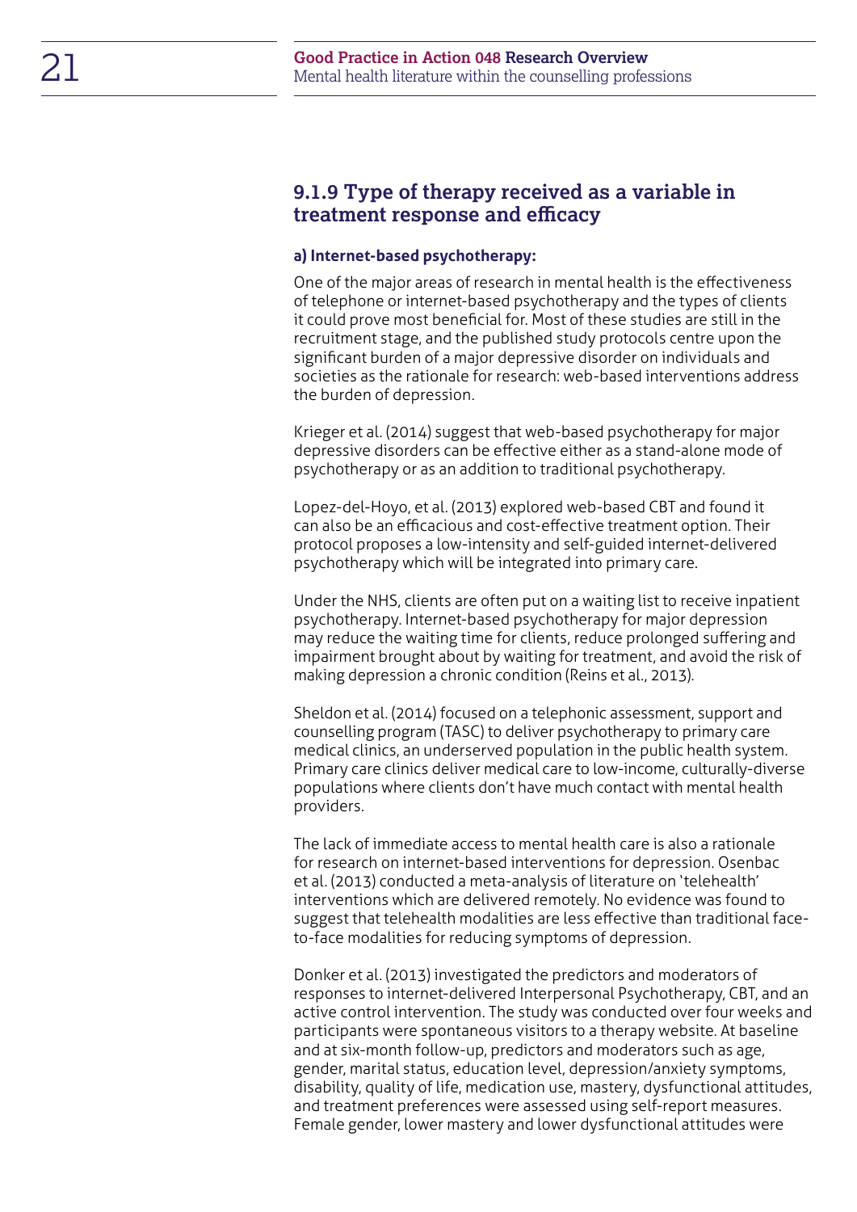### 9.1.9 Type of therapy received as a variable in treatment response and efficacy

#### a) Internet-based psychotherapy:

One of the major areas of research in mental health is the effectiveness of telephone or internet-based psychotherapy and the types of clients it could prove most beneficial for. Most of these studies are still in the recruitment stage, and the published study protocols centre upon the significant burden of a major depressive disorder on individuals and societies as the rationale for research: web-based interventions address the burden of depression.

Krieger et al. (2014) suggest that web-based psychotherapy for major depressive disorders can be effective either as a stand-alone mode of psychotherapy or as an addition to traditional psychotherapy.

Lopez-del-Hoyo, et al. (2013) explored web-based CBT and found it can also be an efficacious and cost-effective treatment option. Their protocol proposes a low-intensity and self-guided internet-delivered psychotherapy which will be integrated into primary care.

Under the NHS, clients are often put on a waiting list to receive inpatient psychotherapy. Internet-based psychotherapy for major depression may reduce the waiting time for clients, reduce prolonged suffering and impairment brought about by waiting for treatment, and avoid the risk of making depression a chronic condition (Reins et al., 2013).

Sheldon et al. (2014) focused on a telephonic assessment, support and counselling program (TASC) to deliver psychotherapy to primary care medical clinics, an underserved population in the public health system. Primary care clinics deliver medical care to low-income, culturally-diverse populations where clients don't have much contact with mental health providers.

The lack of immediate access to mental health care is also a rationale for research on internet-based interventions for depression. Osenbac et al. (2013) conducted a meta-analysis of literature on 'telehealth' interventions which are delivered remotely. No evidence was found to suggest that telehealth modalities are less effective than traditional face-to-face modalities for reducing symptoms of depression.

Donker et al. (2013) investigated the predictors and moderators of responses to internet-delivered Interpersonal Psychotherapy, CBT, and an active control intervention. The study was conducted over four weeks and participants were spontaneous visitors to a therapy website. At baseline and at six-month follow-up, predictors and moderators such as age, gender, marital status, education level, depression/anxiety symptoms, disability, quality of life, medication use, mastery, dysfunctional attitudes, and treatment preferences were assessed using self-report measures. Female gender, lower mastery and lower dysfunctional attitudes were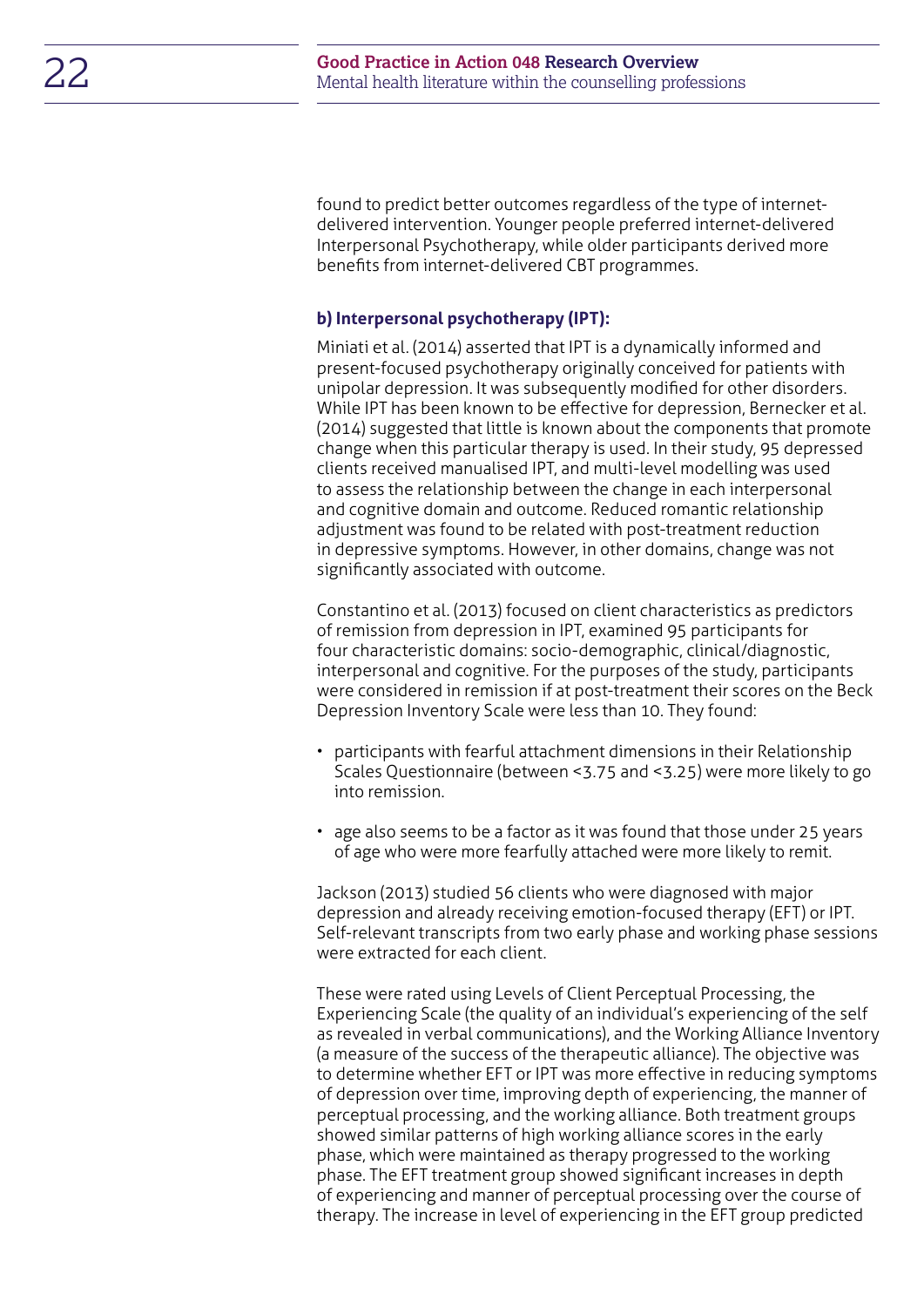found to predict better outcomes regardless of the type of internet-delivered intervention. Younger people preferred internet-delivered Interpersonal Psychotherapy, while older participants derived more benefits from internet-delivered CBT programmes.

**b) Interpersonal psychotherapy (IPT):**

Miniati et al. (2014) asserted that IPT is a dynamically informed and present-focused psychotherapy originally conceived for patients with unipolar depression. It was subsequently modified for other disorders. While IPT has been known to be effective for depression, Bernecker et al. (2014) suggested that little is known about the components that promote change when this particular therapy is used. In their study, 95 depressed clients received manualised IPT, and multi-level modelling was used to assess the relationship between the change in each interpersonal and cognitive domain and outcome. Reduced romantic relationship adjustment was found to be related with post-treatment reduction in depressive symptoms. However, in other domains, change was not significantly associated with outcome.

Constantino et al. (2013) focused on client characteristics as predictors of remission from depression in IPT, examined 95 participants for four characteristic domains: socio-demographic, clinical/diagnostic, interpersonal and cognitive. For the purposes of the study, participants were considered in remission if at post-treatment their scores on the Beck Depression Inventory Scale were less than 10. They found:

- participants with fearful attachment dimensions in their Relationship Scales Questionnaire (between <3.75 and <3.25) were more likely to go into remission.
- age also seems to be a factor as it was found that those under 25 years of age who were more fearfully attached were more likely to remit.

Jackson (2013) studied 56 clients who were diagnosed with major depression and already receiving emotion-focused therapy (EFT) or IPT. Self-relevant transcripts from two early phase and working phase sessions were extracted for each client.

These were rated using Levels of Client Perceptual Processing, the Experiencing Scale (the quality of an individual's experiencing of the self as revealed in verbal communications), and the Working Alliance Inventory (a measure of the success of the therapeutic alliance). The objective was to determine whether EFT or IPT was more effective in reducing symptoms of depression over time, improving depth of experiencing, the manner of perceptual processing, and the working alliance. Both treatment groups showed similar patterns of high working alliance scores in the early phase, which were maintained as therapy progressed to the working phase. The EFT treatment group showed significant increases in depth of experiencing and manner of perceptual processing over the course of therapy. The increase in level of experiencing in the EFT group predicted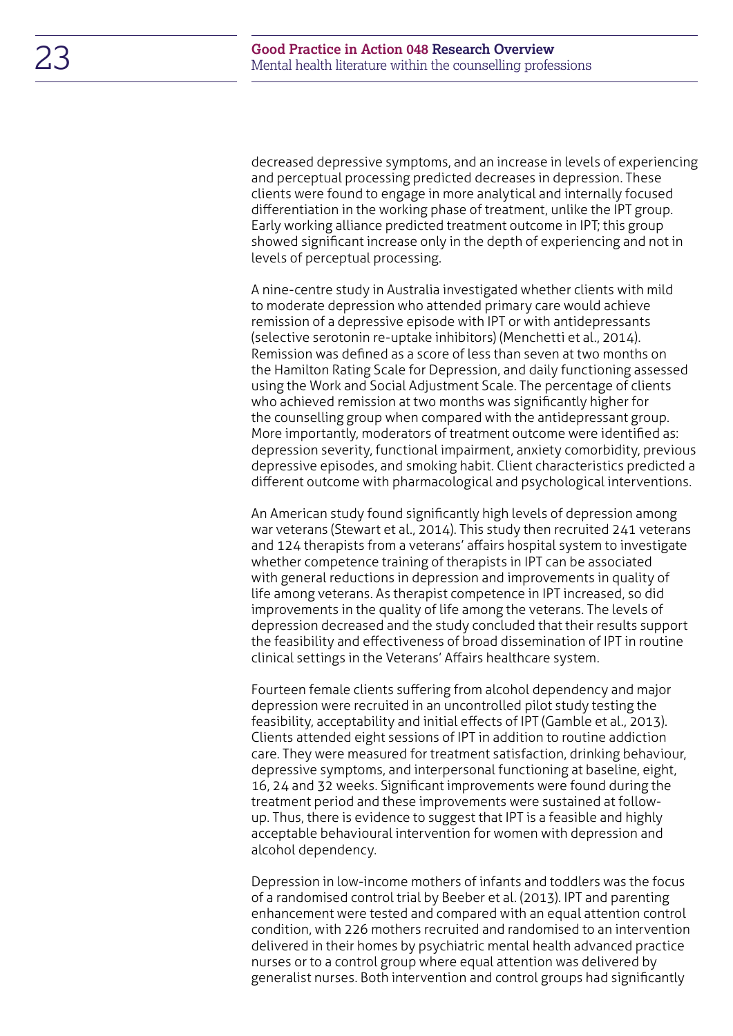decreased depressive symptoms, and an increase in levels of experiencing and perceptual processing predicted decreases in depression. These clients were found to engage in more analytical and internally focused differentiation in the working phase of treatment, unlike the IPT group. Early working alliance predicted treatment outcome in IPT; this group showed significant increase only in the depth of experiencing and not in levels of perceptual processing.

A nine-centre study in Australia investigated whether clients with mild to moderate depression who attended primary care would achieve remission of a depressive episode with IPT or with antidepressants (selective serotonin re-uptake inhibitors) (Menchetti et al., 2014). Remission was defined as a score of less than seven at two months on the Hamilton Rating Scale for Depression, and daily functioning assessed using the Work and Social Adjustment Scale. The percentage of clients who achieved remission at two months was significantly higher for the counselling group when compared with the antidepressant group. More importantly, moderators of treatment outcome were identified as: depression severity, functional impairment, anxiety comorbidity, previous depressive episodes, and smoking habit. Client characteristics predicted a different outcome with pharmacological and psychological interventions.

An American study found significantly high levels of depression among war veterans (Stewart et al., 2014). This study then recruited 241 veterans and 124 therapists from a veterans' affairs hospital system to investigate whether competence training of therapists in IPT can be associated with general reductions in depression and improvements in quality of life among veterans. As therapist competence in IPT increased, so did improvements in the quality of life among the veterans. The levels of depression decreased and the study concluded that their results support the feasibility and effectiveness of broad dissemination of IPT in routine clinical settings in the Veterans' Affairs healthcare system.

Fourteen female clients suffering from alcohol dependency and major depression were recruited in an uncontrolled pilot study testing the feasibility, acceptability and initial effects of IPT (Gamble et al., 2013). Clients attended eight sessions of IPT in addition to routine addiction care. They were measured for treatment satisfaction, drinking behaviour, depressive symptoms, and interpersonal functioning at baseline, eight, 16, 24 and 32 weeks. Significant improvements were found during the treatment period and these improvements were sustained at follow-up. Thus, there is evidence to suggest that IPT is a feasible and highly acceptable behavioural intervention for women with depression and alcohol dependency.

Depression in low-income mothers of infants and toddlers was the focus of a randomised control trial by Beeber et al. (2013). IPT and parenting enhancement were tested and compared with an equal attention control condition, with 226 mothers recruited and randomised to an intervention delivered in their homes by psychiatric mental health advanced practice nurses or to a control group where equal attention was delivered by generalist nurses. Both intervention and control groups had significantly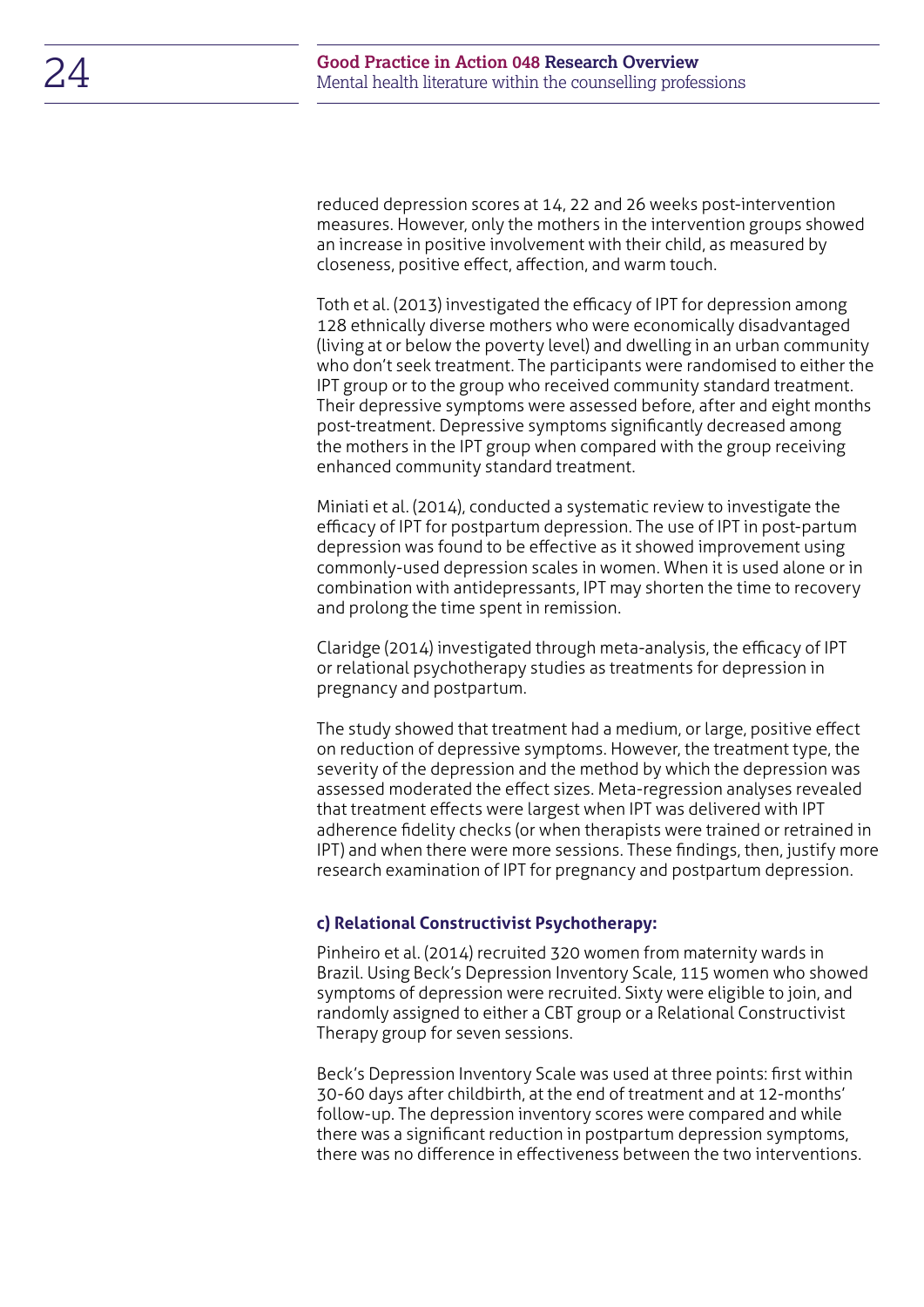reduced depression scores at 14, 22 and 26 weeks post-intervention measures. However, only the mothers in the intervention groups showed an increase in positive involvement with their child, as measured by closeness, positive effect, affection, and warm touch.

Toth et al. (2013) investigated the efficacy of IPT for depression among 128 ethnically diverse mothers who were economically disadvantaged (living at or below the poverty level) and dwelling in an urban community who don't seek treatment. The participants were randomised to either the IPT group or to the group who received community standard treatment. Their depressive symptoms were assessed before, after and eight months post-treatment. Depressive symptoms significantly decreased among the mothers in the IPT group when compared with the group receiving enhanced community standard treatment.

Miniati et al. (2014), conducted a systematic review to investigate the efficacy of IPT for postpartum depression. The use of IPT in post-partum depression was found to be effective as it showed improvement using commonly-used depression scales in women. When it is used alone or in combination with antidepressants, IPT may shorten the time to recovery and prolong the time spent in remission.

Claridge (2014) investigated through meta-analysis, the efficacy of IPT or relational psychotherapy studies as treatments for depression in pregnancy and postpartum.

The study showed that treatment had a medium, or large, positive effect on reduction of depressive symptoms. However, the treatment type, the severity of the depression and the method by which the depression was assessed moderated the effect sizes. Meta-regression analyses revealed that treatment effects were largest when IPT was delivered with IPT adherence fidelity checks (or when therapists were trained or retrained in IPT) and when there were more sessions. These findings, then, justify more research examination of IPT for pregnancy and postpartum depression.

#### c) Relational Constructivist Psychotherapy:

Pinheiro et al. (2014) recruited 320 women from maternity wards in Brazil. Using Beck's Depression Inventory Scale, 115 women who showed symptoms of depression were recruited. Sixty were eligible to join, and randomly assigned to either a CBT group or a Relational Constructivist Therapy group for seven sessions.

Beck's Depression Inventory Scale was used at three points: first within 30-60 days after childbirth, at the end of treatment and at 12-months' follow-up. The depression inventory scores were compared and while there was a significant reduction in postpartum depression symptoms, there was no difference in effectiveness between the two interventions.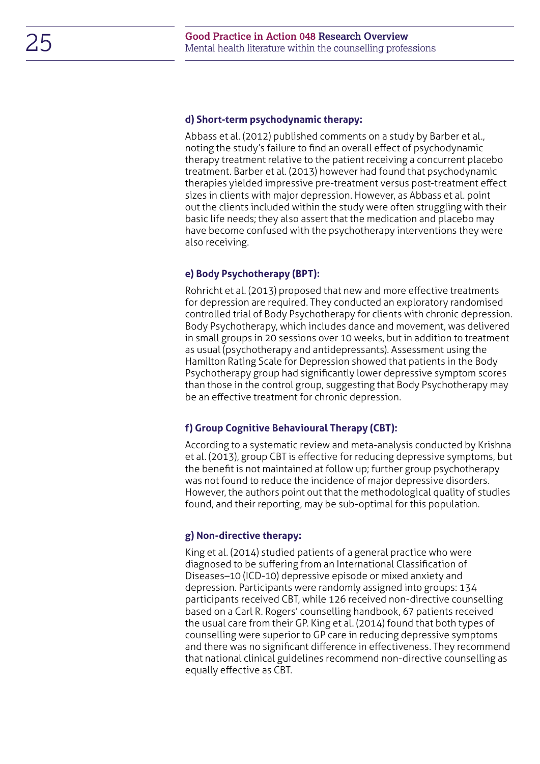**d) Short-term psychodynamic therapy:**

Abbass et al. (2012) published comments on a study by Barber et al., noting the study's failure to find an overall effect of psychodynamic therapy treatment relative to the patient receiving a concurrent placebo treatment. Barber et al. (2013) however had found that psychodynamic therapies yielded impressive pre-treatment versus post-treatment effect sizes in clients with major depression. However, as Abbass et al. point out the clients included within the study were often struggling with their basic life needs; they also assert that the medication and placebo may have become confused with the psychotherapy interventions they were also receiving.

**e) Body Psychotherapy (BPT):**

Rohricht et al. (2013) proposed that new and more effective treatments for depression are required. They conducted an exploratory randomised controlled trial of Body Psychotherapy for clients with chronic depression. Body Psychotherapy, which includes dance and movement, was delivered in small groups in 20 sessions over 10 weeks, but in addition to treatment as usual (psychotherapy and antidepressants). Assessment using the Hamilton Rating Scale for Depression showed that patients in the Body Psychotherapy group had significantly lower depressive symptom scores than those in the control group, suggesting that Body Psychotherapy may be an effective treatment for chronic depression.

**f) Group Cognitive Behavioural Therapy (CBT):**

According to a systematic review and meta-analysis conducted by Krishna et al. (2013), group CBT is effective for reducing depressive symptoms, but the benefit is not maintained at follow up; further group psychotherapy was not found to reduce the incidence of major depressive disorders. However, the authors point out that the methodological quality of studies found, and their reporting, may be sub-optimal for this population.

**g) Non-directive therapy:**

King et al. (2014) studied patients of a general practice who were diagnosed to be suffering from an International Classification of Diseases–10 (ICD-10) depressive episode or mixed anxiety and depression. Participants were randomly assigned into groups: 134 participants received CBT, while 126 received non-directive counselling based on a Carl R. Rogers' counselling handbook, 67 patients received the usual care from their GP. King et al. (2014) found that both types of counselling were superior to GP care in reducing depressive symptoms and there was no significant difference in effectiveness. They recommend that national clinical guidelines recommend non-directive counselling as equally effective as CBT.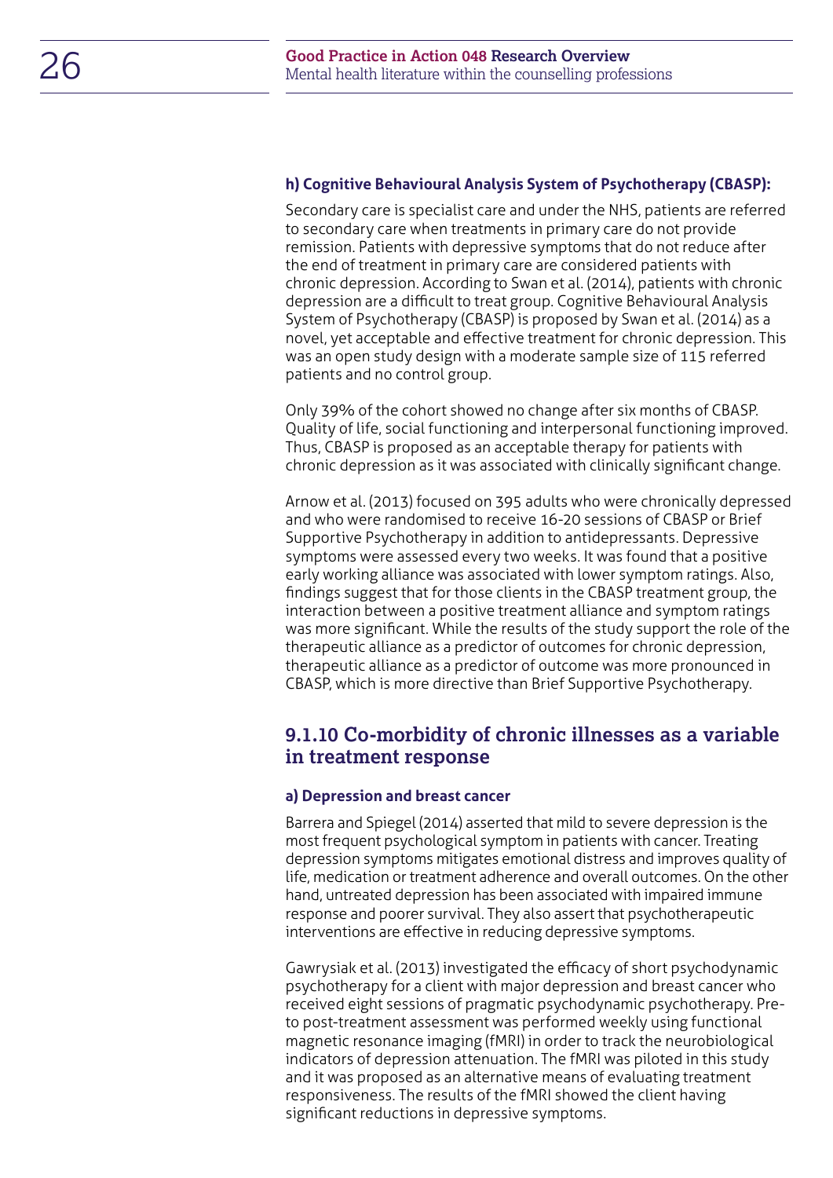#### h) Cognitive Behavioural Analysis System of Psychotherapy (CBASP):

Secondary care is specialist care and under the NHS, patients are referred to secondary care when treatments in primary care do not provide remission. Patients with depressive symptoms that do not reduce after the end of treatment in primary care are considered patients with chronic depression. According to Swan et al. (2014), patients with chronic depression are a difficult to treat group. Cognitive Behavioural Analysis System of Psychotherapy (CBASP) is proposed by Swan et al. (2014) as a novel, yet acceptable and effective treatment for chronic depression. This was an open study design with a moderate sample size of 115 referred patients and no control group.

Only 39% of the cohort showed no change after six months of CBASP. Quality of life, social functioning and interpersonal functioning improved. Thus, CBASP is proposed as an acceptable therapy for patients with chronic depression as it was associated with clinically significant change.

Arnow et al. (2013) focused on 395 adults who were chronically depressed and who were randomised to receive 16-20 sessions of CBASP or Brief Supportive Psychotherapy in addition to antidepressants. Depressive symptoms were assessed every two weeks. It was found that a positive early working alliance was associated with lower symptom ratings. Also, findings suggest that for those clients in the CBASP treatment group, the interaction between a positive treatment alliance and symptom ratings was more significant. While the results of the study support the role of the therapeutic alliance as a predictor of outcomes for chronic depression, therapeutic alliance as a predictor of outcome was more pronounced in CBASP, which is more directive than Brief Supportive Psychotherapy.

### 9.1.10 Co-morbidity of chronic illnesses as a variable in treatment response

#### a) Depression and breast cancer

Barrera and Spiegel (2014) asserted that mild to severe depression is the most frequent psychological symptom in patients with cancer. Treating depression symptoms mitigates emotional distress and improves quality of life, medication or treatment adherence and overall outcomes. On the other hand, untreated depression has been associated with impaired immune response and poorer survival. They also assert that psychotherapeutic interventions are effective in reducing depressive symptoms.

Gawrysiak et al. (2013) investigated the efficacy of short psychodynamic psychotherapy for a client with major depression and breast cancer who received eight sessions of pragmatic psychodynamic psychotherapy. Pre- to post-treatment assessment was performed weekly using functional magnetic resonance imaging (fMRI) in order to track the neurobiological indicators of depression attenuation. The fMRI was piloted in this study and it was proposed as an alternative means of evaluating treatment responsiveness. The results of the fMRI showed the client having significant reductions in depressive symptoms.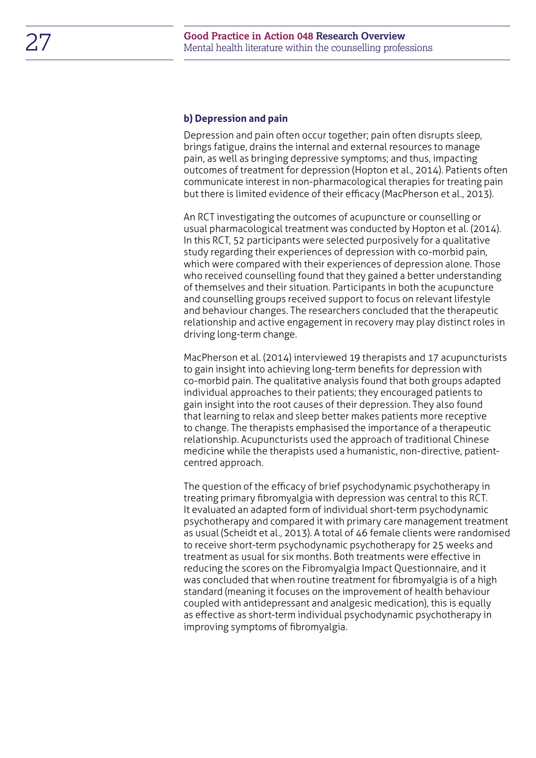#### b) Depression and pain

Depression and pain often occur together; pain often disrupts sleep, brings fatigue, drains the internal and external resources to manage pain, as well as bringing depressive symptoms; and thus, impacting outcomes of treatment for depression (Hopton et al., 2014). Patients often communicate interest in non-pharmacological therapies for treating pain but there is limited evidence of their efficacy (MacPherson et al., 2013).

An RCT investigating the outcomes of acupuncture or counselling or usual pharmacological treatment was conducted by Hopton et al. (2014). In this RCT, 52 participants were selected purposively for a qualitative study regarding their experiences of depression with co-morbid pain, which were compared with their experiences of depression alone. Those who received counselling found that they gained a better understanding of themselves and their situation. Participants in both the acupuncture and counselling groups received support to focus on relevant lifestyle and behaviour changes. The researchers concluded that the therapeutic relationship and active engagement in recovery may play distinct roles in driving long-term change.

MacPherson et al. (2014) interviewed 19 therapists and 17 acupuncturists to gain insight into achieving long-term benefits for depression with co-morbid pain. The qualitative analysis found that both groups adapted individual approaches to their patients; they encouraged patients to gain insight into the root causes of their depression. They also found that learning to relax and sleep better makes patients more receptive to change. The therapists emphasised the importance of a therapeutic relationship. Acupuncturists used the approach of traditional Chinese medicine while the therapists used a humanistic, non-directive, patient-centred approach.

The question of the efficacy of brief psychodynamic psychotherapy in treating primary fibromyalgia with depression was central to this RCT. It evaluated an adapted form of individual short-term psychodynamic psychotherapy and compared it with primary care management treatment as usual (Scheidt et al., 2013). A total of 46 female clients were randomised to receive short-term psychodynamic psychotherapy for 25 weeks and treatment as usual for six months. Both treatments were effective in reducing the scores on the Fibromyalgia Impact Questionnaire, and it was concluded that when routine treatment for fibromyalgia is of a high standard (meaning it focuses on the improvement of health behaviour coupled with antidepressant and analgesic medication), this is equally as effective as short-term individual psychodynamic psychotherapy in improving symptoms of fibromyalgia.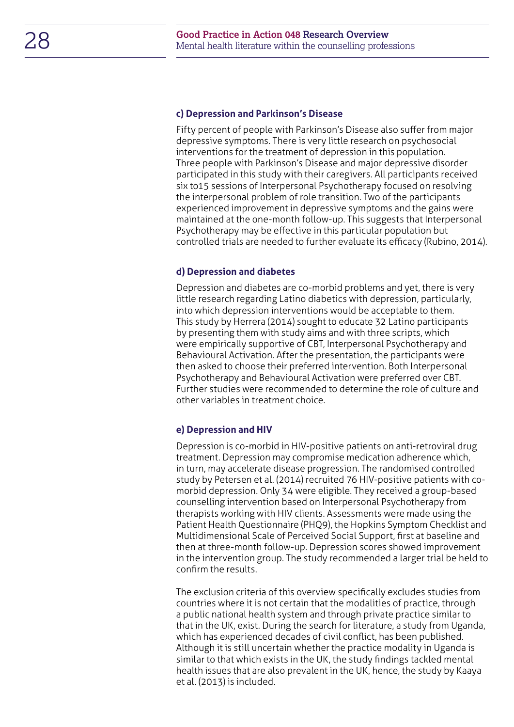#### c) Depression and Parkinson's Disease

Fifty percent of people with Parkinson's Disease also suffer from major depressive symptoms. There is very little research on psychosocial interventions for the treatment of depression in this population. Three people with Parkinson's Disease and major depressive disorder participated in this study with their caregivers. All participants received six to15 sessions of Interpersonal Psychotherapy focused on resolving the interpersonal problem of role transition. Two of the participants experienced improvement in depressive symptoms and the gains were maintained at the one-month follow-up. This suggests that Interpersonal Psychotherapy may be effective in this particular population but controlled trials are needed to further evaluate its efficacy (Rubino, 2014).

#### d) Depression and diabetes

Depression and diabetes are co-morbid problems and yet, there is very little research regarding Latino diabetics with depression, particularly, into which depression interventions would be acceptable to them. This study by Herrera (2014) sought to educate 32 Latino participants by presenting them with study aims and with three scripts, which were empirically supportive of CBT, Interpersonal Psychotherapy and Behavioural Activation. After the presentation, the participants were then asked to choose their preferred intervention. Both Interpersonal Psychotherapy and Behavioural Activation were preferred over CBT. Further studies were recommended to determine the role of culture and other variables in treatment choice.

#### e) Depression and HIV

Depression is co-morbid in HIV-positive patients on anti-retroviral drug treatment. Depression may compromise medication adherence which, in turn, may accelerate disease progression. The randomised controlled study by Petersen et al. (2014) recruited 76 HIV-positive patients with co-morbid depression. Only 34 were eligible. They received a group-based counselling intervention based on Interpersonal Psychotherapy from therapists working with HIV clients. Assessments were made using the Patient Health Questionnaire (PHQ9), the Hopkins Symptom Checklist and Multidimensional Scale of Perceived Social Support, first at baseline and then at three-month follow-up. Depression scores showed improvement in the intervention group. The study recommended a larger trial be held to confirm the results.

The exclusion criteria of this overview specifically excludes studies from countries where it is not certain that the modalities of practice, through a public national health system and through private practice similar to that in the UK, exist. During the search for literature, a study from Uganda, which has experienced decades of civil conflict, has been published. Although it is still uncertain whether the practice modality in Uganda is similar to that which exists in the UK, the study findings tackled mental health issues that are also prevalent in the UK, hence, the study by Kaaya et al. (2013) is included.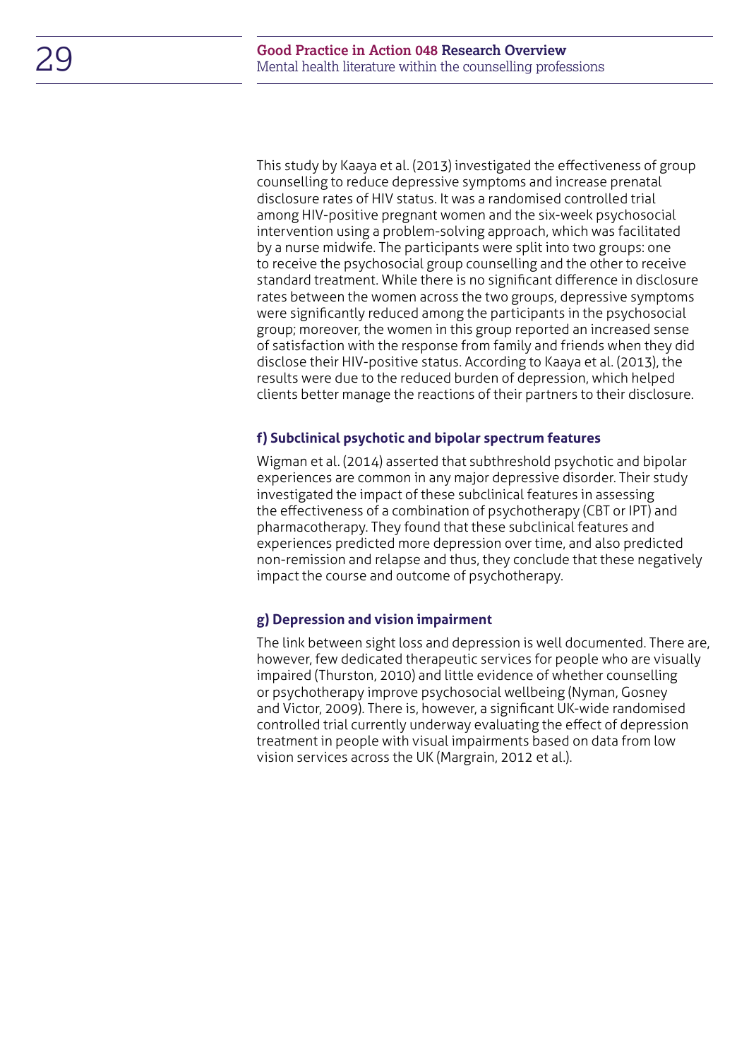This study by Kaaya et al. (2013) investigated the effectiveness of group counselling to reduce depressive symptoms and increase prenatal disclosure rates of HIV status. It was a randomised controlled trial among HIV-positive pregnant women and the six-week psychosocial intervention using a problem-solving approach, which was facilitated by a nurse midwife. The participants were split into two groups: one to receive the psychosocial group counselling and the other to receive standard treatment. While there is no significant difference in disclosure rates between the women across the two groups, depressive symptoms were significantly reduced among the participants in the psychosocial group; moreover, the women in this group reported an increased sense of satisfaction with the response from family and friends when they did disclose their HIV-positive status. According to Kaaya et al. (2013), the results were due to the reduced burden of depression, which helped clients better manage the reactions of their partners to their disclosure.

#### f) Subclinical psychotic and bipolar spectrum features

Wigman et al. (2014) asserted that subthreshold psychotic and bipolar experiences are common in any major depressive disorder. Their study investigated the impact of these subclinical features in assessing the effectiveness of a combination of psychotherapy (CBT or IPT) and pharmacotherapy. They found that these subclinical features and experiences predicted more depression over time, and also predicted non-remission and relapse and thus, they conclude that these negatively impact the course and outcome of psychotherapy.

#### g) Depression and vision impairment

The link between sight loss and depression is well documented. There are, however, few dedicated therapeutic services for people who are visually impaired (Thurston, 2010) and little evidence of whether counselling or psychotherapy improve psychosocial wellbeing (Nyman, Gosney and Victor, 2009). There is, however, a significant UK-wide randomised controlled trial currently underway evaluating the effect of depression treatment in people with visual impairments based on data from low vision services across the UK (Margrain, 2012 et al.).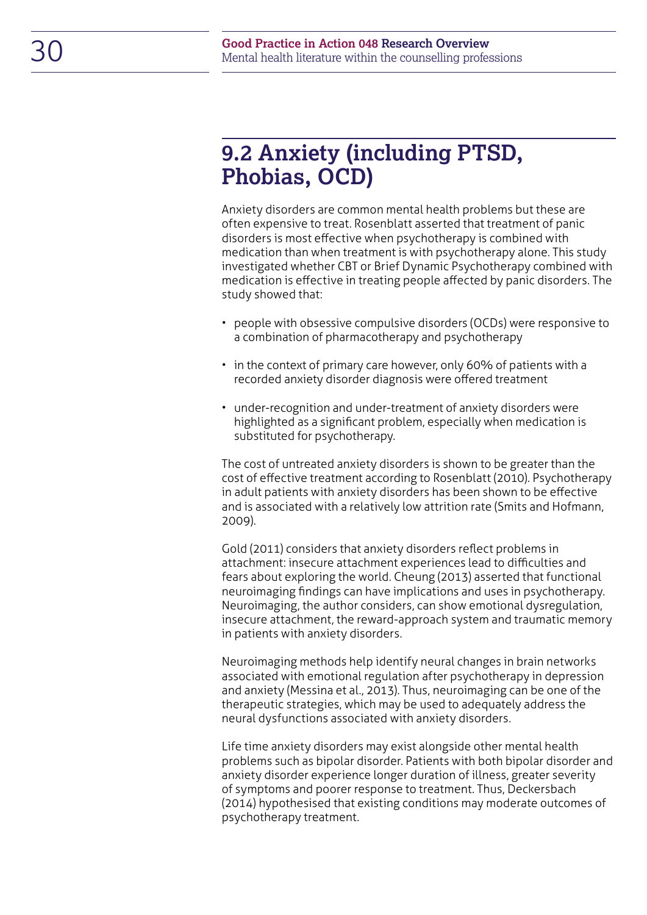## 9.2 Anxiety (including PTSD, Phobias, OCD)

Anxiety disorders are common mental health problems but these are often expensive to treat. Rosenblatt asserted that treatment of panic disorders is most effective when psychotherapy is combined with medication than when treatment is with psychotherapy alone. This study investigated whether CBT or Brief Dynamic Psychotherapy combined with medication is effective in treating people affected by panic disorders. The study showed that:

- people with obsessive compulsive disorders (OCDs) were responsive to a combination of pharmacotherapy and psychotherapy
- in the context of primary care however, only 60% of patients with a recorded anxiety disorder diagnosis were offered treatment
- under-recognition and under-treatment of anxiety disorders were highlighted as a significant problem, especially when medication is substituted for psychotherapy.

The cost of untreated anxiety disorders is shown to be greater than the cost of effective treatment according to Rosenblatt (2010). Psychotherapy in adult patients with anxiety disorders has been shown to be effective and is associated with a relatively low attrition rate (Smits and Hofmann, 2009).

Gold (2011) considers that anxiety disorders reflect problems in attachment: insecure attachment experiences lead to difficulties and fears about exploring the world. Cheung (2013) asserted that functional neuroimaging findings can have implications and uses in psychotherapy. Neuroimaging, the author considers, can show emotional dysregulation, insecure attachment, the reward-approach system and traumatic memory in patients with anxiety disorders.

Neuroimaging methods help identify neural changes in brain networks associated with emotional regulation after psychotherapy in depression and anxiety (Messina et al., 2013). Thus, neuroimaging can be one of the therapeutic strategies, which may be used to adequately address the neural dysfunctions associated with anxiety disorders.

Life time anxiety disorders may exist alongside other mental health problems such as bipolar disorder. Patients with both bipolar disorder and anxiety disorder experience longer duration of illness, greater severity of symptoms and poorer response to treatment. Thus, Deckersbach (2014) hypothesised that existing conditions may moderate outcomes of psychotherapy treatment.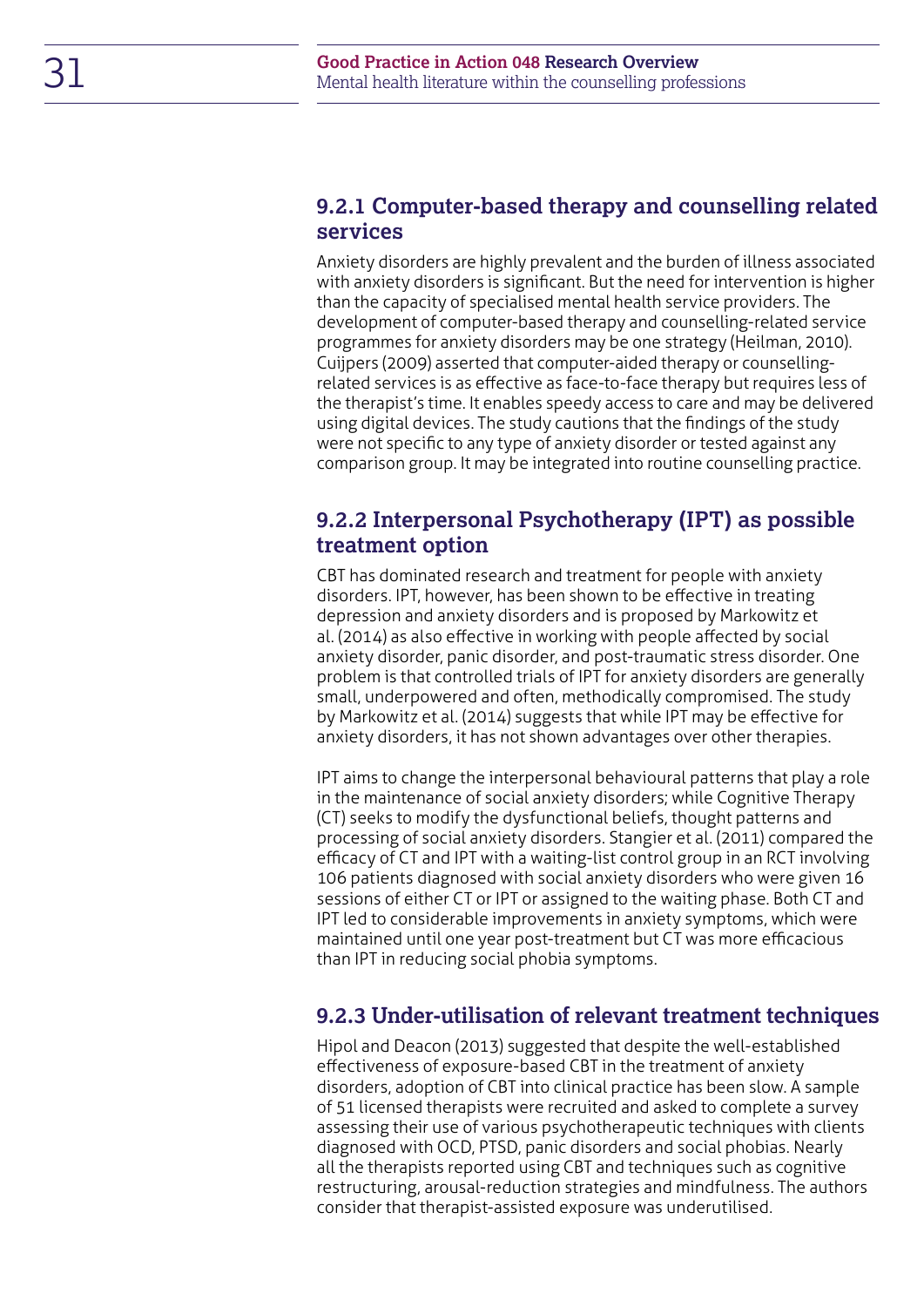### 9.2.1 Computer-based therapy and counselling related services

Anxiety disorders are highly prevalent and the burden of illness associated with anxiety disorders is significant. But the need for intervention is higher than the capacity of specialised mental health service providers. The development of computer-based therapy and counselling-related service programmes for anxiety disorders may be one strategy (Heilman, 2010). Cuijpers (2009) asserted that computer-aided therapy or counselling-related services is as effective as face-to-face therapy but requires less of the therapist's time. It enables speedy access to care and may be delivered using digital devices. The study cautions that the findings of the study were not specific to any type of anxiety disorder or tested against any comparison group. It may be integrated into routine counselling practice.

### 9.2.2 Interpersonal Psychotherapy (IPT) as possible treatment option

CBT has dominated research and treatment for people with anxiety disorders. IPT, however, has been shown to be effective in treating depression and anxiety disorders and is proposed by Markowitz et al. (2014) as also effective in working with people affected by social anxiety disorder, panic disorder, and post-traumatic stress disorder. One problem is that controlled trials of IPT for anxiety disorders are generally small, underpowered and often, methodically compromised. The study by Markowitz et al. (2014) suggests that while IPT may be effective for anxiety disorders, it has not shown advantages over other therapies.

IPT aims to change the interpersonal behavioural patterns that play a role in the maintenance of social anxiety disorders; while Cognitive Therapy (CT) seeks to modify the dysfunctional beliefs, thought patterns and processing of social anxiety disorders. Stangier et al. (2011) compared the efficacy of CT and IPT with a waiting-list control group in an RCT involving 106 patients diagnosed with social anxiety disorders who were given 16 sessions of either CT or IPT or assigned to the waiting phase. Both CT and IPT led to considerable improvements in anxiety symptoms, which were maintained until one year post-treatment but CT was more efficacious than IPT in reducing social phobia symptoms.

### 9.2.3 Under-utilisation of relevant treatment techniques

Hipol and Deacon (2013) suggested that despite the well-established effectiveness of exposure-based CBT in the treatment of anxiety disorders, adoption of CBT into clinical practice has been slow. A sample of 51 licensed therapists were recruited and asked to complete a survey assessing their use of various psychotherapeutic techniques with clients diagnosed with OCD, PTSD, panic disorders and social phobias. Nearly all the therapists reported using CBT and techniques such as cognitive restructuring, arousal-reduction strategies and mindfulness. The authors consider that therapist-assisted exposure was underutilised.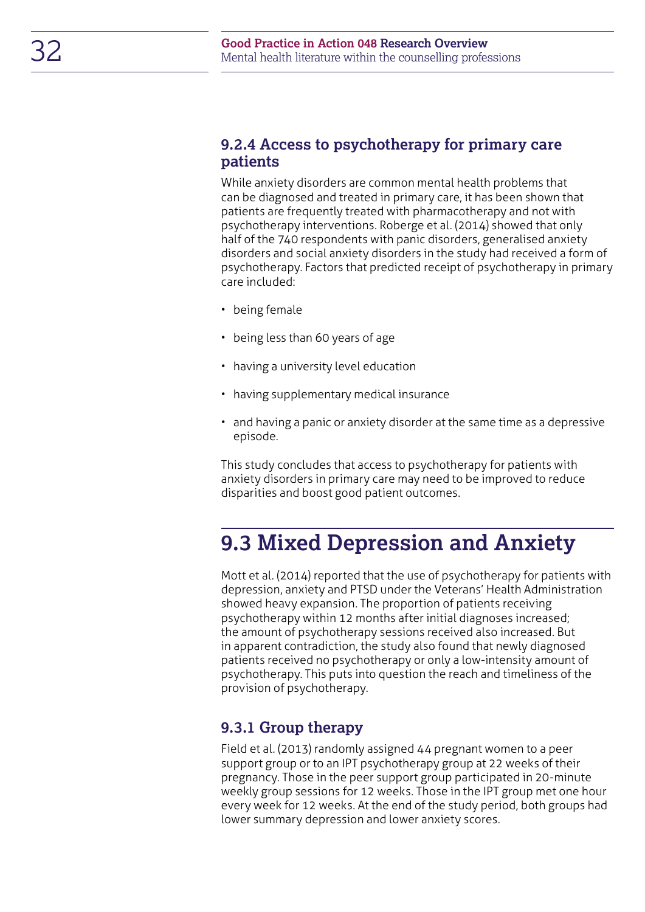### 9.2.4 Access to psychotherapy for primary care patients

While anxiety disorders are common mental health problems that can be diagnosed and treated in primary care, it has been shown that patients are frequently treated with pharmacotherapy and not with psychotherapy interventions. Roberge et al. (2014) showed that only half of the 740 respondents with panic disorders, generalised anxiety disorders and social anxiety disorders in the study had received a form of psychotherapy. Factors that predicted receipt of psychotherapy in primary care included:

- being female
- being less than 60 years of age
- having a university level education
- having supplementary medical insurance
- and having a panic or anxiety disorder at the same time as a depressive episode.

This study concludes that access to psychotherapy for patients with anxiety disorders in primary care may need to be improved to reduce disparities and boost good patient outcomes.

## 9.3 Mixed Depression and Anxiety

Mott et al. (2014) reported that the use of psychotherapy for patients with depression, anxiety and PTSD under the Veterans' Health Administration showed heavy expansion. The proportion of patients receiving psychotherapy within 12 months after initial diagnoses increased; the amount of psychotherapy sessions received also increased. But in apparent contradiction, the study also found that newly diagnosed patients received no psychotherapy or only a low-intensity amount of psychotherapy. This puts into question the reach and timeliness of the provision of psychotherapy.

### 9.3.1 Group therapy

Field et al. (2013) randomly assigned 44 pregnant women to a peer support group or to an IPT psychotherapy group at 22 weeks of their pregnancy. Those in the peer support group participated in 20-minute weekly group sessions for 12 weeks. Those in the IPT group met one hour every week for 12 weeks. At the end of the study period, both groups had lower summary depression and lower anxiety scores.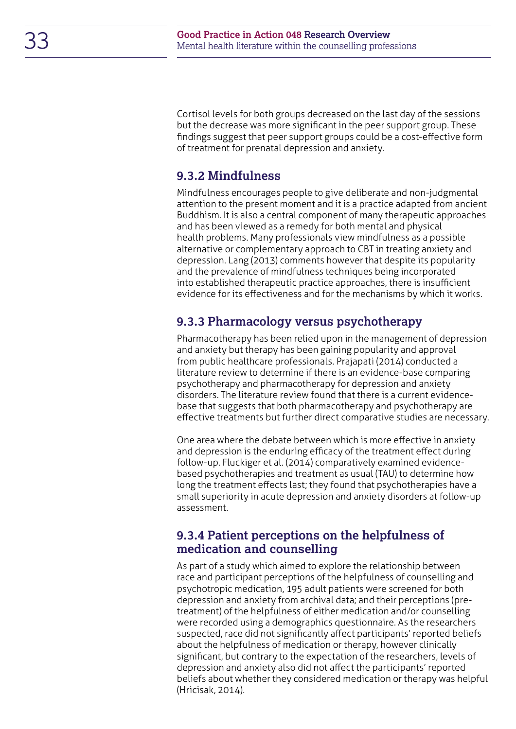Cortisol levels for both groups decreased on the last day of the sessions but the decrease was more significant in the peer support group. These findings suggest that peer support groups could be a cost-effective form of treatment for prenatal depression and anxiety.

### 9.3.2 Mindfulness

Mindfulness encourages people to give deliberate and non-judgmental attention to the present moment and it is a practice adapted from ancient Buddhism. It is also a central component of many therapeutic approaches and has been viewed as a remedy for both mental and physical health problems. Many professionals view mindfulness as a possible alternative or complementary approach to CBT in treating anxiety and depression. Lang (2013) comments however that despite its popularity and the prevalence of mindfulness techniques being incorporated into established therapeutic practice approaches, there is insufficient evidence for its effectiveness and for the mechanisms by which it works.

### 9.3.3 Pharmacology versus psychotherapy

Pharmacotherapy has been relied upon in the management of depression and anxiety but therapy has been gaining popularity and approval from public healthcare professionals. Prajapati (2014) conducted a literature review to determine if there is an evidence-base comparing psychotherapy and pharmacotherapy for depression and anxiety disorders. The literature review found that there is a current evidence-base that suggests that both pharmacotherapy and psychotherapy are effective treatments but further direct comparative studies are necessary.

One area where the debate between which is more effective in anxiety and depression is the enduring efficacy of the treatment effect during follow-up. Fluckiger et al. (2014) comparatively examined evidence-based psychotherapies and treatment as usual (TAU) to determine how long the treatment effects last; they found that psychotherapies have a small superiority in acute depression and anxiety disorders at follow-up assessment.

### 9.3.4 Patient perceptions on the helpfulness of medication and counselling

As part of a study which aimed to explore the relationship between race and participant perceptions of the helpfulness of counselling and psychotropic medication, 195 adult patients were screened for both depression and anxiety from archival data; and their perceptions (pre-treatment) of the helpfulness of either medication and/or counselling were recorded using a demographics questionnaire. As the researchers suspected, race did not significantly affect participants' reported beliefs about the helpfulness of medication or therapy, however clinically significant, but contrary to the expectation of the researchers, levels of depression and anxiety also did not affect the participants' reported beliefs about whether they considered medication or therapy was helpful (Hricisak, 2014).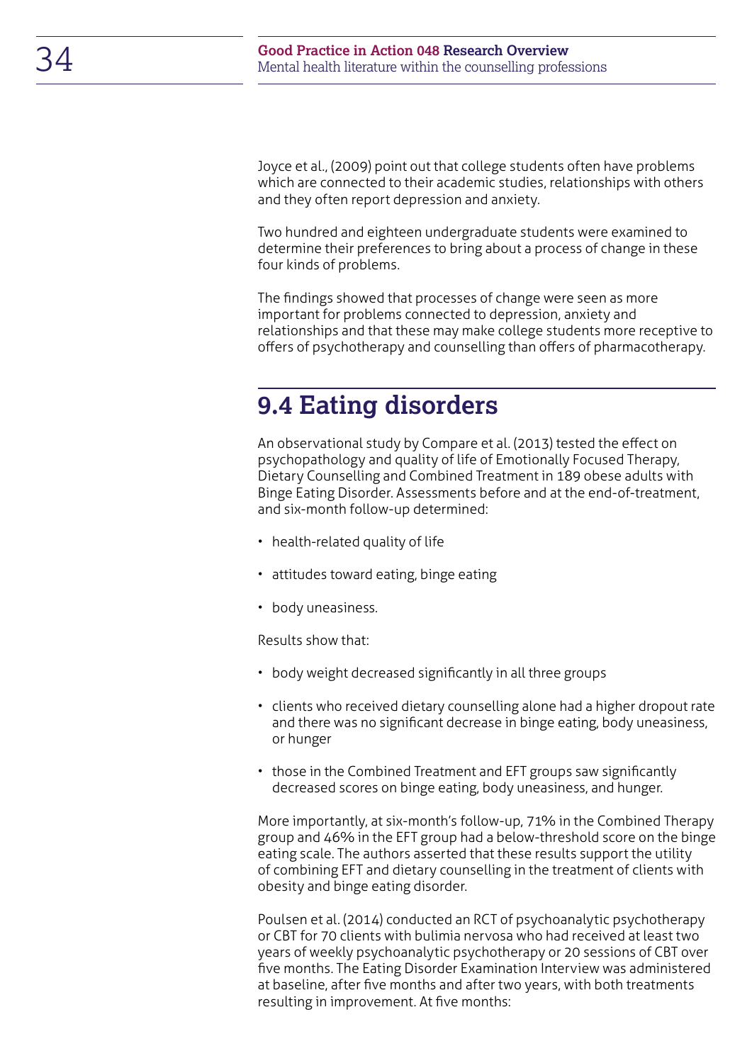Joyce et al., (2009) point out that college students often have problems which are connected to their academic studies, relationships with others and they often report depression and anxiety.

Two hundred and eighteen undergraduate students were examined to determine their preferences to bring about a process of change in these four kinds of problems.

The findings showed that processes of change were seen as more important for problems connected to depression, anxiety and relationships and that these may make college students more receptive to offers of psychotherapy and counselling than offers of pharmacotherapy.

## 9.4 Eating disorders

An observational study by Compare et al. (2013) tested the effect on psychopathology and quality of life of Emotionally Focused Therapy, Dietary Counselling and Combined Treatment in 189 obese adults with Binge Eating Disorder. Assessments before and at the end-of-treatment, and six-month follow-up determined:

- health-related quality of life
- attitudes toward eating, binge eating
- body uneasiness.

Results show that:

- body weight decreased significantly in all three groups
- clients who received dietary counselling alone had a higher dropout rate and there was no significant decrease in binge eating, body uneasiness, or hunger
- those in the Combined Treatment and EFT groups saw significantly decreased scores on binge eating, body uneasiness, and hunger.

More importantly, at six-month's follow-up, 71% in the Combined Therapy group and 46% in the EFT group had a below-threshold score on the binge eating scale. The authors asserted that these results support the utility of combining EFT and dietary counselling in the treatment of clients with obesity and binge eating disorder.

Poulsen et al. (2014) conducted an RCT of psychoanalytic psychotherapy or CBT for 70 clients with bulimia nervosa who had received at least two years of weekly psychoanalytic psychotherapy or 20 sessions of CBT over five months. The Eating Disorder Examination Interview was administered at baseline, after five months and after two years, with both treatments resulting in improvement. At five months: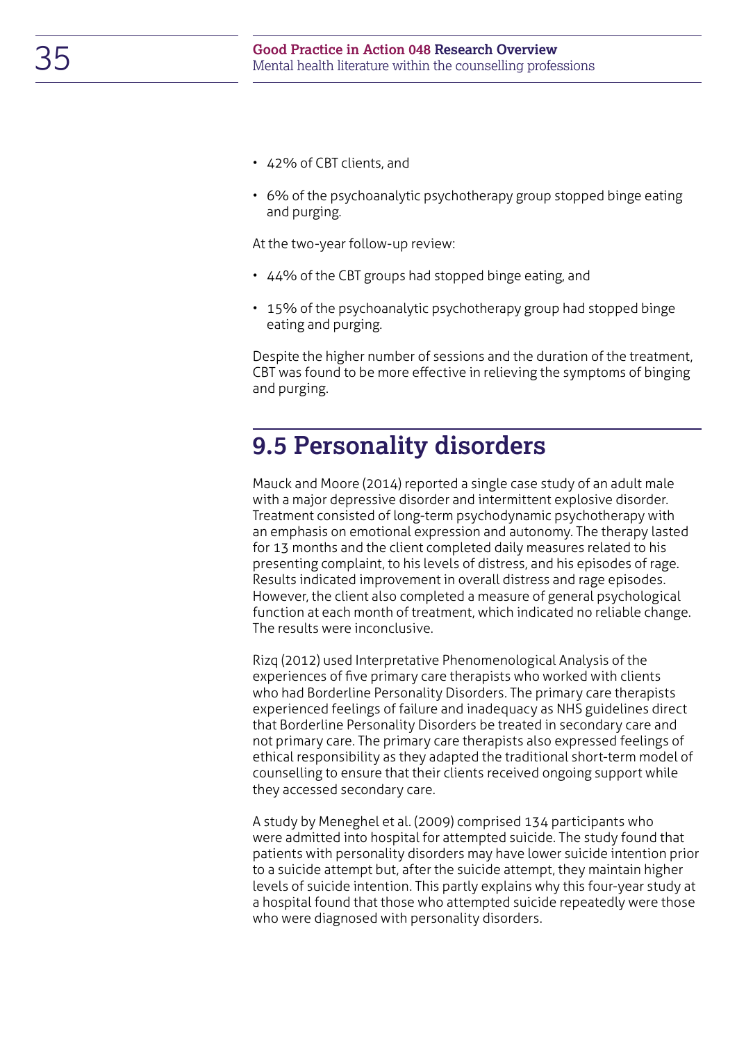- 42% of CBT clients, and
- 6% of the psychoanalytic psychotherapy group stopped binge eating and purging.

At the two-year follow-up review:

- 44% of the CBT groups had stopped binge eating, and
- 15% of the psychoanalytic psychotherapy group had stopped binge eating and purging.

Despite the higher number of sessions and the duration of the treatment, CBT was found to be more effective in relieving the symptoms of binging and purging.

## 9.5 Personality disorders

Mauck and Moore (2014) reported a single case study of an adult male with a major depressive disorder and intermittent explosive disorder. Treatment consisted of long-term psychodynamic psychotherapy with an emphasis on emotional expression and autonomy. The therapy lasted for 13 months and the client completed daily measures related to his presenting complaint, to his levels of distress, and his episodes of rage. Results indicated improvement in overall distress and rage episodes. However, the client also completed a measure of general psychological function at each month of treatment, which indicated no reliable change. The results were inconclusive.

Rizq (2012) used Interpretative Phenomenological Analysis of the experiences of five primary care therapists who worked with clients who had Borderline Personality Disorders. The primary care therapists experienced feelings of failure and inadequacy as NHS guidelines direct that Borderline Personality Disorders be treated in secondary care and not primary care. The primary care therapists also expressed feelings of ethical responsibility as they adapted the traditional short-term model of counselling to ensure that their clients received ongoing support while they accessed secondary care.

A study by Meneghel et al. (2009) comprised 134 participants who were admitted into hospital for attempted suicide. The study found that patients with personality disorders may have lower suicide intention prior to a suicide attempt but, after the suicide attempt, they maintain higher levels of suicide intention. This partly explains why this four-year study at a hospital found that those who attempted suicide repeatedly were those who were diagnosed with personality disorders.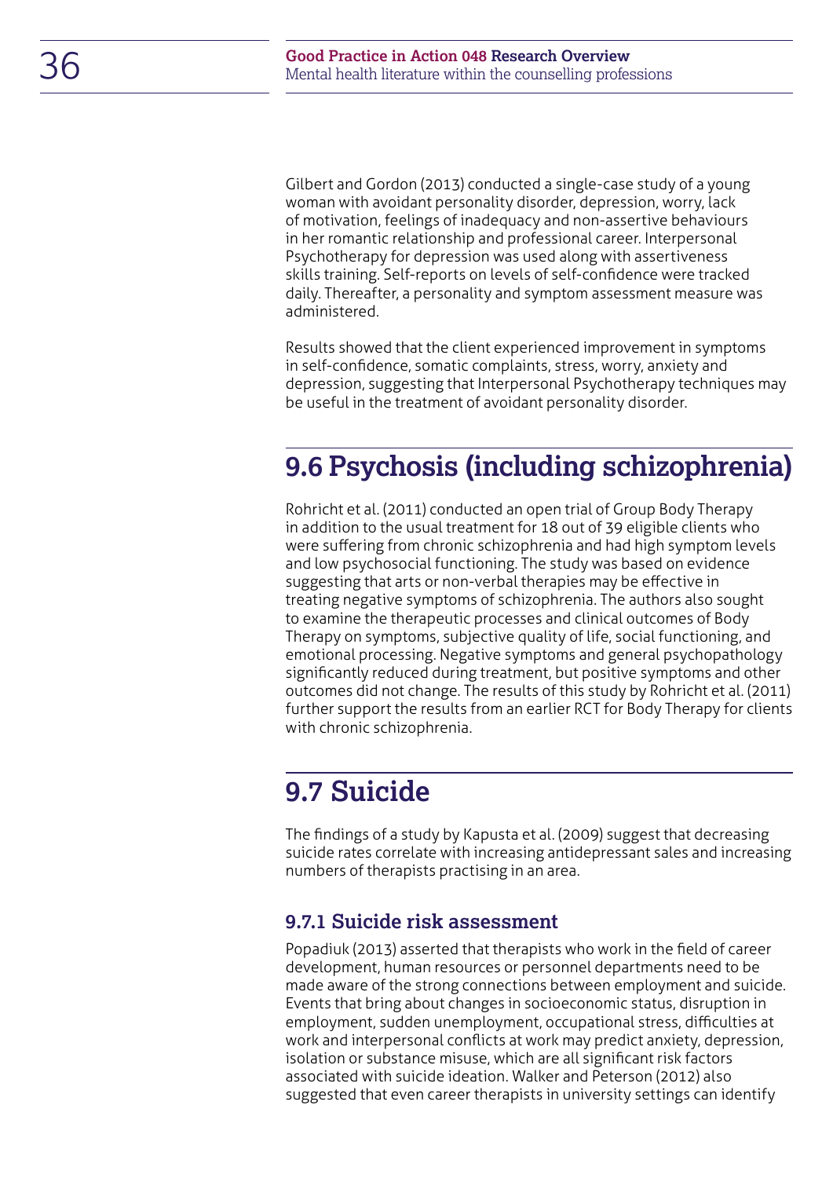Gilbert and Gordon (2013) conducted a single-case study of a young woman with avoidant personality disorder, depression, worry, lack of motivation, feelings of inadequacy and non-assertive behaviours in her romantic relationship and professional career. Interpersonal Psychotherapy for depression was used along with assertiveness skills training. Self-reports on levels of self-confidence were tracked daily. Thereafter, a personality and symptom assessment measure was administered.

Results showed that the client experienced improvement in symptoms in self-confidence, somatic complaints, stress, worry, anxiety and depression, suggesting that Interpersonal Psychotherapy techniques may be useful in the treatment of avoidant personality disorder.

## 9.6 Psychosis (including schizophrenia)

Rohricht et al. (2011) conducted an open trial of Group Body Therapy in addition to the usual treatment for 18 out of 39 eligible clients who were suffering from chronic schizophrenia and had high symptom levels and low psychosocial functioning. The study was based on evidence suggesting that arts or non-verbal therapies may be effective in treating negative symptoms of schizophrenia. The authors also sought to examine the therapeutic processes and clinical outcomes of Body Therapy on symptoms, subjective quality of life, social functioning, and emotional processing. Negative symptoms and general psychopathology significantly reduced during treatment, but positive symptoms and other outcomes did not change. The results of this study by Rohricht et al. (2011) further support the results from an earlier RCT for Body Therapy for clients with chronic schizophrenia.

## 9.7 Suicide

The findings of a study by Kapusta et al. (2009) suggest that decreasing suicide rates correlate with increasing antidepressant sales and increasing numbers of therapists practising in an area.

### 9.7.1 Suicide risk assessment

Popadiuk (2013) asserted that therapists who work in the field of career development, human resources or personnel departments need to be made aware of the strong connections between employment and suicide. Events that bring about changes in socioeconomic status, disruption in employment, sudden unemployment, occupational stress, difficulties at work and interpersonal conflicts at work may predict anxiety, depression, isolation or substance misuse, which are all significant risk factors associated with suicide ideation. Walker and Peterson (2012) also suggested that even career therapists in university settings can identify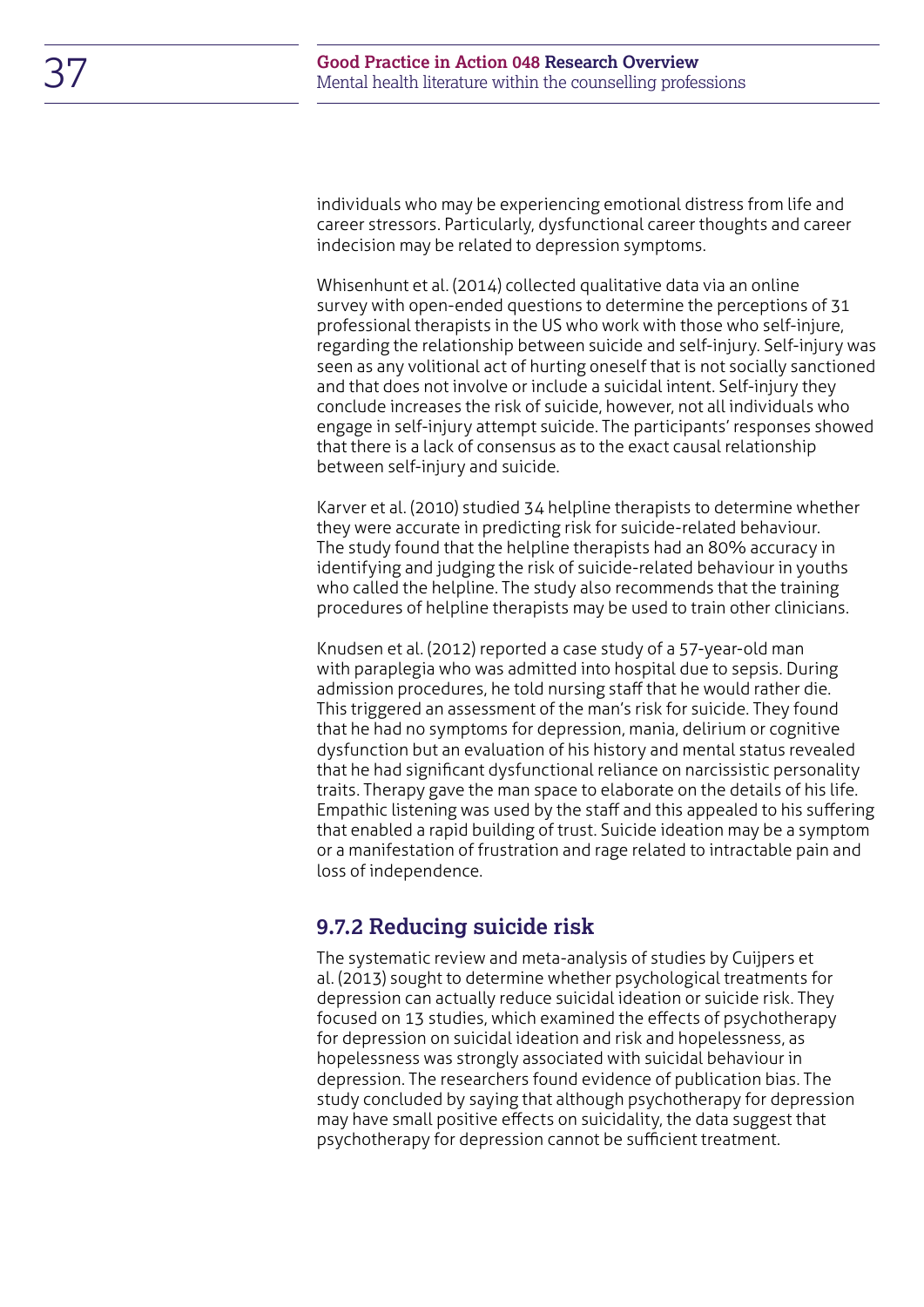individuals who may be experiencing emotional distress from life and career stressors. Particularly, dysfunctional career thoughts and career indecision may be related to depression symptoms.

Whisenhunt et al. (2014) collected qualitative data via an online survey with open-ended questions to determine the perceptions of 31 professional therapists in the US who work with those who self-injure, regarding the relationship between suicide and self-injury. Self-injury was seen as any volitional act of hurting oneself that is not socially sanctioned and that does not involve or include a suicidal intent. Self-injury they conclude increases the risk of suicide, however, not all individuals who engage in self-injury attempt suicide. The participants' responses showed that there is a lack of consensus as to the exact causal relationship between self-injury and suicide.

Karver et al. (2010) studied 34 helpline therapists to determine whether they were accurate in predicting risk for suicide-related behaviour. The study found that the helpline therapists had an 80% accuracy in identifying and judging the risk of suicide-related behaviour in youths who called the helpline. The study also recommends that the training procedures of helpline therapists may be used to train other clinicians.

Knudsen et al. (2012) reported a case study of a 57-year-old man with paraplegia who was admitted into hospital due to sepsis. During admission procedures, he told nursing staff that he would rather die. This triggered an assessment of the man's risk for suicide. They found that he had no symptoms for depression, mania, delirium or cognitive dysfunction but an evaluation of his history and mental status revealed that he had significant dysfunctional reliance on narcissistic personality traits. Therapy gave the man space to elaborate on the details of his life. Empathic listening was used by the staff and this appealed to his suffering that enabled a rapid building of trust. Suicide ideation may be a symptom or a manifestation of frustration and rage related to intractable pain and loss of independence.

### 9.7.2 Reducing suicide risk

The systematic review and meta-analysis of studies by Cuijpers et al. (2013) sought to determine whether psychological treatments for depression can actually reduce suicidal ideation or suicide risk. They focused on 13 studies, which examined the effects of psychotherapy for depression on suicidal ideation and risk and hopelessness, as hopelessness was strongly associated with suicidal behaviour in depression. The researchers found evidence of publication bias. The study concluded by saying that although psychotherapy for depression may have small positive effects on suicidality, the data suggest that psychotherapy for depression cannot be sufficient treatment.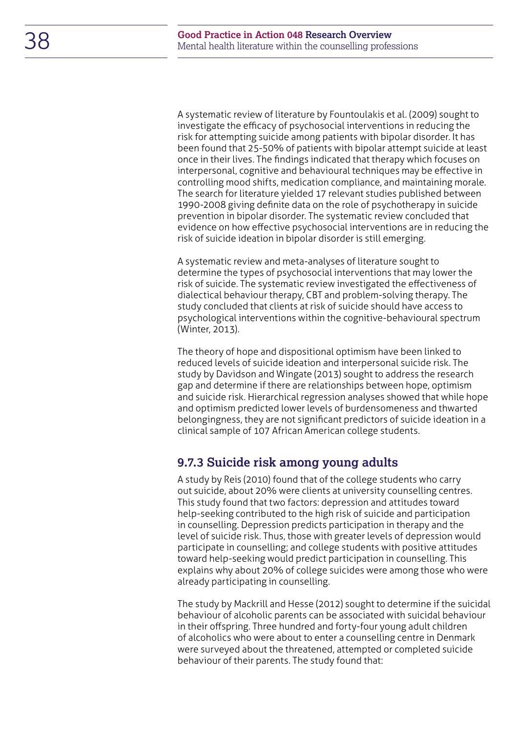A systematic review of literature by Fountoulakis et al. (2009) sought to investigate the efficacy of psychosocial interventions in reducing the risk for attempting suicide among patients with bipolar disorder. It has been found that 25-50% of patients with bipolar attempt suicide at least once in their lives. The findings indicated that therapy which focuses on interpersonal, cognitive and behavioural techniques may be effective in controlling mood shifts, medication compliance, and maintaining morale. The search for literature yielded 17 relevant studies published between 1990-2008 giving definite data on the role of psychotherapy in suicide prevention in bipolar disorder. The systematic review concluded that evidence on how effective psychosocial interventions are in reducing the risk of suicide ideation in bipolar disorder is still emerging.

A systematic review and meta-analyses of literature sought to determine the types of psychosocial interventions that may lower the risk of suicide. The systematic review investigated the effectiveness of dialectical behaviour therapy, CBT and problem-solving therapy. The study concluded that clients at risk of suicide should have access to psychological interventions within the cognitive-behavioural spectrum (Winter, 2013).

The theory of hope and dispositional optimism have been linked to reduced levels of suicide ideation and interpersonal suicide risk. The study by Davidson and Wingate (2013) sought to address the research gap and determine if there are relationships between hope, optimism and suicide risk. Hierarchical regression analyses showed that while hope and optimism predicted lower levels of burdensomeness and thwarted belongingness, they are not significant predictors of suicide ideation in a clinical sample of 107 African American college students.

### 9.7.3 Suicide risk among young adults

A study by Reis (2010) found that of the college students who carry out suicide, about 20% were clients at university counselling centres. This study found that two factors: depression and attitudes toward help-seeking contributed to the high risk of suicide and participation in counselling. Depression predicts participation in therapy and the level of suicide risk. Thus, those with greater levels of depression would participate in counselling; and college students with positive attitudes toward help-seeking would predict participation in counselling. This explains why about 20% of college suicides were among those who were already participating in counselling.

The study by Mackrill and Hesse (2012) sought to determine if the suicidal behaviour of alcoholic parents can be associated with suicidal behaviour in their offspring. Three hundred and forty-four young adult children of alcoholics who were about to enter a counselling centre in Denmark were surveyed about the threatened, attempted or completed suicide behaviour of their parents. The study found that: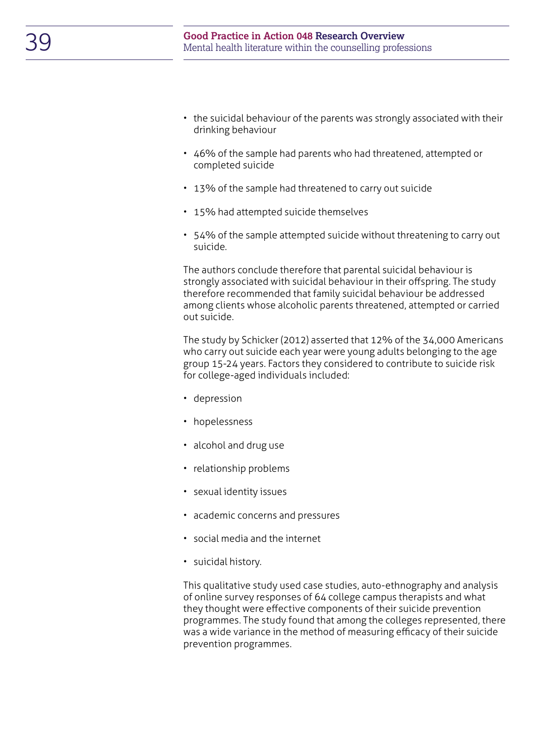- the suicidal behaviour of the parents was strongly associated with their drinking behaviour
- 46% of the sample had parents who had threatened, attempted or completed suicide
- 13% of the sample had threatened to carry out suicide
- 15% had attempted suicide themselves
- 54% of the sample attempted suicide without threatening to carry out suicide.

The authors conclude therefore that parental suicidal behaviour is strongly associated with suicidal behaviour in their offspring. The study therefore recommended that family suicidal behaviour be addressed among clients whose alcoholic parents threatened, attempted or carried out suicide.

The study by Schicker (2012) asserted that 12% of the 34,000 Americans who carry out suicide each year were young adults belonging to the age group 15-24 years. Factors they considered to contribute to suicide risk for college-aged individuals included:

- depression
- hopelessness
- alcohol and drug use
- relationship problems
- sexual identity issues
- academic concerns and pressures
- social media and the internet
- suicidal history.

This qualitative study used case studies, auto-ethnography and analysis of online survey responses of 64 college campus therapists and what they thought were effective components of their suicide prevention programmes. The study found that among the colleges represented, there was a wide variance in the method of measuring efficacy of their suicide prevention programmes.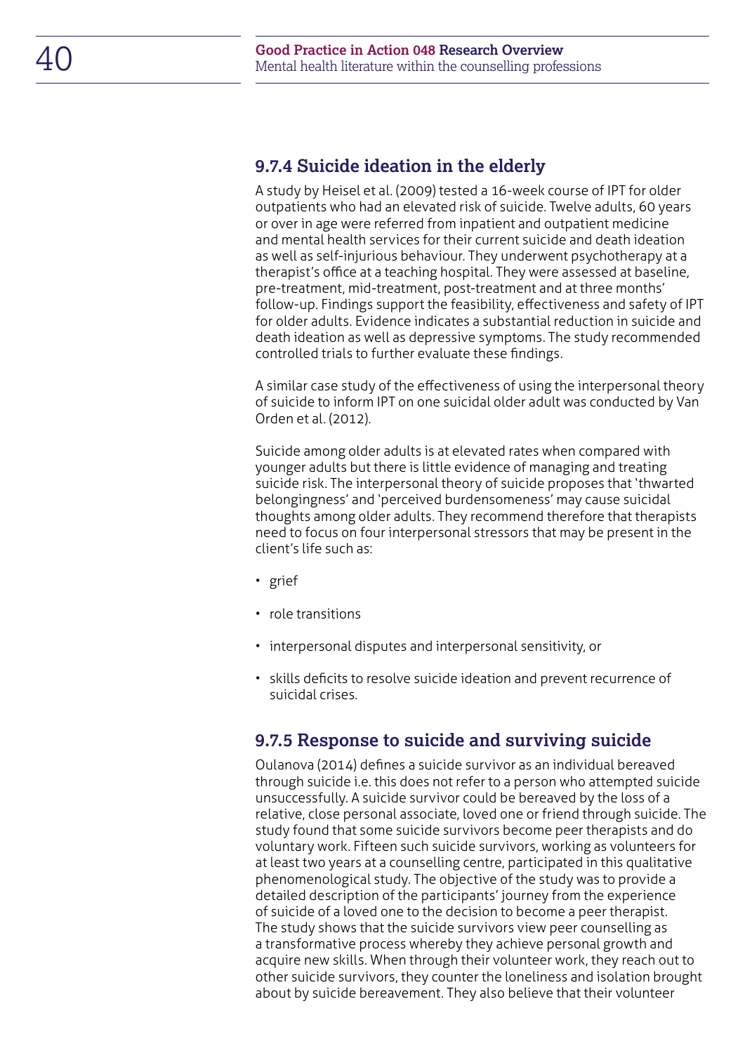### 9.7.4 Suicide ideation in the elderly

A study by Heisel et al. (2009) tested a 16-week course of IPT for older outpatients who had an elevated risk of suicide. Twelve adults, 60 years or over in age were referred from inpatient and outpatient medicine and mental health services for their current suicide and death ideation as well as self-injurious behaviour. They underwent psychotherapy at a therapist's office at a teaching hospital. They were assessed at baseline, pre-treatment, mid-treatment, post-treatment and at three months' follow-up. Findings support the feasibility, effectiveness and safety of IPT for older adults. Evidence indicates a substantial reduction in suicide and death ideation as well as depressive symptoms. The study recommended controlled trials to further evaluate these findings.

A similar case study of the effectiveness of using the interpersonal theory of suicide to inform IPT on one suicidal older adult was conducted by Van Orden et al. (2012).

Suicide among older adults is at elevated rates when compared with younger adults but there is little evidence of managing and treating suicide risk. The interpersonal theory of suicide proposes that 'thwarted belongingness' and 'perceived burdensomeness' may cause suicidal thoughts among older adults. They recommend therefore that therapists need to focus on four interpersonal stressors that may be present in the client's life such as:

- grief
- role transitions
- interpersonal disputes and interpersonal sensitivity, or
- skills deficits to resolve suicide ideation and prevent recurrence of suicidal crises.

### 9.7.5 Response to suicide and surviving suicide

Oulanova (2014) defines a suicide survivor as an individual bereaved through suicide i.e. this does not refer to a person who attempted suicide unsuccessfully. A suicide survivor could be bereaved by the loss of a relative, close personal associate, loved one or friend through suicide. The study found that some suicide survivors become peer therapists and do voluntary work. Fifteen such suicide survivors, working as volunteers for at least two years at a counselling centre, participated in this qualitative phenomenological study. The objective of the study was to provide a detailed description of the participants' journey from the experience of suicide of a loved one to the decision to become a peer therapist. The study shows that the suicide survivors view peer counselling as a transformative process whereby they achieve personal growth and acquire new skills. When through their volunteer work, they reach out to other suicide survivors, they counter the loneliness and isolation brought about by suicide bereavement. They also believe that their volunteer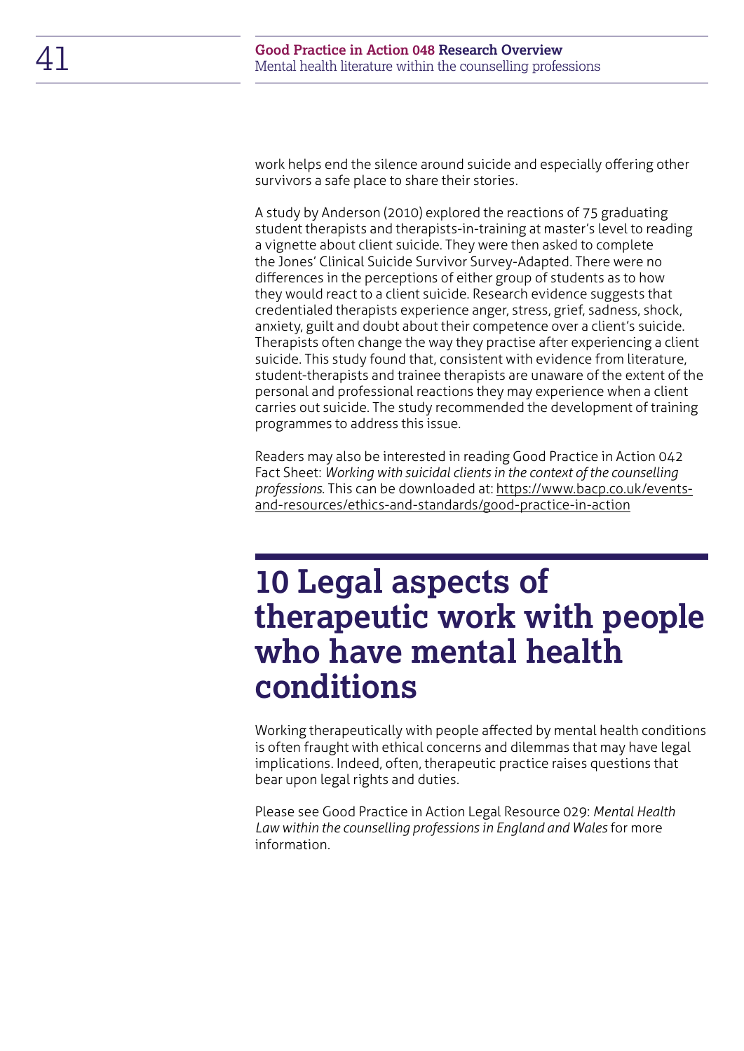work helps end the silence around suicide and especially offering other survivors a safe place to share their stories.

A study by Anderson (2010) explored the reactions of 75 graduating student therapists and therapists-in-training at master's level to reading a vignette about client suicide. They were then asked to complete the Jones' Clinical Suicide Survivor Survey-Adapted. There were no differences in the perceptions of either group of students as to how they would react to a client suicide. Research evidence suggests that credentialed therapists experience anger, stress, grief, sadness, shock, anxiety, guilt and doubt about their competence over a client's suicide. Therapists often change the way they practise after experiencing a client suicide. This study found that, consistent with evidence from literature, student-therapists and trainee therapists are unaware of the extent of the personal and professional reactions they may experience when a client carries out suicide. The study recommended the development of training programmes to address this issue.

Readers may also be interested in reading Good Practice in Action 042 Fact Sheet: *Working with suicidal clients in the context of the counselling professions.* This can be downloaded at: https://www.bacp.co.uk/events-and-resources/ethics-and-standards/good-practice-in-action

# 10 Legal aspects of therapeutic work with people who have mental health conditions

Working therapeutically with people affected by mental health conditions is often fraught with ethical concerns and dilemmas that may have legal implications. Indeed, often, therapeutic practice raises questions that bear upon legal rights and duties.

Please see Good Practice in Action Legal Resource 029: *Mental Health Law within the counselling professions in England and Wales* for more information.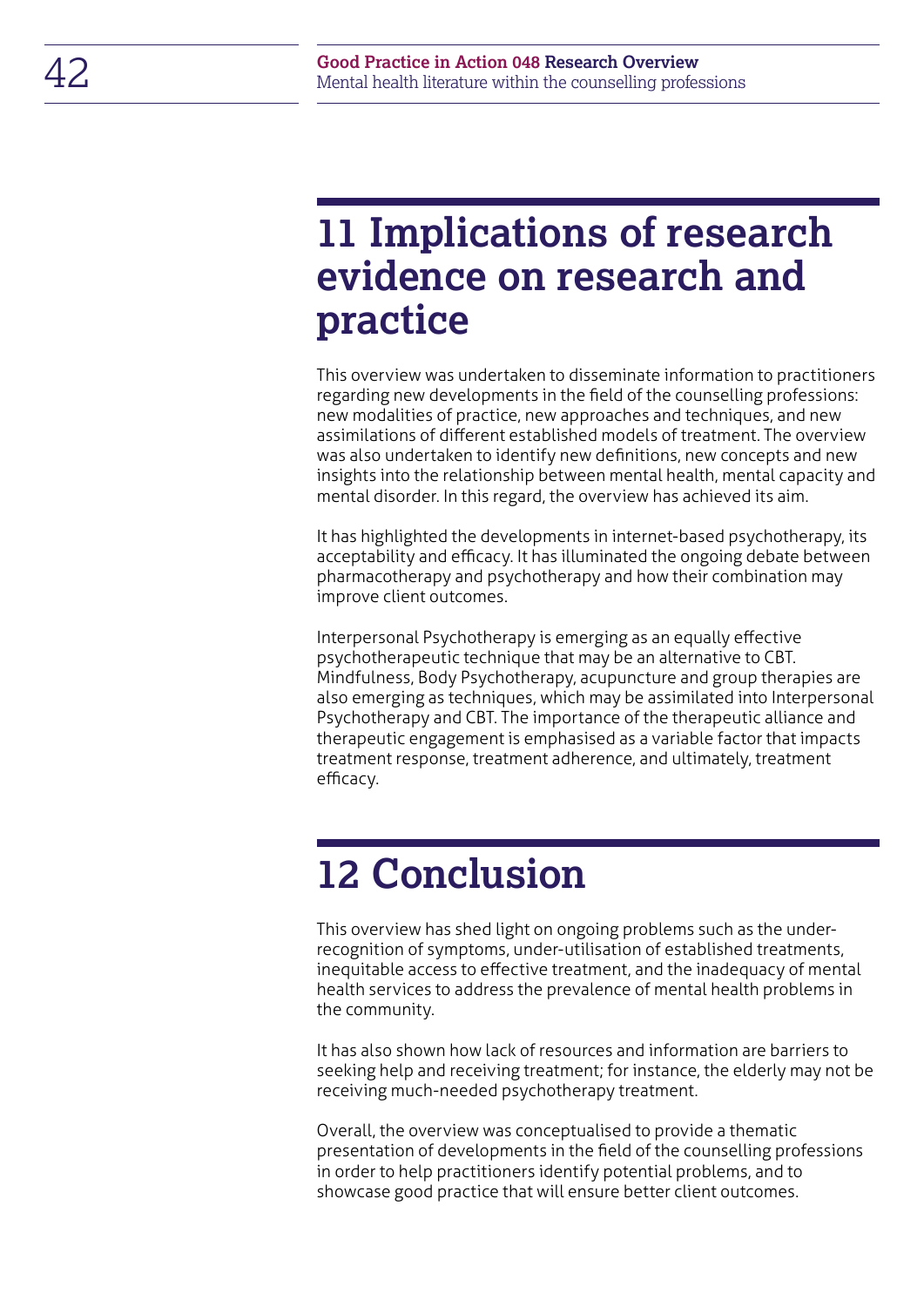# 11 Implications of research evidence on research and practice

This overview was undertaken to disseminate information to practitioners regarding new developments in the field of the counselling professions: new modalities of practice, new approaches and techniques, and new assimilations of different established models of treatment. The overview was also undertaken to identify new definitions, new concepts and new insights into the relationship between mental health, mental capacity and mental disorder. In this regard, the overview has achieved its aim.

It has highlighted the developments in internet-based psychotherapy, its acceptability and efficacy. It has illuminated the ongoing debate between pharmacotherapy and psychotherapy and how their combination may improve client outcomes.

Interpersonal Psychotherapy is emerging as an equally effective psychotherapeutic technique that may be an alternative to CBT. Mindfulness, Body Psychotherapy, acupuncture and group therapies are also emerging as techniques, which may be assimilated into Interpersonal Psychotherapy and CBT. The importance of the therapeutic alliance and therapeutic engagement is emphasised as a variable factor that impacts treatment response, treatment adherence, and ultimately, treatment efficacy.

# 12 Conclusion

This overview has shed light on ongoing problems such as the under-recognition of symptoms, under-utilisation of established treatments, inequitable access to effective treatment, and the inadequacy of mental health services to address the prevalence of mental health problems in the community.

It has also shown how lack of resources and information are barriers to seeking help and receiving treatment; for instance, the elderly may not be receiving much-needed psychotherapy treatment.

Overall, the overview was conceptualised to provide a thematic presentation of developments in the field of the counselling professions in order to help practitioners identify potential problems, and to showcase good practice that will ensure better client outcomes.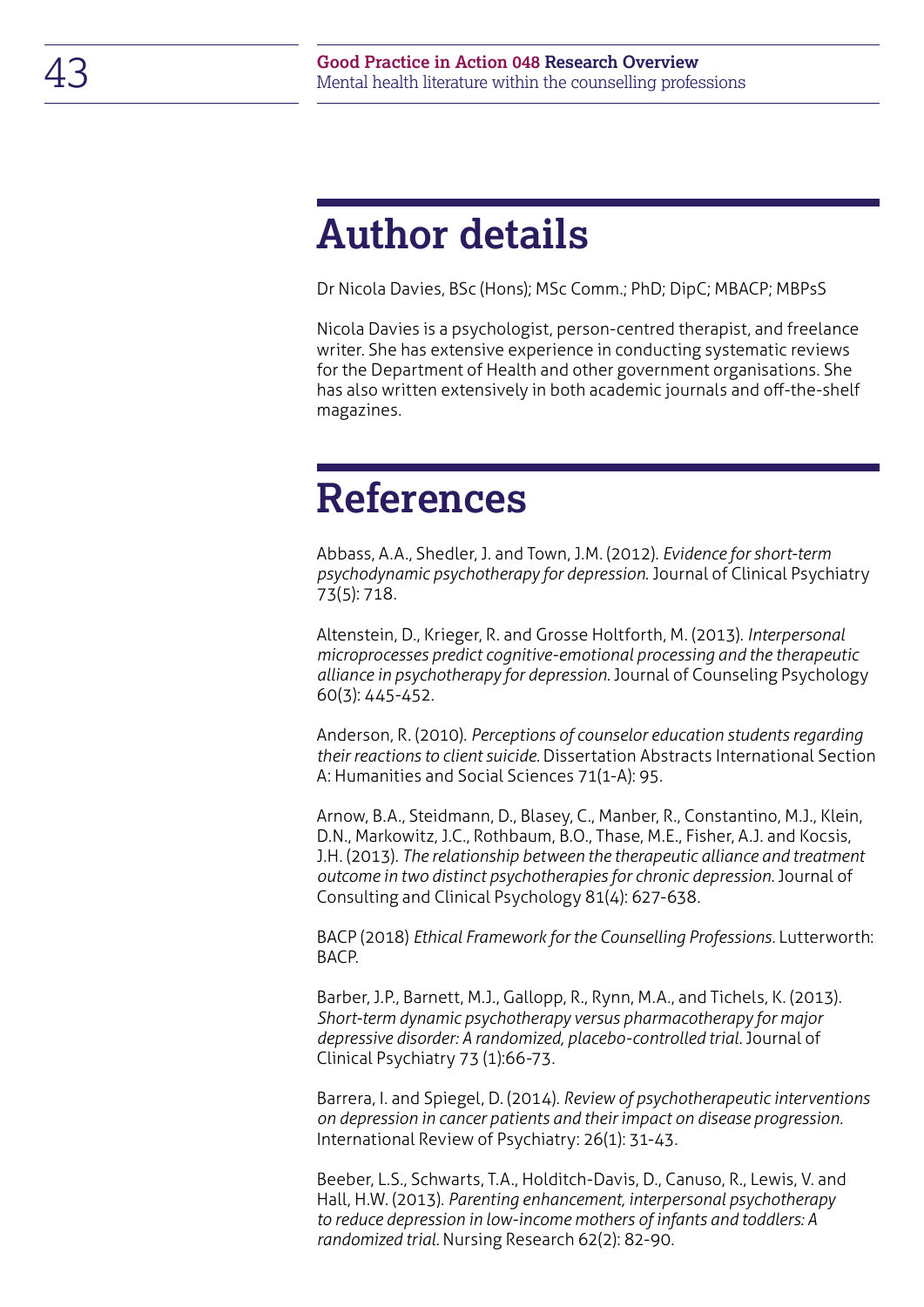## Author details

Dr Nicola Davies, BSc (Hons); MSc Comm.; PhD; DipC; MBACP; MBPsS

Nicola Davies is a psychologist, person-centred therapist, and freelance writer. She has extensive experience in conducting systematic reviews for the Department of Health and other government organisations. She has also written extensively in both academic journals and off-the-shelf magazines.

## References

Abbass, A.A., Shedler, J. and Town, J.M. (2012). *Evidence for short-term psychodynamic psychotherapy for depression.* Journal of Clinical Psychiatry 73(5): 718.

Altenstein, D., Krieger, R. and Grosse Holtforth, M. (2013). *Interpersonal microprocesses predict cognitive-emotional processing and the therapeutic alliance in psychotherapy for depression.* Journal of Counseling Psychology 60(3): 445-452.

Anderson, R. (2010). *Perceptions of counselor education students regarding their reactions to client suicide.* Dissertation Abstracts International Section A: Humanities and Social Sciences 71(1-A): 95.

Arnow, B.A., Steidmann, D., Blasey, C., Manber, R., Constantino, M.J., Klein, D.N., Markowitz, J.C., Rothbaum, B.O., Thase, M.E., Fisher, A.J. and Kocsis, J.H. (2013). *The relationship between the therapeutic alliance and treatment outcome in two distinct psychotherapies for chronic depression.* Journal of Consulting and Clinical Psychology 81(4): 627-638.

BACP (2018) *Ethical Framework for the Counselling Professions.* Lutterworth: BACP.

Barber, J.P., Barnett, M.J., Gallopp, R., Rynn, M.A., and Tichels, K. (2013). *Short-term dynamic psychotherapy versus pharmacotherapy for major depressive disorder: A randomized, placebo-controlled trial.* Journal of Clinical Psychiatry 73 (1):66-73.

Barrera, I. and Spiegel, D. (2014). *Review of psychotherapeutic interventions on depression in cancer patients and their impact on disease progression.* International Review of Psychiatry: 26(1): 31-43.

Beeber, L.S., Schwarts, T.A., Holditch-Davis, D., Canuso, R., Lewis, V. and Hall, H.W. (2013). *Parenting enhancement, interpersonal psychotherapy to reduce depression in low-income mothers of infants and toddlers: A randomized trial.* Nursing Research 62(2): 82-90.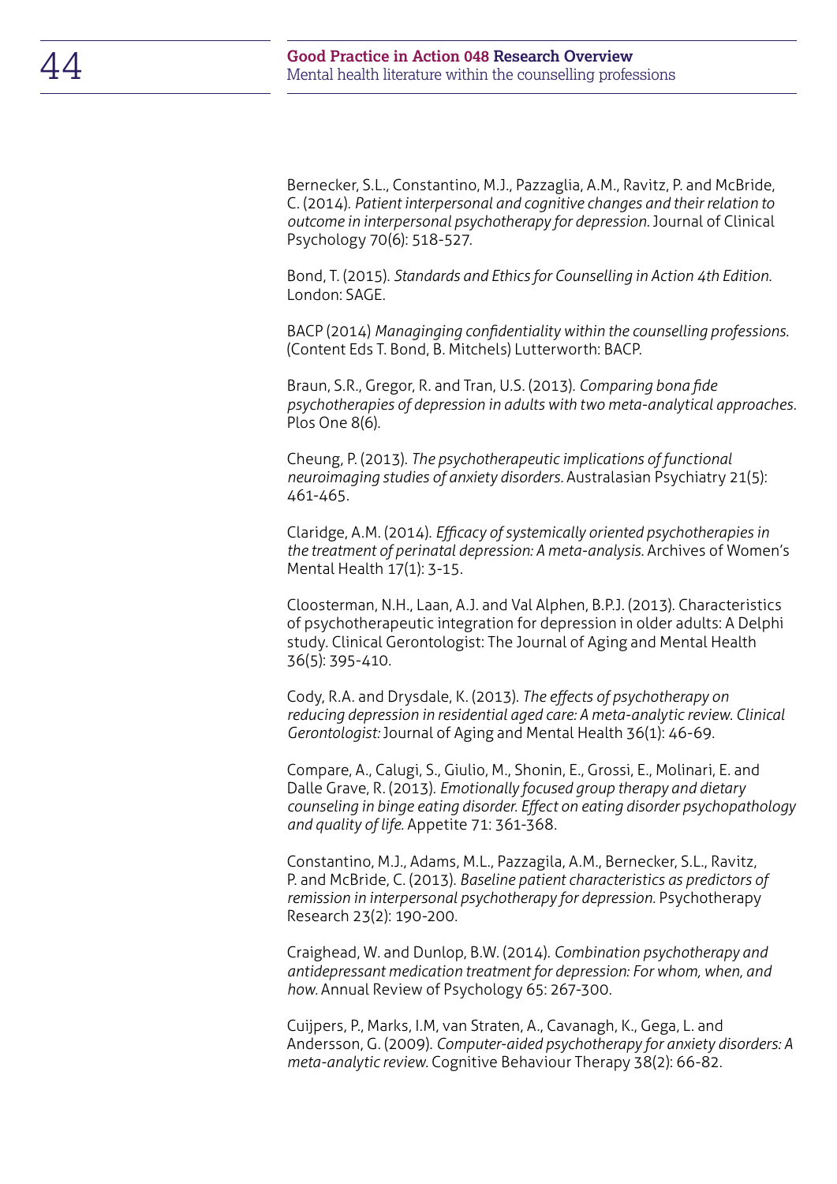Bernecker, S.L., Constantino, M.J., Pazzaglia, A.M., Ravitz, P. and McBride, C. (2014). *Patient interpersonal and cognitive changes and their relation to outcome in interpersonal psychotherapy for depression.* Journal of Clinical Psychology 70(6): 518-527.

Bond, T. (2015). *Standards and Ethics for Counselling in Action 4th Edition.* London: SAGE.

BACP (2014) *Managinging confidentiality within the counselling professions.* (Content Eds T. Bond, B. Mitchels) Lutterworth: BACP.

Braun, S.R., Gregor, R. and Tran, U.S. (2013). *Comparing bona fide psychotherapies of depression in adults with two meta-analytical approaches.* Plos One 8(6).

Cheung, P. (2013). *The psychotherapeutic implications of functional neuroimaging studies of anxiety disorders.* Australasian Psychiatry 21(5): 461-465.

Claridge, A.M. (2014). *Efficacy of systemically oriented psychotherapies in the treatment of perinatal depression: A meta-analysis.* Archives of Women's Mental Health 17(1): 3-15.

Cloosterman, N.H., Laan, A.J. and Val Alphen, B.P.J. (2013). Characteristics of psychotherapeutic integration for depression in older adults: A Delphi study. Clinical Gerontologist: The Journal of Aging and Mental Health 36(5): 395-410.

Cody, R.A. and Drysdale, K. (2013). *The effects of psychotherapy on reducing depression in residential aged care: A meta-analytic review. Clinical Gerontologist:* Journal of Aging and Mental Health 36(1): 46-69.

Compare, A., Calugi, S., Giulio, M., Shonin, E., Grossi, E., Molinari, E. and Dalle Grave, R. (2013). *Emotionally focused group therapy and dietary counseling in binge eating disorder. Effect on eating disorder psychopathology and quality of life.* Appetite 71: 361-368.

Constantino, M.J., Adams, M.L., Pazzagila, A.M., Bernecker, S.L., Ravitz, P. and McBride, C. (2013). *Baseline patient characteristics as predictors of remission in interpersonal psychotherapy for depression.* Psychotherapy Research 23(2): 190-200.

Craighead, W. and Dunlop, B.W. (2014). *Combination psychotherapy and antidepressant medication treatment for depression: For whom, when, and how.* Annual Review of Psychology 65: 267-300.

Cuijpers, P., Marks, I.M, van Straten, A., Cavanagh, K., Gega, L. and Andersson, G. (2009). *Computer-aided psychotherapy for anxiety disorders: A meta-analytic review.* Cognitive Behaviour Therapy 38(2): 66-82.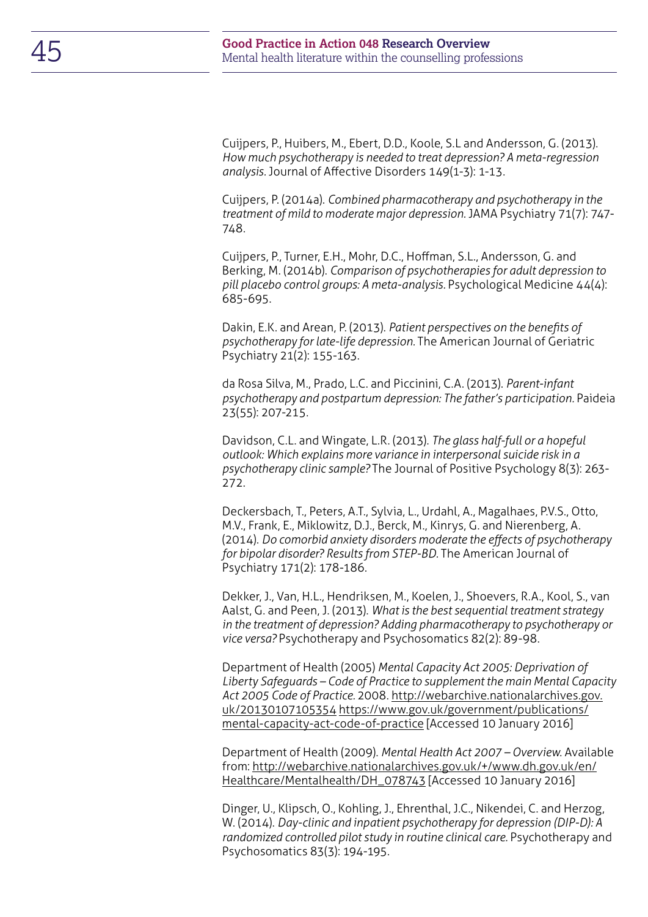Cuijpers, P., Huibers, M., Ebert, D.D., Koole, S.L and Andersson, G. (2013). *How much psychotherapy is needed to treat depression? A meta-regression analysis.* Journal of Affective Disorders 149(1-3): 1-13.

Cuijpers, P. (2014a). *Combined pharmacotherapy and psychotherapy in the treatment of mild to moderate major depression.* JAMA Psychiatry 71(7): 747-748.

Cuijpers, P., Turner, E.H., Mohr, D.C., Hoffman, S.L., Andersson, G. and Berking, M. (2014b). *Comparison of psychotherapies for adult depression to pill placebo control groups: A meta-analysis.* Psychological Medicine 44(4): 685-695.

Dakin, E.K. and Arean, P. (2013). *Patient perspectives on the benefits of psychotherapy for late-life depression.* The American Journal of Geriatric Psychiatry 21(2): 155-163.

da Rosa Silva, M., Prado, L.C. and Piccinini, C.A. (2013). *Parent-infant psychotherapy and postpartum depression: The father's participation.* Paideia 23(55): 207-215.

Davidson, C.L. and Wingate, L.R. (2013). *The glass half-full or a hopeful outlook: Which explains more variance in interpersonal suicide risk in a psychotherapy clinic sample?* The Journal of Positive Psychology 8(3): 263-272.

Deckersbach, T., Peters, A.T., Sylvia, L., Urdahl, A., Magalhaes, P.V.S., Otto, M.V., Frank, E., Miklowitz, D.J., Berck, M., Kinrys, G. and Nierenberg, A. (2014). *Do comorbid anxiety disorders moderate the effects of psychotherapy for bipolar disorder? Results from STEP-BD.* The American Journal of Psychiatry 171(2): 178-186.

Dekker, J., Van, H.L., Hendriksen, M., Koelen, J., Shoevers, R.A., Kool, S., van Aalst, G. and Peen, J. (2013). *What is the best sequential treatment strategy in the treatment of depression? Adding pharmacotherapy to psychotherapy or vice versa?* Psychotherapy and Psychosomatics 82(2): 89-98.

Department of Health (2005) *Mental Capacity Act 2005: Deprivation of Liberty Safeguards – Code of Practice to supplement the main Mental Capacity Act 2005 Code of Practice.* 2008. http://webarchive.nationalarchives.gov.uk/20130107105354 https://www.gov.uk/government/publications/mental-capacity-act-code-of-practice [Accessed 10 January 2016]

Department of Health (2009). *Mental Health Act 2007 – Overview.* Available from: http://webarchive.nationalarchives.gov.uk/+/www.dh.gov.uk/en/Healthcare/Mentalhealth/DH_078743 [Accessed 10 January 2016]

Dinger, U., Klipsch, O., Kohling, J., Ehrenthal, J.C., Nikendei, C. and Herzog, W. (2014). *Day-clinic and inpatient psychotherapy for depression (DIP-D): A randomized controlled pilot study in routine clinical care.* Psychotherapy and Psychosomatics 83(3): 194-195.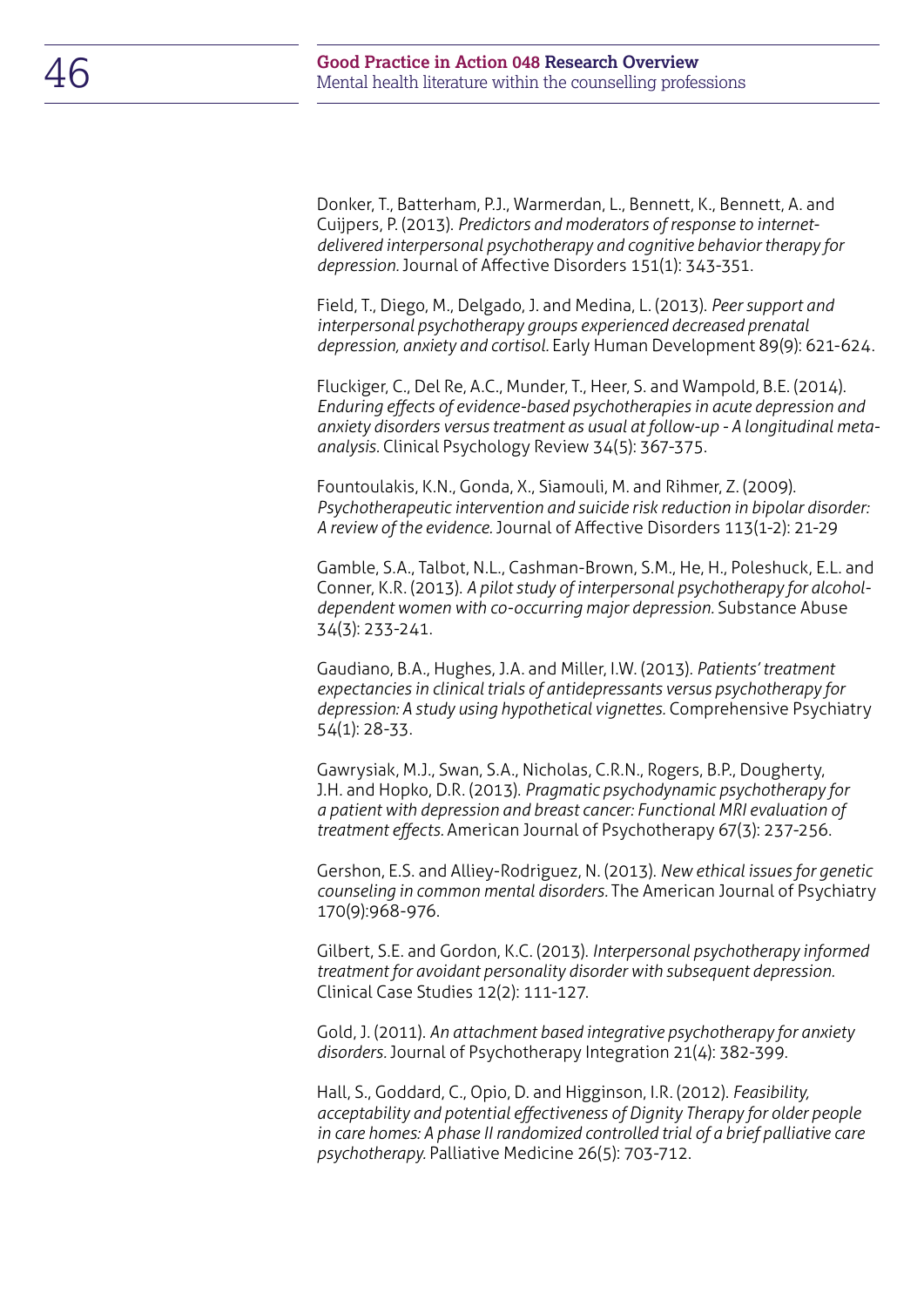Donker, T., Batterham, P.J., Warmerdan, L., Bennett, K., Bennett, A. and Cuijpers, P. (2013). *Predictors and moderators of response to internet-delivered interpersonal psychotherapy and cognitive behavior therapy for depression.* Journal of Affective Disorders 151(1): 343-351.

Field, T., Diego, M., Delgado, J. and Medina, L. (2013). *Peer support and interpersonal psychotherapy groups experienced decreased prenatal depression, anxiety and cortisol.* Early Human Development 89(9): 621-624.

Fluckiger, C., Del Re, A.C., Munder, T., Heer, S. and Wampold, B.E. (2014). *Enduring effects of evidence-based psychotherapies in acute depression and anxiety disorders versus treatment as usual at follow-up - A longitudinal meta-analysis.* Clinical Psychology Review 34(5): 367-375.

Fountoulakis, K.N., Gonda, X., Siamouli, M. and Rihmer, Z. (2009). *Psychotherapeutic intervention and suicide risk reduction in bipolar disorder: A review of the evidence.* Journal of Affective Disorders 113(1-2): 21-29

Gamble, S.A., Talbot, N.L., Cashman-Brown, S.M., He, H., Poleshuck, E.L. and Conner, K.R. (2013). *A pilot study of interpersonal psychotherapy for alcohol-dependent women with co-occurring major depression.* Substance Abuse 34(3): 233-241.

Gaudiano, B.A., Hughes, J.A. and Miller, I.W. (2013). *Patients' treatment expectancies in clinical trials of antidepressants versus psychotherapy for depression: A study using hypothetical vignettes.* Comprehensive Psychiatry 54(1): 28-33.

Gawrysiak, M.J., Swan, S.A., Nicholas, C.R.N., Rogers, B.P., Dougherty, J.H. and Hopko, D.R. (2013). *Pragmatic psychodynamic psychotherapy for a patient with depression and breast cancer: Functional MRI evaluation of treatment effects.* American Journal of Psychotherapy 67(3): 237-256.

Gershon, E.S. and Alliey-Rodriguez, N. (2013). *New ethical issues for genetic counseling in common mental disorders.* The American Journal of Psychiatry 170(9):968-976.

Gilbert, S.E. and Gordon, K.C. (2013). *Interpersonal psychotherapy informed treatment for avoidant personality disorder with subsequent depression.* Clinical Case Studies 12(2): 111-127.

Gold, J. (2011). *An attachment based integrative psychotherapy for anxiety disorders.* Journal of Psychotherapy Integration 21(4): 382-399.

Hall, S., Goddard, C., Opio, D. and Higginson, I.R. (2012). *Feasibility, acceptability and potential effectiveness of Dignity Therapy for older people in care homes: A phase II randomized controlled trial of a brief palliative care psychotherapy.* Palliative Medicine 26(5): 703-712.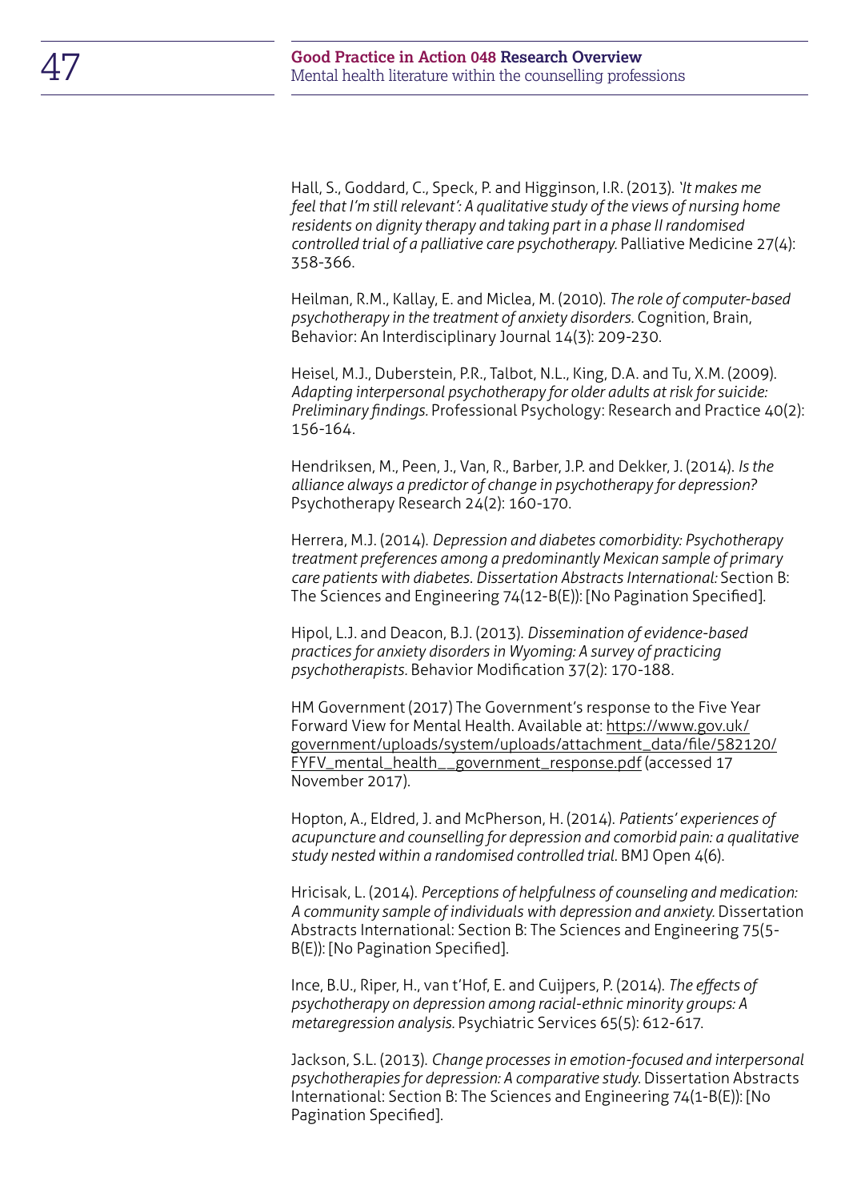Hall, S., Goddard, C., Speck, P. and Higginson, I.R. (2013). *'It makes me feel that I'm still relevant': A qualitative study of the views of nursing home residents on dignity therapy and taking part in a phase II randomised controlled trial of a palliative care psychotherapy.* Palliative Medicine 27(4): 358-366.

Heilman, R.M., Kallay, E. and Miclea, M. (2010). *The role of computer-based psychotherapy in the treatment of anxiety disorders.* Cognition, Brain, Behavior: An Interdisciplinary Journal 14(3): 209-230.

Heisel, M.J., Duberstein, P.R., Talbot, N.L., King, D.A. and Tu, X.M. (2009). *Adapting interpersonal psychotherapy for older adults at risk for suicide: Preliminary findings.* Professional Psychology: Research and Practice 40(2): 156-164.

Hendriksen, M., Peen, J., Van, R., Barber, J.P. and Dekker, J. (2014). *Is the alliance always a predictor of change in psychotherapy for depression?* Psychotherapy Research 24(2): 160-170.

Herrera, M.J. (2014). *Depression and diabetes comorbidity: Psychotherapy treatment preferences among a predominantly Mexican sample of primary care patients with diabetes. Dissertation Abstracts International:* Section B: The Sciences and Engineering 74(12-B(E)): [No Pagination Specified].

Hipol, L.J. and Deacon, B.J. (2013). *Dissemination of evidence-based practices for anxiety disorders in Wyoming: A survey of practicing psychotherapists.* Behavior Modification 37(2): 170-188.

HM Government (2017) The Government's response to the Five Year Forward View for Mental Health. Available at: https://www.gov.uk/government/uploads/system/uploads/attachment_data/file/582120/FYFV_mental_health__government_response.pdf (accessed 17 November 2017).

Hopton, A., Eldred, J. and McPherson, H. (2014). *Patients' experiences of acupuncture and counselling for depression and comorbid pain: a qualitative study nested within a randomised controlled trial.* BMJ Open 4(6).

Hricisak, L. (2014). *Perceptions of helpfulness of counseling and medication: A community sample of individuals with depression and anxiety.* Dissertation Abstracts International: Section B: The Sciences and Engineering 75(5-B(E)): [No Pagination Specified].

Ince, B.U., Riper, H., van t'Hof, E. and Cuijpers, P. (2014). *The effects of psychotherapy on depression among racial-ethnic minority groups: A metaregression analysis.* Psychiatric Services 65(5): 612-617.

Jackson, S.L. (2013). *Change processes in emotion-focused and interpersonal psychotherapies for depression: A comparative study.* Dissertation Abstracts International: Section B: The Sciences and Engineering 74(1-B(E)): [No Pagination Specified].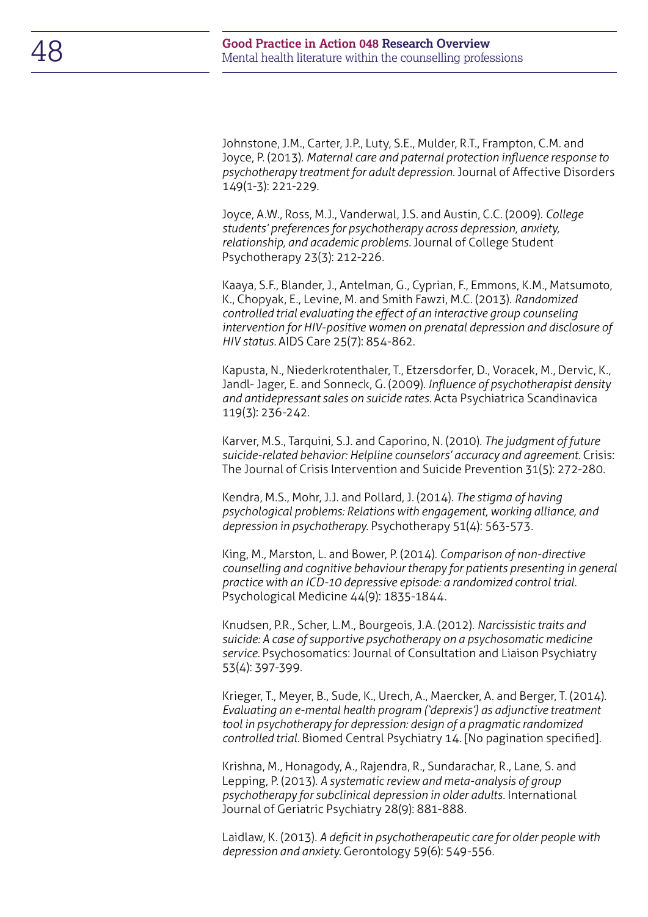Johnstone, J.M., Carter, J.P., Luty, S.E., Mulder, R.T., Frampton, C.M. and Joyce, P. (2013). *Maternal care and paternal protection influence response to psychotherapy treatment for adult depression.* Journal of Affective Disorders 149(1-3): 221-229.

Joyce, A.W., Ross, M.J., Vanderwal, J.S. and Austin, C.C. (2009). *College students' preferences for psychotherapy across depression, anxiety, relationship, and academic problems.* Journal of College Student Psychotherapy 23(3): 212-226.

Kaaya, S.F., Blander, J., Antelman, G., Cyprian, F., Emmons, K.M., Matsumoto, K., Chopyak, E., Levine, M. and Smith Fawzi, M.C. (2013). *Randomized controlled trial evaluating the effect of an interactive group counseling intervention for HIV-positive women on prenatal depression and disclosure of HIV status.* AIDS Care 25(7): 854-862.

Kapusta, N., Niederkrotenthaler, T., Etzersdorfer, D., Voracek, M., Dervic, K., Jandl- Jager, E. and Sonneck, G. (2009). *Influence of psychotherapist density and antidepressant sales on suicide rates.* Acta Psychiatrica Scandinavica 119(3): 236-242.

Karver, M.S., Tarquini, S.J. and Caporino, N. (2010). *The judgment of future suicide-related behavior: Helpline counselors' accuracy and agreement.* Crisis: The Journal of Crisis Intervention and Suicide Prevention 31(5): 272-280.

Kendra, M.S., Mohr, J.J. and Pollard, J. (2014). *The stigma of having psychological problems: Relations with engagement, working alliance, and depression in psychotherapy.* Psychotherapy 51(4): 563-573.

King, M., Marston, L. and Bower, P. (2014). *Comparison of non-directive counselling and cognitive behaviour therapy for patients presenting in general practice with an ICD-10 depressive episode: a randomized control trial.* Psychological Medicine 44(9): 1835-1844.

Knudsen, P.R., Scher, L.M., Bourgeois, J.A. (2012). *Narcissistic traits and suicide: A case of supportive psychotherapy on a psychosomatic medicine service.* Psychosomatics: Journal of Consultation and Liaison Psychiatry 53(4): 397-399.

Krieger, T., Meyer, B., Sude, K., Urech, A., Maercker, A. and Berger, T. (2014). *Evaluating an e-mental health program ('deprexis') as adjunctive treatment tool in psychotherapy for depression: design of a pragmatic randomized controlled trial.* Biomed Central Psychiatry 14. [No pagination specified].

Krishna, M., Honagody, A., Rajendra, R., Sundarachar, R., Lane, S. and Lepping, P. (2013). *A systematic review and meta-analysis of group psychotherapy for subclinical depression in older adults.* International Journal of Geriatric Psychiatry 28(9): 881-888.

Laidlaw, K. (2013). *A deficit in psychotherapeutic care for older people with depression and anxiety.* Gerontology 59(6): 549-556.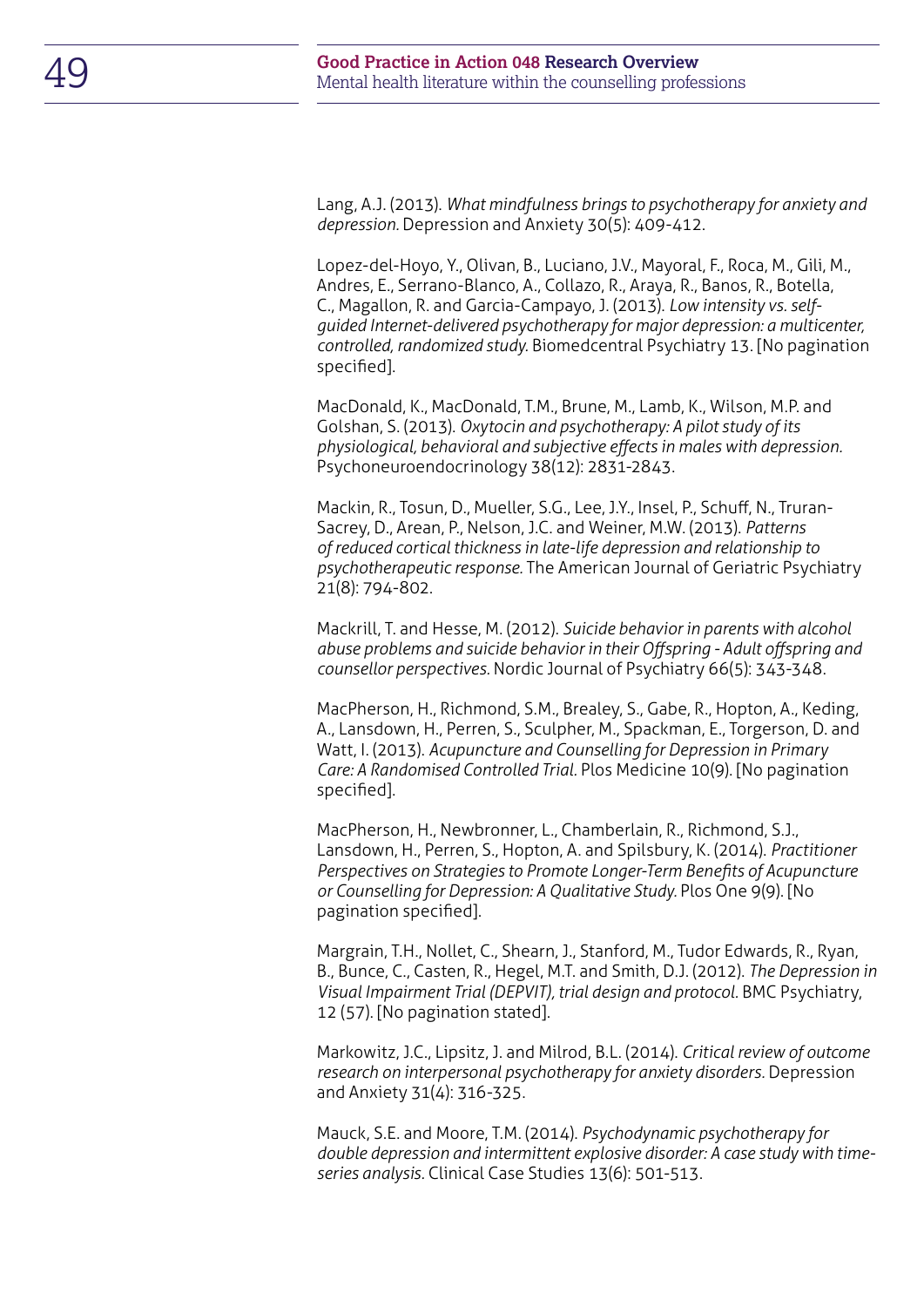Lang, A.J. (2013). *What mindfulness brings to psychotherapy for anxiety and depression.* Depression and Anxiety 30(5): 409-412.

Lopez-del-Hoyo, Y., Olivan, B., Luciano, J.V., Mayoral, F., Roca, M., Gili, M., Andres, E., Serrano-Blanco, A., Collazo, R., Araya, R., Banos, R., Botella, C., Magallon, R. and Garcia-Campayo, J. (2013). *Low intensity vs. self-guided Internet-delivered psychotherapy for major depression: a multicenter, controlled, randomized study.* Biomedcentral Psychiatry 13. [No pagination specified].

MacDonald, K., MacDonald, T.M., Brune, M., Lamb, K., Wilson, M.P. and Golshan, S. (2013). *Oxytocin and psychotherapy: A pilot study of its physiological, behavioral and subjective effects in males with depression.* Psychoneuroendocrinology 38(12): 2831-2843.

Mackin, R., Tosun, D., Mueller, S.G., Lee, J.Y., Insel, P., Schuff, N., Truran-Sacrey, D., Arean, P., Nelson, J.C. and Weiner, M.W. (2013). *Patterns of reduced cortical thickness in late-life depression and relationship to psychotherapeutic response.* The American Journal of Geriatric Psychiatry 21(8): 794-802.

Mackrill, T. and Hesse, M. (2012). *Suicide behavior in parents with alcohol abuse problems and suicide behavior in their Offspring - Adult offspring and counsellor perspectives.* Nordic Journal of Psychiatry 66(5): 343-348.

MacPherson, H., Richmond, S.M., Brealey, S., Gabe, R., Hopton, A., Keding, A., Lansdown, H., Perren, S., Sculpher, M., Spackman, E., Torgerson, D. and Watt, I. (2013). *Acupuncture and Counselling for Depression in Primary Care: A Randomised Controlled Trial.* Plos Medicine 10(9). [No pagination specified].

MacPherson, H., Newbronner, L., Chamberlain, R., Richmond, S.J., Lansdown, H., Perren, S., Hopton, A. and Spilsbury, K. (2014). *Practitioner Perspectives on Strategies to Promote Longer-Term Benefits of Acupuncture or Counselling for Depression: A Qualitative Study.* Plos One 9(9). [No pagination specified].

Margrain, T.H., Nollet, C., Shearn, J., Stanford, M., Tudor Edwards, R., Ryan, B., Bunce, C., Casten, R., Hegel, M.T. and Smith, D.J. (2012). *The Depression in Visual Impairment Trial (DEPVIT), trial design and protocol.* BMC Psychiatry, 12 (57). [No pagination stated].

Markowitz, J.C., Lipsitz, J. and Milrod, B.L. (2014). *Critical review of outcome research on interpersonal psychotherapy for anxiety disorders.* Depression and Anxiety 31(4): 316-325.

Mauck, S.E. and Moore, T.M. (2014). *Psychodynamic psychotherapy for double depression and intermittent explosive disorder: A case study with time-series analysis.* Clinical Case Studies 13(6): 501-513.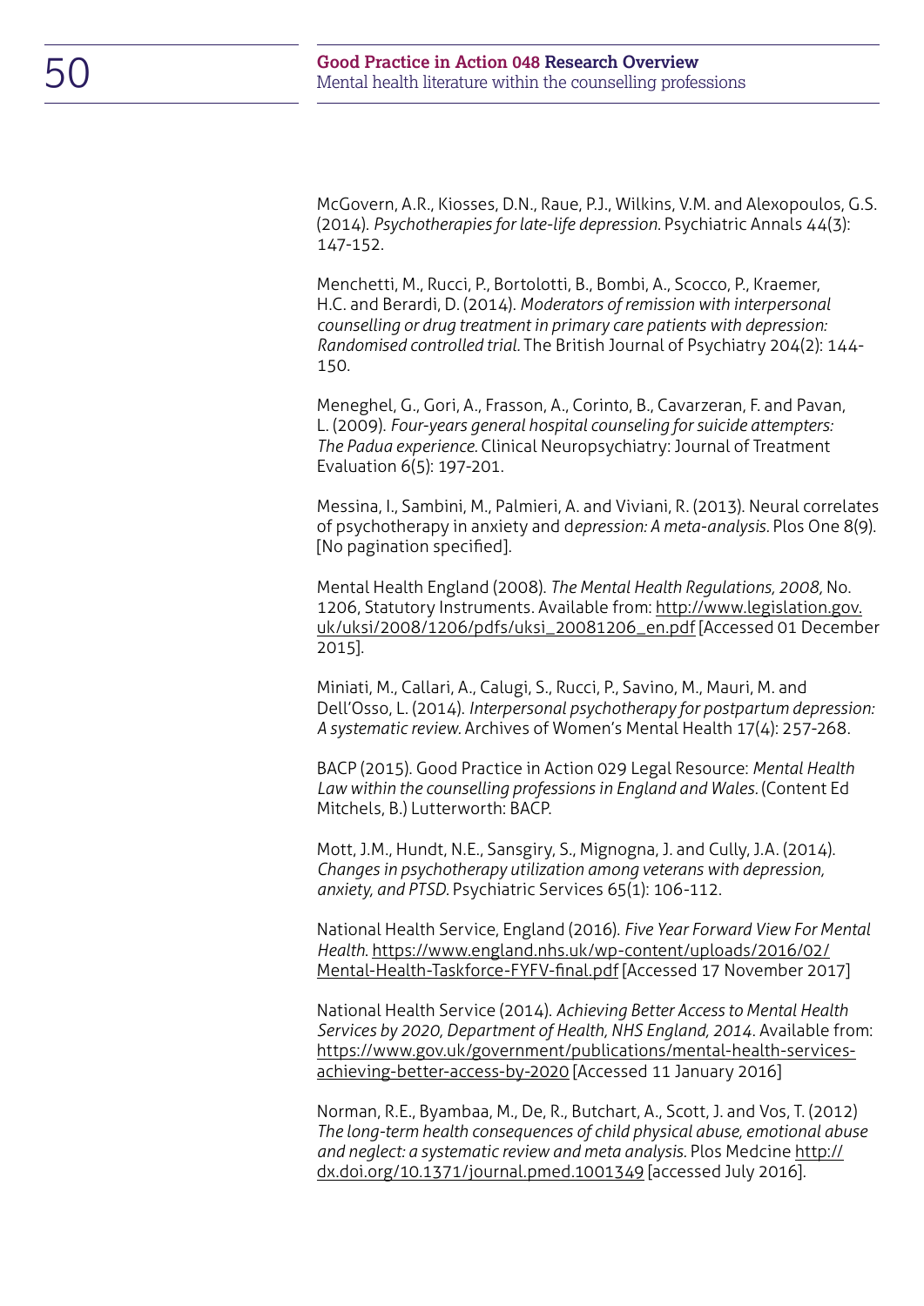McGovern, A.R., Kiosses, D.N., Raue, P.J., Wilkins, V.M. and Alexopoulos, G.S. (2014). *Psychotherapies for late-life depression.* Psychiatric Annals 44(3): 147-152.

Menchetti, M., Rucci, P., Bortolotti, B., Bombi, A., Scocco, P., Kraemer, H.C. and Berardi, D. (2014). *Moderators of remission with interpersonal counselling or drug treatment in primary care patients with depression: Randomised controlled trial.* The British Journal of Psychiatry 204(2): 144-150.

Meneghel, G., Gori, A., Frasson, A., Corinto, B., Cavarzeran, F. and Pavan, L. (2009). *Four-years general hospital counseling for suicide attempters: The Padua experience.* Clinical Neuropsychiatry: Journal of Treatment Evaluation 6(5): 197-201.

Messina, I., Sambini, M., Palmieri, A. and Viviani, R. (2013). Neural correlates of psychotherapy in anxiety and d*epression: A meta-analysis.* Plos One 8(9). [No pagination specified].

Mental Health England (2008). *The Mental Health Regulations, 2008,* No. 1206, Statutory Instruments. Available from: http://www.legislation.gov.uk/uksi/2008/1206/pdfs/uksi_20081206_en.pdf [Accessed 01 December 2015].

Miniati, M., Callari, A., Calugi, S., Rucci, P., Savino, M., Mauri, M. and Dell'Osso, L. (2014). *Interpersonal psychotherapy for postpartum depression: A systematic review.* Archives of Women's Mental Health 17(4): 257-268.

BACP (2015). Good Practice in Action 029 Legal Resource: *Mental Health Law within the counselling professions in England and Wales.* (Content Ed Mitchels, B.) Lutterworth: BACP.

Mott, J.M., Hundt, N.E., Sansgiry, S., Mignogna, J. and Cully, J.A. (2014). *Changes in psychotherapy utilization among veterans with depression, anxiety, and PTSD.* Psychiatric Services 65(1): 106-112.

National Health Service, England (2016). *Five Year Forward View For Mental Health.* https://www.england.nhs.uk/wp-content/uploads/2016/02/Mental-Health-Taskforce-FYFV-final.pdf [Accessed 17 November 2017]

National Health Service (2014). *Achieving Better Access to Mental Health Services by 2020, Department of Health, NHS England, 2014*. Available from: https://www.gov.uk/government/publications/mental-health-services-achieving-better-access-by-2020 [Accessed 11 January 2016]

Norman, R.E., Byambaa, M., De, R., Butchart, A., Scott, J. and Vos, T. (2012) *The long-term health consequences of child physical abuse, emotional abuse and neglect: a systematic review and meta analysis.* Plos Medcine http://dx.doi.org/10.1371/journal.pmed.1001349 [accessed July 2016].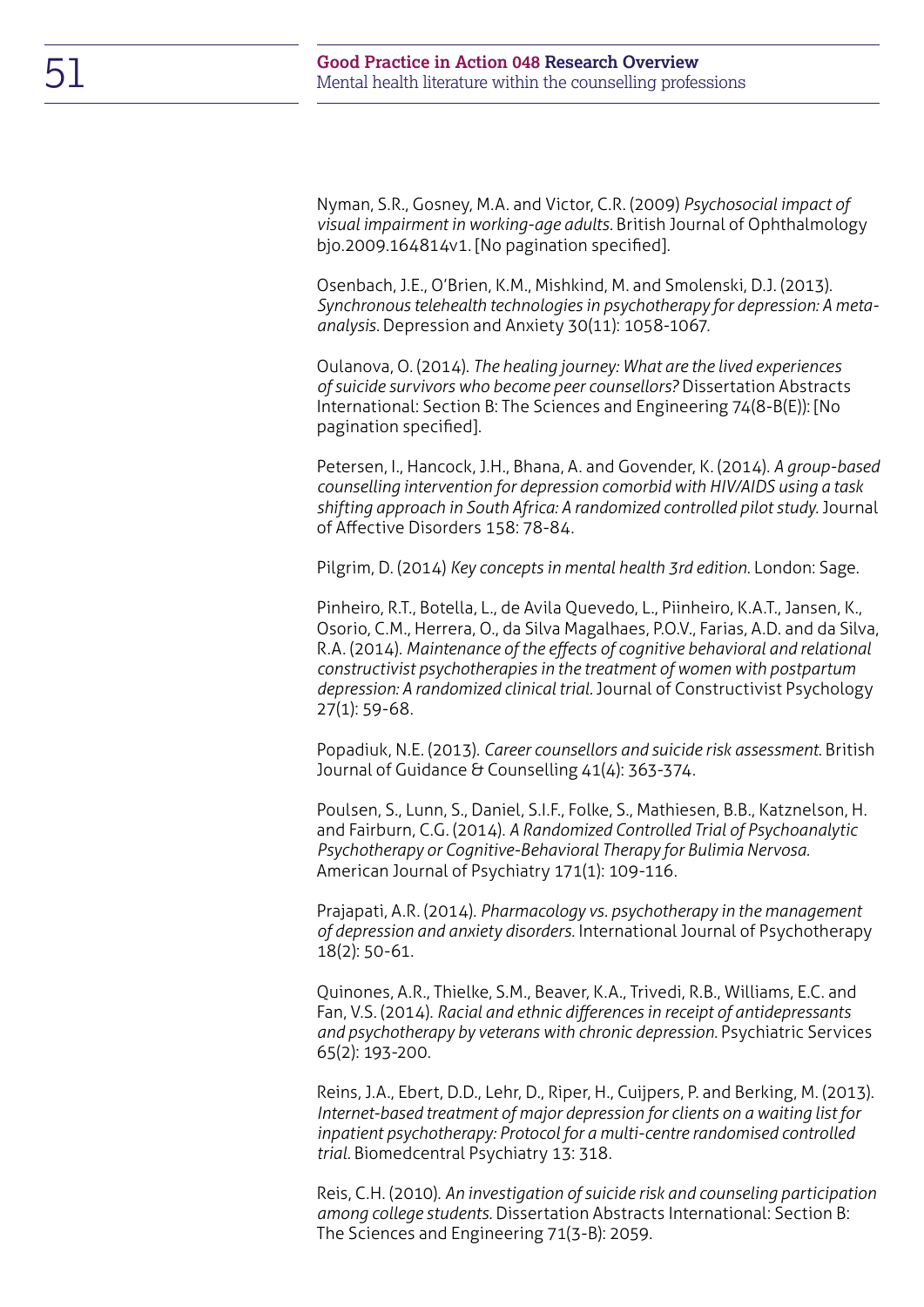Nyman, S.R., Gosney, M.A. and Victor, C.R. (2009) *Psychosocial impact of visual impairment in working-age adults.* British Journal of Ophthalmology bjo.2009.164814v1. [No pagination specified].

Osenbach, J.E., O'Brien, K.M., Mishkind, M. and Smolenski, D.J. (2013). *Synchronous telehealth technologies in psychotherapy for depression: A meta-analysis.* Depression and Anxiety 30(11): 1058-1067.

Oulanova, O. (2014). *The healing journey: What are the lived experiences of suicide survivors who become peer counsellors?* Dissertation Abstracts International: Section B: The Sciences and Engineering 74(8-B(E)): [No pagination specified].

Petersen, I., Hancock, J.H., Bhana, A. and Govender, K. (2014). *A group-based counselling intervention for depression comorbid with HIV/AIDS using a task shifting approach in South Africa: A randomized controlled pilot study.* Journal of Affective Disorders 158: 78-84.

Pilgrim, D. (2014) *Key concepts in mental health 3rd edition.* London: Sage.

Pinheiro, R.T., Botella, L., de Avila Quevedo, L., Piinheiro, K.A.T., Jansen, K., Osorio, C.M., Herrera, O., da Silva Magalhaes, P.O.V., Farias, A.D. and da Silva, R.A. (2014). *Maintenance of the effects of cognitive behavioral and relational constructivist psychotherapies in the treatment of women with postpartum depression: A randomized clinical trial.* Journal of Constructivist Psychology 27(1): 59-68.

Popadiuk, N.E. (2013). *Career counsellors and suicide risk assessment.* British Journal of Guidance & Counselling 41(4): 363-374.

Poulsen, S., Lunn, S., Daniel, S.I.F., Folke, S., Mathiesen, B.B., Katznelson, H. and Fairburn, C.G. (2014). *A Randomized Controlled Trial of Psychoanalytic Psychotherapy or Cognitive-Behavioral Therapy for Bulimia Nervosa.* American Journal of Psychiatry 171(1): 109-116.

Prajapati, A.R. (2014). *Pharmacology vs. psychotherapy in the management of depression and anxiety disorders.* International Journal of Psychotherapy 18(2): 50-61.

Quinones, A.R., Thielke, S.M., Beaver, K.A., Trivedi, R.B., Williams, E.C. and Fan, V.S. (2014). *Racial and ethnic differences in receipt of antidepressants and psychotherapy by veterans with chronic depression.* Psychiatric Services 65(2): 193-200.

Reins, J.A., Ebert, D.D., Lehr, D., Riper, H., Cuijpers, P. and Berking, M. (2013). *Internet-based treatment of major depression for clients on a waiting list for inpatient psychotherapy: Protocol for a multi-centre randomised controlled trial.* Biomedcentral Psychiatry 13: 318.

Reis, C.H. (2010). *An investigation of suicide risk and counseling participation among college students.* Dissertation Abstracts International: Section B: The Sciences and Engineering 71(3-B): 2059.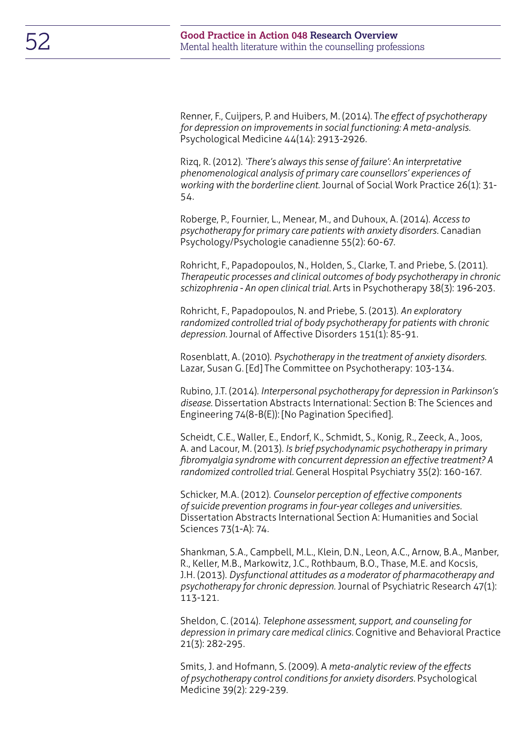Renner, F., Cuijpers, P. and Huibers, M. (2014). T*he effect of psychotherapy for depression on improvements in social functioning: A meta-analysis.* Psychological Medicine 44(14): 2913-2926.

Rizq, R. (2012). *'There's always this sense of failure': An interpretative phenomenological analysis of primary care counsellors' experiences of working with the borderline client.* Journal of Social Work Practice 26(1): 31-54.

Roberge, P., Fournier, L., Menear, M., and Duhoux, A. (2014). *Access to psychotherapy for primary care patients with anxiety disorders.* Canadian Psychology/Psychologie canadienne 55(2): 60-67.

Rohricht, F., Papadopoulos, N., Holden, S., Clarke, T. and Priebe, S. (2011). *Therapeutic processes and clinical outcomes of body psychotherapy in chronic schizophrenia - An open clinical trial.* Arts in Psychotherapy 38(3): 196-203.

Rohricht, F., Papadopoulos, N. and Priebe, S. (2013). *An exploratory randomized controlled trial of body psychotherapy for patients with chronic depression.* Journal of Affective Disorders 151(1): 85-91.

Rosenblatt, A. (2010). *Psychotherapy in the treatment of anxiety disorders.* Lazar, Susan G. [Ed] The Committee on Psychotherapy: 103-134.

Rubino, J.T. (2014). *Interpersonal psychotherapy for depression in Parkinson's disease.* Dissertation Abstracts International: Section B: The Sciences and Engineering 74(8-B(E)): [No Pagination Specified].

Scheidt, C.E., Waller, E., Endorf, K., Schmidt, S., Konig, R., Zeeck, A., Joos, A. and Lacour, M. (2013). *Is brief psychodynamic psychotherapy in primary fibromyalgia syndrome with concurrent depression an effective treatment? A randomized controlled trial.* General Hospital Psychiatry 35(2): 160-167.

Schicker, M.A. (2012). *Counselor perception of effective components of suicide prevention programs in four-year colleges and universities.* Dissertation Abstracts International Section A: Humanities and Social Sciences 73(1-A): 74.

Shankman, S.A., Campbell, M.L., Klein, D.N., Leon, A.C., Arnow, B.A., Manber, R., Keller, M.B., Markowitz, J.C., Rothbaum, B.O., Thase, M.E. and Kocsis, J.H. (2013). *Dysfunctional attitudes as a moderator of pharmacotherapy and psychotherapy for chronic depression.* Journal of Psychiatric Research 47(1): 113-121.

Sheldon, C. (2014). *Telephone assessment, support, and counseling for depression in primary care medical clinics.* Cognitive and Behavioral Practice 21(3): 282-295.

Smits, J. and Hofmann, S. (2009). A *meta-analytic review of the effects of psychotherapy control conditions for anxiety disorders.* Psychological Medicine 39(2): 229-239.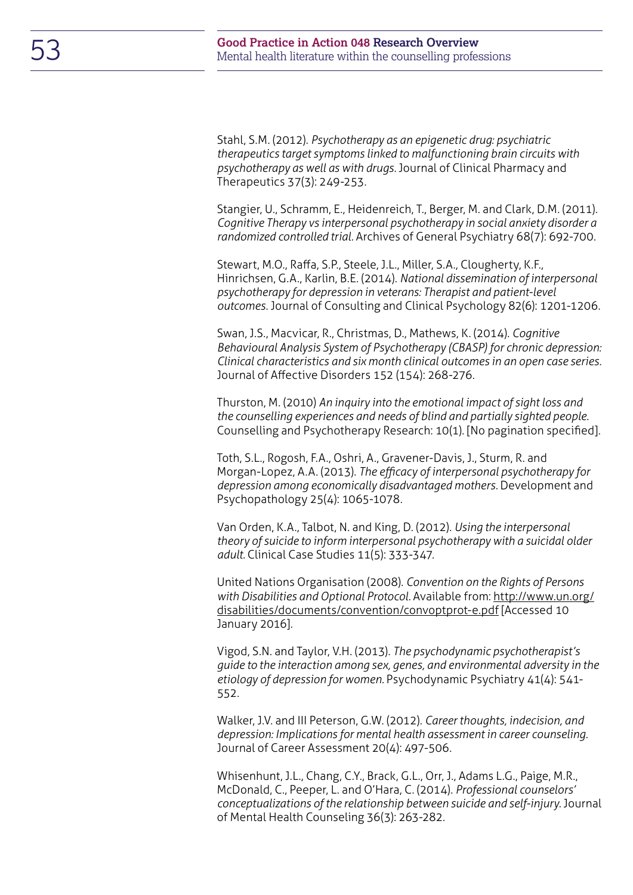Stahl, S.M. (2012). *Psychotherapy as an epigenetic drug: psychiatric therapeutics target symptoms linked to malfunctioning brain circuits with psychotherapy as well as with drugs.* Journal of Clinical Pharmacy and Therapeutics 37(3): 249-253.

Stangier, U., Schramm, E., Heidenreich, T., Berger, M. and Clark, D.M. (2011). *Cognitive Therapy vs interpersonal psychotherapy in social anxiety disorder a randomized controlled trial.* Archives of General Psychiatry 68(7): 692-700.

Stewart, M.O., Raffa, S.P., Steele, J.L., Miller, S.A., Clougherty, K.F., Hinrichsen, G.A., Karlin, B.E. (2014). *National dissemination of interpersonal psychotherapy for depression in veterans: Therapist and patient-level outcomes.* Journal of Consulting and Clinical Psychology 82(6): 1201-1206.

Swan, J.S., Macvicar, R., Christmas, D., Mathews, K. (2014). *Cognitive Behavioural Analysis System of Psychotherapy (CBASP) for chronic depression: Clinical characteristics and six month clinical outcomes in an open case series.* Journal of Affective Disorders 152 (154): 268-276.

Thurston, M. (2010) *An inquiry into the emotional impact of sight loss and the counselling experiences and needs of blind and partially sighted people.* Counselling and Psychotherapy Research: 10(1). [No pagination specified].

Toth, S.L., Rogosh, F.A., Oshri, A., Gravener-Davis, J., Sturm, R. and Morgan-Lopez, A.A. (2013). *The efficacy of interpersonal psychotherapy for depression among economically disadvantaged mothers.* Development and Psychopathology 25(4): 1065-1078.

Van Orden, K.A., Talbot, N. and King, D. (2012). *Using the interpersonal theory of suicide to inform interpersonal psychotherapy with a suicidal older adult.* Clinical Case Studies 11(5): 333-347.

United Nations Organisation (2008). *Convention on the Rights of Persons with Disabilities and Optional Protocol.* Available from: http://www.un.org/disabilities/documents/convention/convoptprot-e.pdf [Accessed 10 January 2016].

Vigod, S.N. and Taylor, V.H. (2013). *The psychodynamic psychotherapist's guide to the interaction among sex, genes, and environmental adversity in the etiology of depression for women.* Psychodynamic Psychiatry 41(4): 541-552.

Walker, J.V. and III Peterson, G.W. (2012). *Career thoughts, indecision, and depression: Implications for mental health assessment in career counseling.* Journal of Career Assessment 20(4): 497-506.

Whisenhunt, J.L., Chang, C.Y., Brack, G.L., Orr, J., Adams L.G., Paige, M.R., McDonald, C., Peeper, L. and O'Hara, C. (2014). *Professional counselors' conceptualizations of the relationship between suicide and self-injury.* Journal of Mental Health Counseling 36(3): 263-282.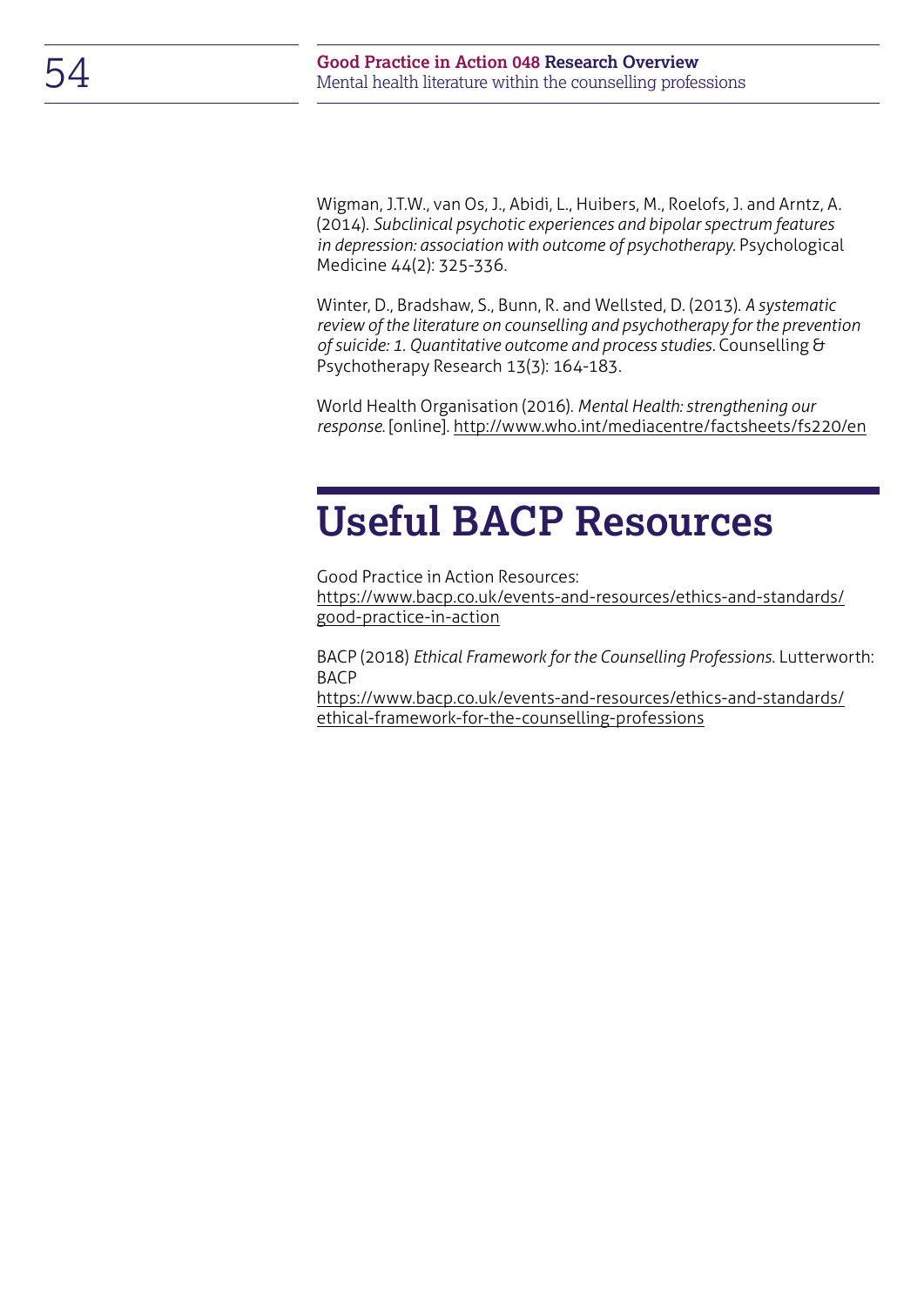Wigman, J.T.W., van Os, J., Abidi, L., Huibers, M., Roelofs, J. and Arntz, A. (2014). *Subclinical psychotic experiences and bipolar spectrum features in depression: association with outcome of psychotherapy.* Psychological Medicine 44(2): 325-336.

Winter, D., Bradshaw, S., Bunn, R. and Wellsted, D. (2013). *A systematic review of the literature on counselling and psychotherapy for the prevention of suicide: 1. Quantitative outcome and process studies.* Counselling & Psychotherapy Research 13(3): 164-183.

World Health Organisation (2016). *Mental Health: strengthening our response.* [online]. http://www.who.int/mediacentre/factsheets/fs220/en

# Useful BACP Resources

Good Practice in Action Resources:
https://www.bacp.co.uk/events-and-resources/ethics-and-standards/good-practice-in-action

BACP (2018) *Ethical Framework for the Counselling Professions.* Lutterworth: BACP
https://www.bacp.co.uk/events-and-resources/ethics-and-standards/ethical-framework-for-the-counselling-professions